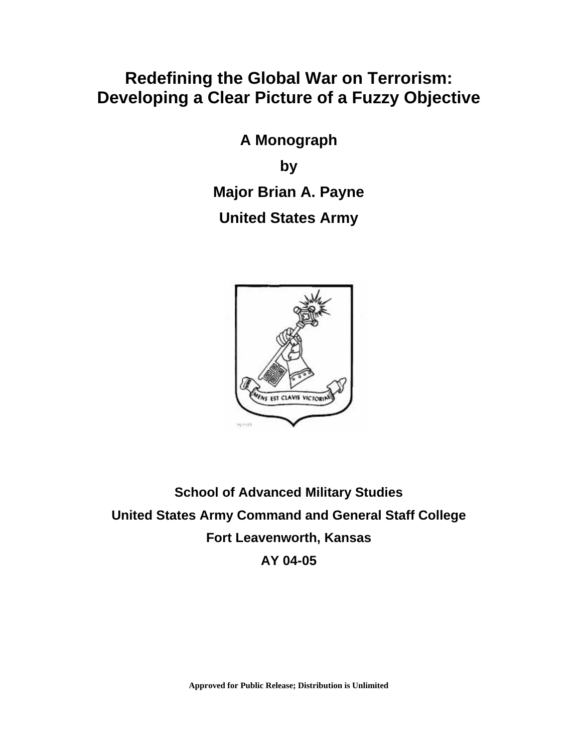# Redefining the Global War on Terrorism: Developing a Clear Picture of a Fuzzy Objective

**A Monograph**

**by**

**Major Brian A. Payne**

**United States Army**

**School of Advanced Military Studies**

**United States Army Command and General Staff College**

**Fort Leavenworth, Kansas**

**AY 04-05**

**Approved for Public Release; Distribution is Unlimited**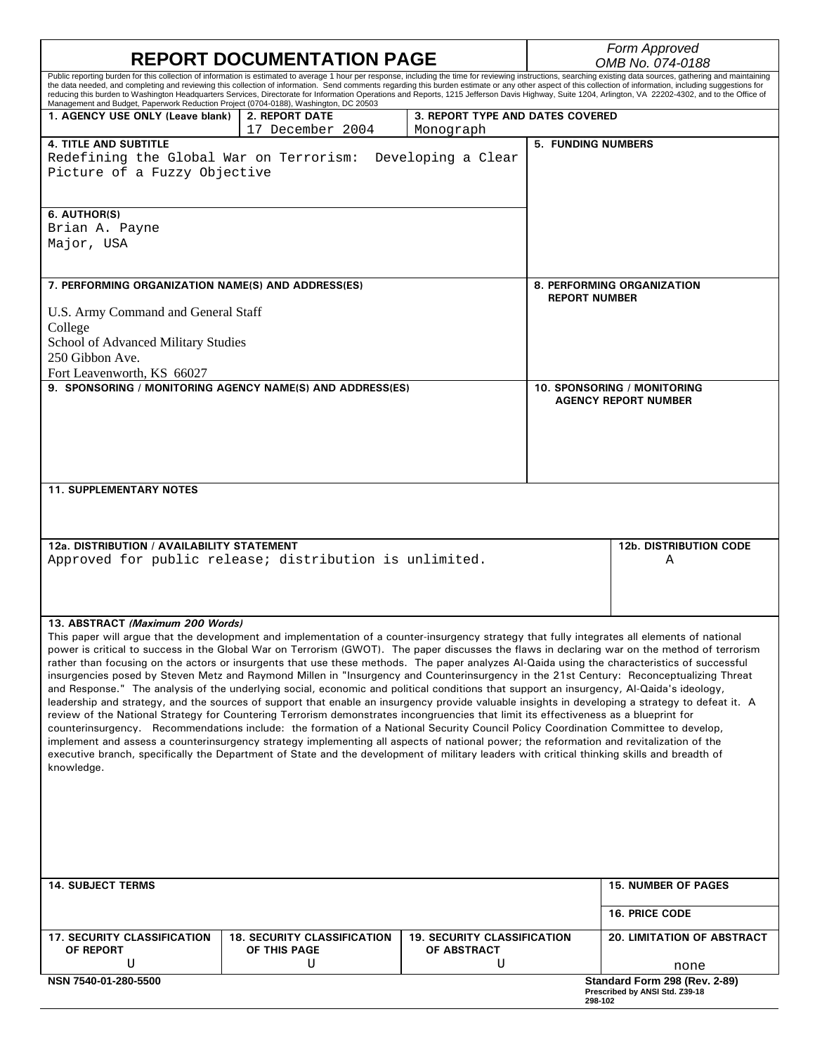# REPORT DOCUMENTATION PAGE

*Form Approved*
*OMB No. 074-0188*

Public reporting burden for this collection of information is estimated to average 1 hour per response, including the time for reviewing instructions, searching existing data sources, gathering and maintaining the data needed, and completing and reviewing this collection of information. Send comments regarding this burden estimate or any other aspect of this collection of information, including suggestions for reducing this burden to Washington Headquarters Services, Directorate for Information Operations and Reports, 1215 Jefferson Davis Highway, Suite 1204, Arlington, VA 22202-4302, and to the Office of Management and Budget, Paperwork Reduction Project (0704-0188), Washington, DC 20503

| 1. AGENCY USE ONLY (Leave blank) | 2. REPORT DATE | 3. REPORT TYPE AND DATES COVERED |
|---|---|---|
| | 17 December 2004 | Monograph |

**4. TITLE AND SUBTITLE**
Redefining the Global War on Terrorism: Developing a Clear Picture of a Fuzzy Objective

**5. FUNDING NUMBERS**

**6. AUTHOR(S)**
Brian A. Payne
Major, USA

**7. PERFORMING ORGANIZATION NAME(S) AND ADDRESS(ES)**
U.S. Army Command and General Staff College
School of Advanced Military Studies
250 Gibbon Ave.
Fort Leavenworth, KS 66027

**8. PERFORMING ORGANIZATION REPORT NUMBER**

**9. SPONSORING / MONITORING AGENCY NAME(S) AND ADDRESS(ES)**

**10. SPONSORING / MONITORING AGENCY REPORT NUMBER**

**11. SUPPLEMENTARY NOTES**

| 12a. DISTRIBUTION / AVAILABILITY STATEMENT | 12b. DISTRIBUTION CODE |
|---|---|
| Approved for public release; distribution is unlimited. | A |

**13. ABSTRACT *(Maximum 200 Words)***

This paper will argue that the development and implementation of a counter-insurgency strategy that fully integrates all elements of national power is critical to success in the Global War on Terrorism (GWOT). The paper discusses the flaws in declaring war on the method of terrorism rather than focusing on the actors or insurgents that use these methods. The paper analyzes Al-Qaida using the characteristics of successful insurgencies posed by Steven Metz and Raymond Millen in "Insurgency and Counterinsurgency in the 21st Century: Reconceptualizing Threat and Response." The analysis of the underlying social, economic and political conditions that support an insurgency, Al-Qaida's ideology, leadership and strategy, and the sources of support that enable an insurgency provide valuable insights in developing a strategy to defeat it. A review of the National Strategy for Countering Terrorism demonstrates incongruencies that limit its effectiveness as a blueprint for counterinsurgency. Recommendations include: the formation of a National Security Council Policy Coordination Committee to develop, implement and assess a counterinsurgency strategy implementing all aspects of national power; the reformation and revitalization of the executive branch, specifically the Department of State and the development of military leaders with critical thinking skills and breadth of knowledge.

| 14. SUBJECT TERMS | 15. NUMBER OF PAGES |
|---|---|
| | 16. PRICE CODE |

| 17. SECURITY CLASSIFICATION OF REPORT | 18. SECURITY CLASSIFICATION OF THIS PAGE | 19. SECURITY CLASSIFICATION OF ABSTRACT | 20. LIMITATION OF ABSTRACT |
|---|---|---|---|
| U | U | U | none |

NSN 7540-01-280-5500

Standard Form 298 (Rev. 2-89)
Prescribed by ANSI Std. Z39-18
298-102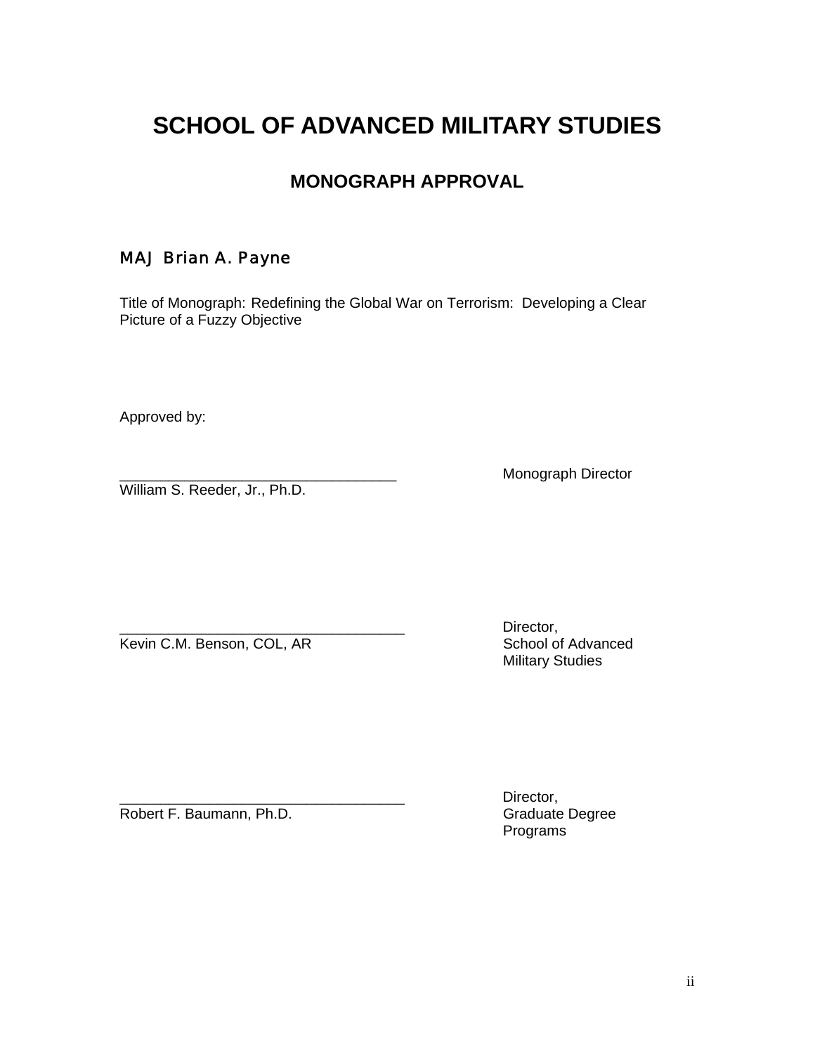# SCHOOL OF ADVANCED MILITARY STUDIES

## MONOGRAPH APPROVAL

MAJ Brian A. Payne

Title of Monograph: Redefining the Global War on Terrorism: Developing a Clear Picture of a Fuzzy Objective

Approved by:

__________________________________ Monograph Director
William S. Reeder, Jr., Ph.D.

__________________________________ Director,
Kevin C.M. Benson, COL, AR School of Advanced Military Studies

__________________________________ Director,
Robert F. Baumann, Ph.D. Graduate Degree Programs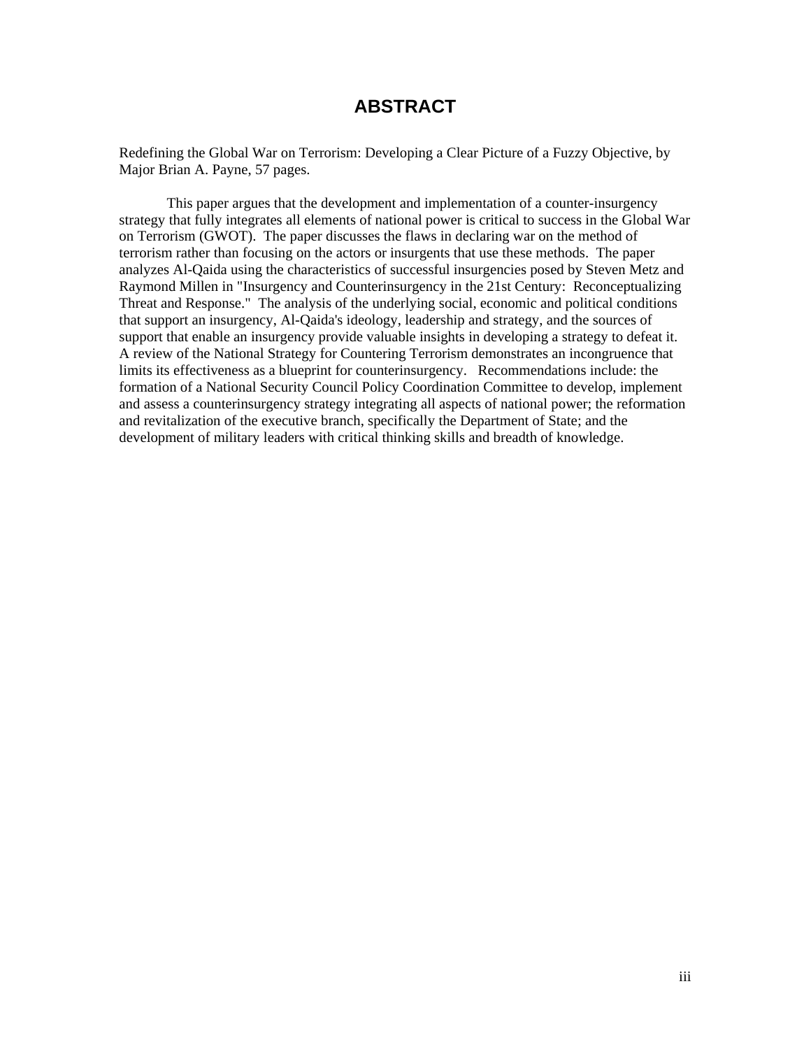# ABSTRACT

Redefining the Global War on Terrorism: Developing a Clear Picture of a Fuzzy Objective, by Major Brian A. Payne, 57 pages.

This paper argues that the development and implementation of a counter-insurgency strategy that fully integrates all elements of national power is critical to success in the Global War on Terrorism (GWOT). The paper discusses the flaws in declaring war on the method of terrorism rather than focusing on the actors or insurgents that use these methods. The paper analyzes Al-Qaida using the characteristics of successful insurgencies posed by Steven Metz and Raymond Millen in "Insurgency and Counterinsurgency in the 21st Century: Reconceptualizing Threat and Response." The analysis of the underlying social, economic and political conditions that support an insurgency, Al-Qaida's ideology, leadership and strategy, and the sources of support that enable an insurgency provide valuable insights in developing a strategy to defeat it. A review of the National Strategy for Countering Terrorism demonstrates an incongruence that limits its effectiveness as a blueprint for counterinsurgency. Recommendations include: the formation of a National Security Council Policy Coordination Committee to develop, implement and assess a counterinsurgency strategy integrating all aspects of national power; the reformation and revitalization of the executive branch, specifically the Department of State; and the development of military leaders with critical thinking skills and breadth of knowledge.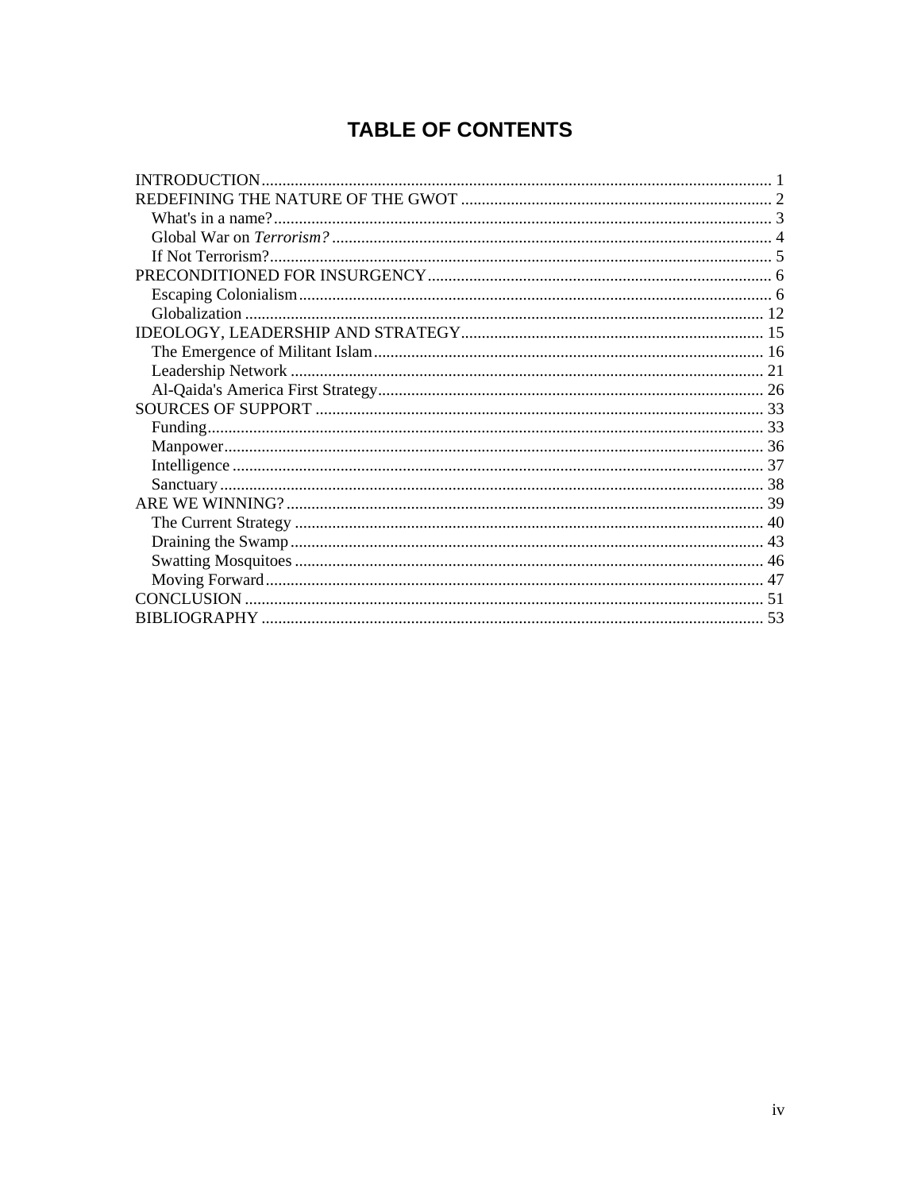# TABLE OF CONTENTS

INTRODUCTION........................................................................................................................ 1
REDEFINING THE NATURE OF THE GWOT ........................................................................ 2
  What's in a name?.................................................................................................................... 3
  Global War on *Terrorism?*...................................................................................................... 4
  If Not Terrorism?..................................................................................................................... 5
PRECONDITIONED FOR INSURGENCY................................................................................ 6
  Escaping Colonialism............................................................................................................... 6
  Globalization .......................................................................................................................... 12
IDEOLOGY, LEADERSHIP AND STRATEGY...................................................................... 15
  The Emergence of Militant Islam........................................................................................... 16
  Leadership Network ............................................................................................................... 21
  Al-Qaida's America First Strategy.......................................................................................... 26
SOURCES OF SUPPORT ......................................................................................................... 33
  Funding................................................................................................................................... 33
  Manpower............................................................................................................................... 36
  Intelligence ............................................................................................................................. 37
  Sanctuary ................................................................................................................................ 38
ARE WE WINNING?................................................................................................................. 39
  The Current Strategy .............................................................................................................. 40
  Draining the Swamp............................................................................................................... 43
  Swatting Mosquitoes .............................................................................................................. 46
  Moving Forward..................................................................................................................... 47
CONCLUSION .......................................................................................................................... 51
BIBLIOGRAPHY ...................................................................................................................... 53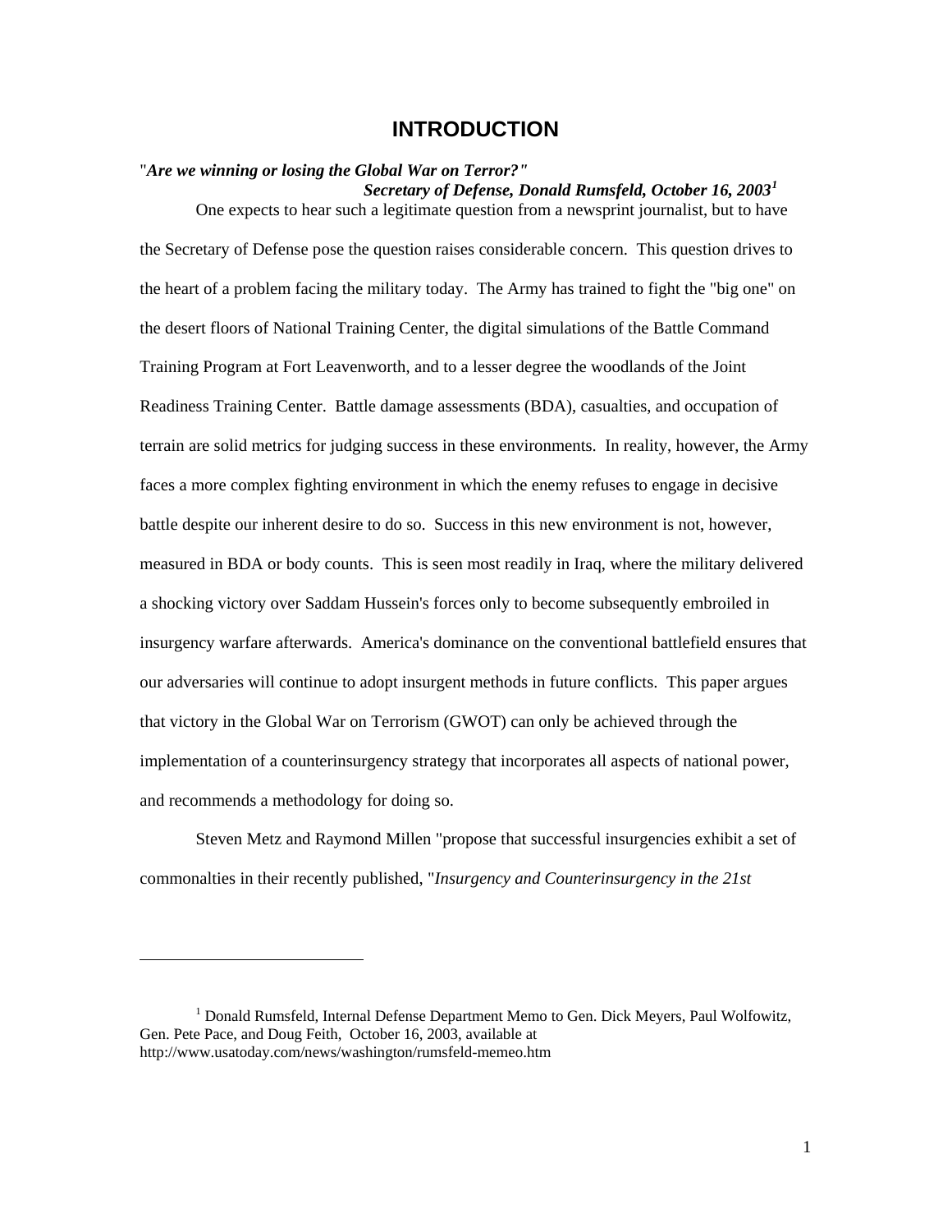# INTRODUCTION

"***Are we winning or losing the Global War on Terror?"***
***Secretary of Defense, Donald Rumsfeld, October 16, 2003***[1]

One expects to hear such a legitimate question from a newsprint journalist, but to have the Secretary of Defense pose the question raises considerable concern. This question drives to the heart of a problem facing the military today. The Army has trained to fight the "big one" on the desert floors of National Training Center, the digital simulations of the Battle Command Training Program at Fort Leavenworth, and to a lesser degree the woodlands of the Joint Readiness Training Center. Battle damage assessments (BDA), casualties, and occupation of terrain are solid metrics for judging success in these environments. In reality, however, the Army faces a more complex fighting environment in which the enemy refuses to engage in decisive battle despite our inherent desire to do so. Success in this new environment is not, however, measured in BDA or body counts. This is seen most readily in Iraq, where the military delivered a shocking victory over Saddam Hussein's forces only to become subsequently embroiled in insurgency warfare afterwards. America's dominance on the conventional battlefield ensures that our adversaries will continue to adopt insurgent methods in future conflicts. This paper argues that victory in the Global War on Terrorism (GWOT) can only be achieved through the implementation of a counterinsurgency strategy that incorporates all aspects of national power, and recommends a methodology for doing so.

Steven Metz and Raymond Millen "propose that successful insurgencies exhibit a set of commonalties in their recently published, "*Insurgency and Counterinsurgency in the 21st*

---

[1] Donald Rumsfeld, Internal Defense Department Memo to Gen. Dick Meyers, Paul Wolfowitz, Gen. Pete Pace, and Doug Feith, October 16, 2003, available at http://www.usatoday.com/news/washington/rumsfeld-memeo.htm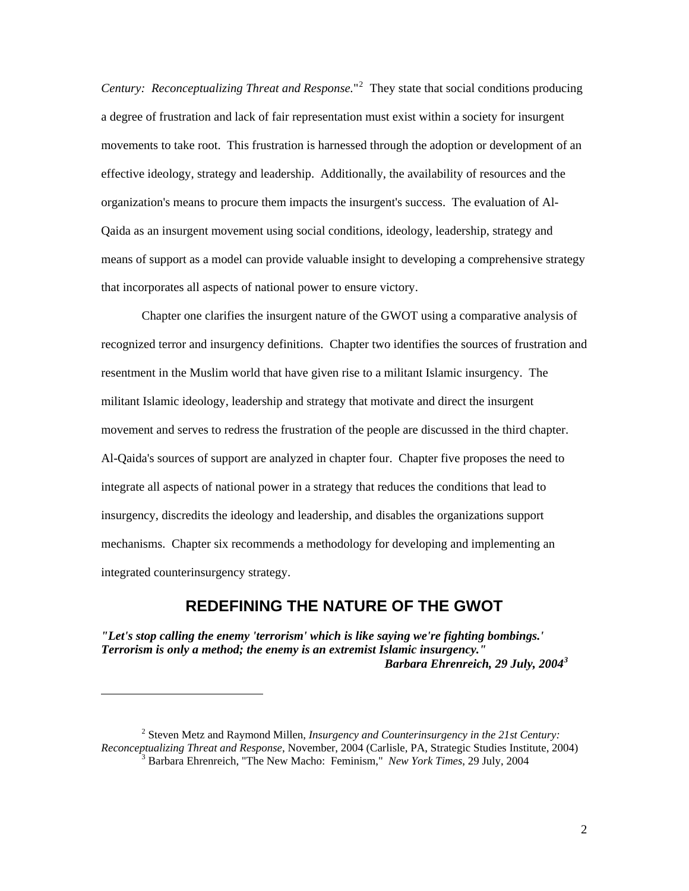*Century: Reconceptualizing Threat and Response*."[2] They state that social conditions producing a degree of frustration and lack of fair representation must exist within a society for insurgent movements to take root. This frustration is harnessed through the adoption or development of an effective ideology, strategy and leadership. Additionally, the availability of resources and the organization's means to procure them impacts the insurgent's success. The evaluation of Al-Qaida as an insurgent movement using social conditions, ideology, leadership, strategy and means of support as a model can provide valuable insight to developing a comprehensive strategy that incorporates all aspects of national power to ensure victory.

Chapter one clarifies the insurgent nature of the GWOT using a comparative analysis of recognized terror and insurgency definitions. Chapter two identifies the sources of frustration and resentment in the Muslim world that have given rise to a militant Islamic insurgency. The militant Islamic ideology, leadership and strategy that motivate and direct the insurgent movement and serves to redress the frustration of the people are discussed in the third chapter. Al-Qaida's sources of support are analyzed in chapter four. Chapter five proposes the need to integrate all aspects of national power in a strategy that reduces the conditions that lead to insurgency, discredits the ideology and leadership, and disables the organizations support mechanisms. Chapter six recommends a methodology for developing and implementing an integrated counterinsurgency strategy.

## REDEFINING THE NATURE OF THE GWOT

***"Let's stop calling the enemy 'terrorism' which is like saying we're fighting bombings.' Terrorism is only a method; the enemy is an extremist Islamic insurgency."***

***Barbara Ehrenreich, 29 July, 2004[3]***

---

[2] Steven Metz and Raymond Millen, *Insurgency and Counterinsurgency in the 21st Century: Reconceptualizing Threat and Response*, November, 2004 (Carlisle, PA, Strategic Studies Institute, 2004)

[3] Barbara Ehrenreich, "The New Macho: Feminism," *New York Times*, 29 July, 2004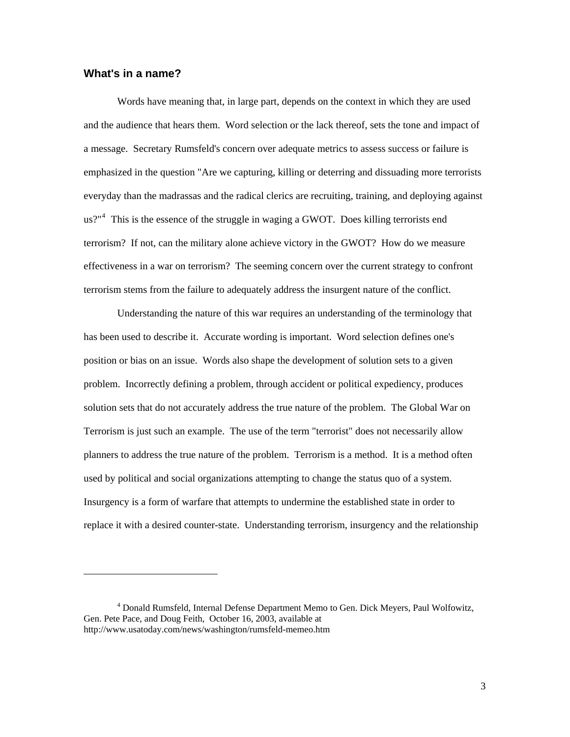## What's in a name?

Words have meaning that, in large part, depends on the context in which they are used and the audience that hears them. Word selection or the lack thereof, sets the tone and impact of a message. Secretary Rumsfeld's concern over adequate metrics to assess success or failure is emphasized in the question "Are we capturing, killing or deterring and dissuading more terrorists everyday than the madrassas and the radical clerics are recruiting, training, and deploying against us?"[4] This is the essence of the struggle in waging a GWOT. Does killing terrorists end terrorism? If not, can the military alone achieve victory in the GWOT? How do we measure effectiveness in a war on terrorism? The seeming concern over the current strategy to confront terrorism stems from the failure to adequately address the insurgent nature of the conflict.

Understanding the nature of this war requires an understanding of the terminology that has been used to describe it. Accurate wording is important. Word selection defines one's position or bias on an issue. Words also shape the development of solution sets to a given problem. Incorrectly defining a problem, through accident or political expediency, produces solution sets that do not accurately address the true nature of the problem. The Global War on Terrorism is just such an example. The use of the term "terrorist" does not necessarily allow planners to address the true nature of the problem. Terrorism is a method. It is a method often used by political and social organizations attempting to change the status quo of a system. Insurgency is a form of warfare that attempts to undermine the established state in order to replace it with a desired counter-state. Understanding terrorism, insurgency and the relationship

---

[4] Donald Rumsfeld, Internal Defense Department Memo to Gen. Dick Meyers, Paul Wolfowitz, Gen. Pete Pace, and Doug Feith, October 16, 2003, available at http://www.usatoday.com/news/washington/rumsfeld-memeo.htm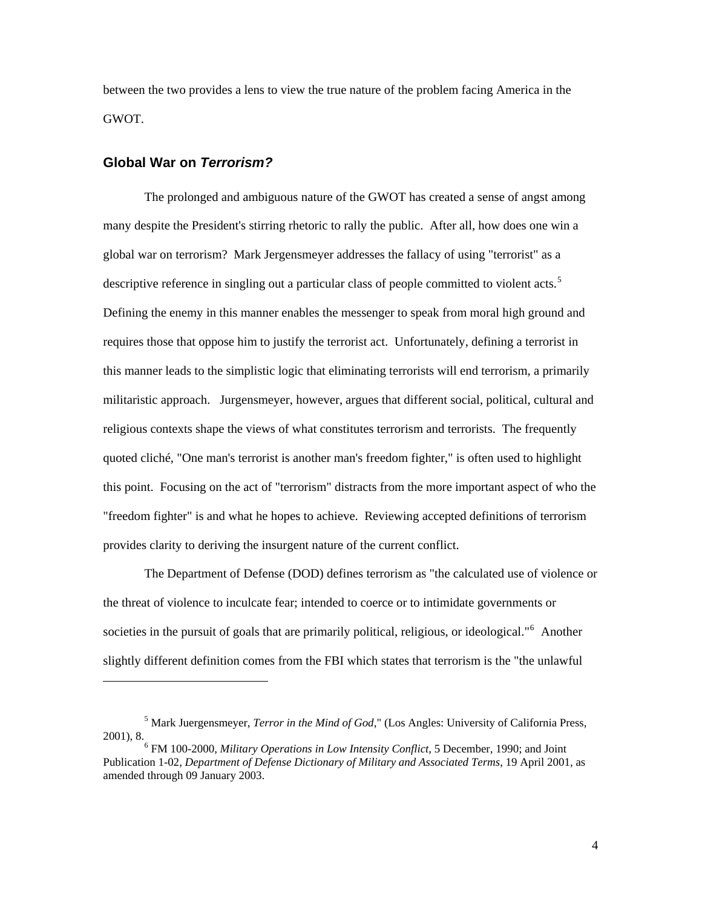between the two provides a lens to view the true nature of the problem facing America in the GWOT.

## Global War on *Terrorism?*

The prolonged and ambiguous nature of the GWOT has created a sense of angst among many despite the President's stirring rhetoric to rally the public. After all, how does one win a global war on terrorism? Mark Jergensmeyer addresses the fallacy of using "terrorist" as a descriptive reference in singling out a particular class of people committed to violent acts.[5] Defining the enemy in this manner enables the messenger to speak from moral high ground and requires those that oppose him to justify the terrorist act. Unfortunately, defining a terrorist in this manner leads to the simplistic logic that eliminating terrorists will end terrorism, a primarily militaristic approach. Jurgensmeyer, however, argues that different social, political, cultural and religious contexts shape the views of what constitutes terrorism and terrorists. The frequently quoted cliché, "One man's terrorist is another man's freedom fighter," is often used to highlight this point. Focusing on the act of "terrorism" distracts from the more important aspect of who the "freedom fighter" is and what he hopes to achieve. Reviewing accepted definitions of terrorism provides clarity to deriving the insurgent nature of the current conflict.

The Department of Defense (DOD) defines terrorism as "the calculated use of violence or the threat of violence to inculcate fear; intended to coerce or to intimidate governments or societies in the pursuit of goals that are primarily political, religious, or ideological."[6] Another slightly different definition comes from the FBI which states that terrorism is the "the unlawful

---

[5] Mark Juergensmeyer, *Terror in the Mind of God*," (Los Angles: University of California Press, 2001), 8.

[6] FM 100-2000, *Military Operations in Low Intensity Conflict*, 5 December, 1990; and Joint Publication 1-02, *Department of Defense Dictionary of Military and Associated Terms*, 19 April 2001, as amended through 09 January 2003.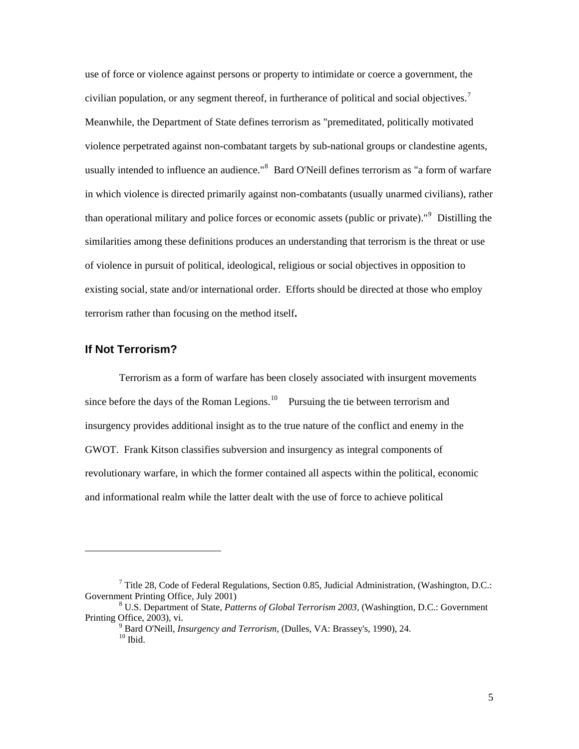use of force or violence against persons or property to intimidate or coerce a government, the civilian population, or any segment thereof, in furtherance of political and social objectives.[7] Meanwhile, the Department of State defines terrorism as "premeditated, politically motivated violence perpetrated against non-combatant targets by sub-national groups or clandestine agents, usually intended to influence an audience."[8] Bard O'Neill defines terrorism as "a form of warfare in which violence is directed primarily against non-combatants (usually unarmed civilians), rather than operational military and police forces or economic assets (public or private)."[9] Distilling the similarities among these definitions produces an understanding that terrorism is the threat or use of violence in pursuit of political, ideological, religious or social objectives in opposition to existing social, state and/or international order. Efforts should be directed at those who employ terrorism rather than focusing on the method itself**.**

## If Not Terrorism?

Terrorism as a form of warfare has been closely associated with insurgent movements since before the days of the Roman Legions.[10] Pursuing the tie between terrorism and insurgency provides additional insight as to the true nature of the conflict and enemy in the GWOT. Frank Kitson classifies subversion and insurgency as integral components of revolutionary warfare, in which the former contained all aspects within the political, economic and informational realm while the latter dealt with the use of force to achieve political

---

[7] Title 28, Code of Federal Regulations, Section 0.85, Judicial Administration, (Washington, D.C.: Government Printing Office, July 2001)

[8] U.S. Department of State, *Patterns of Global Terrorism 2003*, (Washingtion, D.C.: Government Printing Office, 2003), vi.

[9] Bard O'Neill, *Insurgency and Terrorism*, (Dulles, VA: Brassey's, 1990), 24.

[10] Ibid.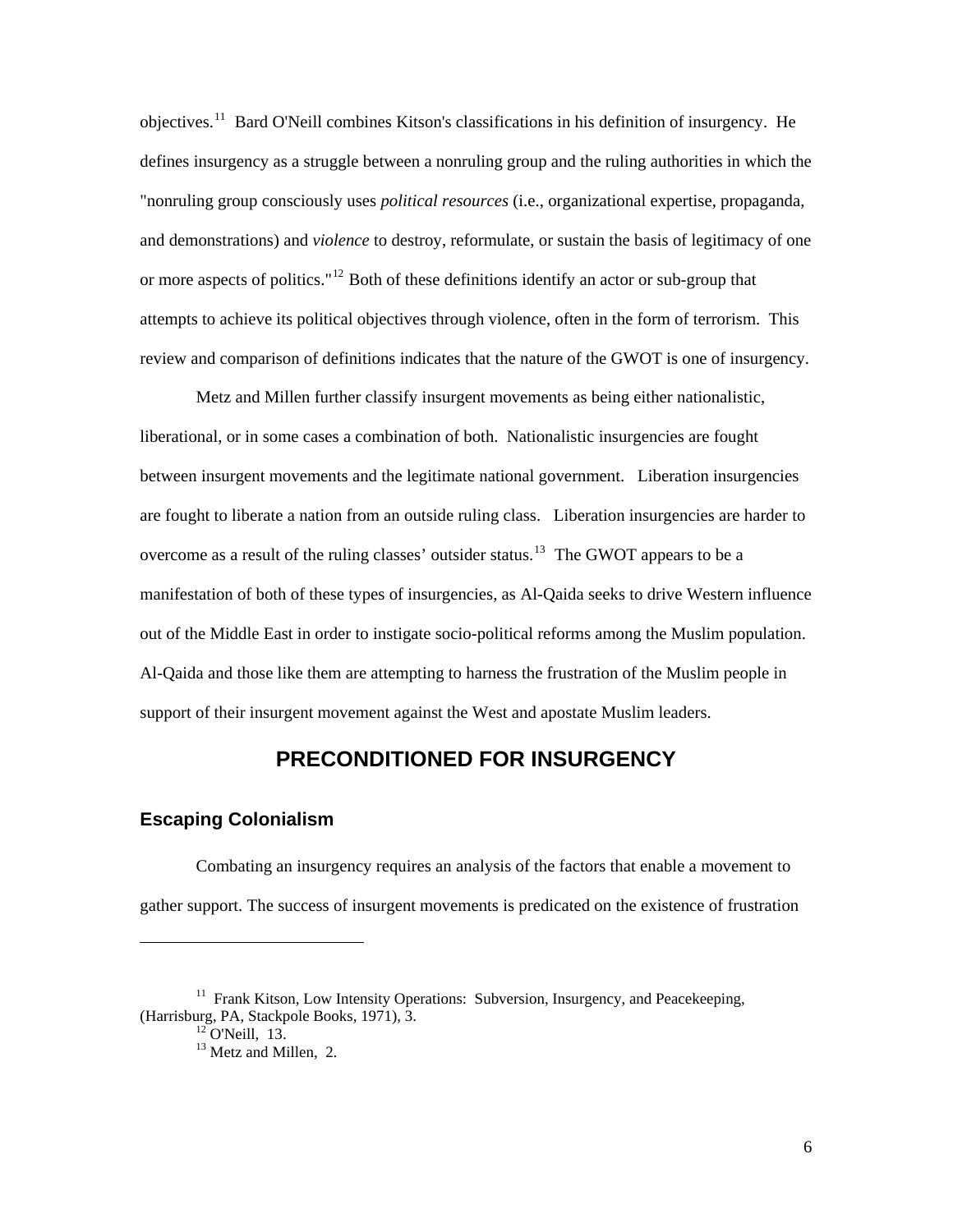objectives.[11] Bard O'Neill combines Kitson's classifications in his definition of insurgency. He defines insurgency as a struggle between a nonruling group and the ruling authorities in which the "nonruling group consciously uses *political resources* (i.e., organizational expertise, propaganda, and demonstrations) and *violence* to destroy, reformulate, or sustain the basis of legitimacy of one or more aspects of politics."[12] Both of these definitions identify an actor or sub-group that attempts to achieve its political objectives through violence, often in the form of terrorism. This review and comparison of definitions indicates that the nature of the GWOT is one of insurgency.

Metz and Millen further classify insurgent movements as being either nationalistic, liberational, or in some cases a combination of both. Nationalistic insurgencies are fought between insurgent movements and the legitimate national government. Liberation insurgencies are fought to liberate a nation from an outside ruling class. Liberation insurgencies are harder to overcome as a result of the ruling classes' outsider status.[13] The GWOT appears to be a manifestation of both of these types of insurgencies, as Al-Qaida seeks to drive Western influence out of the Middle East in order to instigate socio-political reforms among the Muslim population. Al-Qaida and those like them are attempting to harness the frustration of the Muslim people in support of their insurgent movement against the West and apostate Muslim leaders.

## PRECONDITIONED FOR INSURGENCY

### Escaping Colonialism

Combating an insurgency requires an analysis of the factors that enable a movement to gather support. The success of insurgent movements is predicated on the existence of frustration

---

[11] Frank Kitson, Low Intensity Operations: Subversion, Insurgency, and Peacekeeping, (Harrisburg, PA, Stackpole Books, 1971), 3.

[12] O'Neill, 13.

[13] Metz and Millen, 2.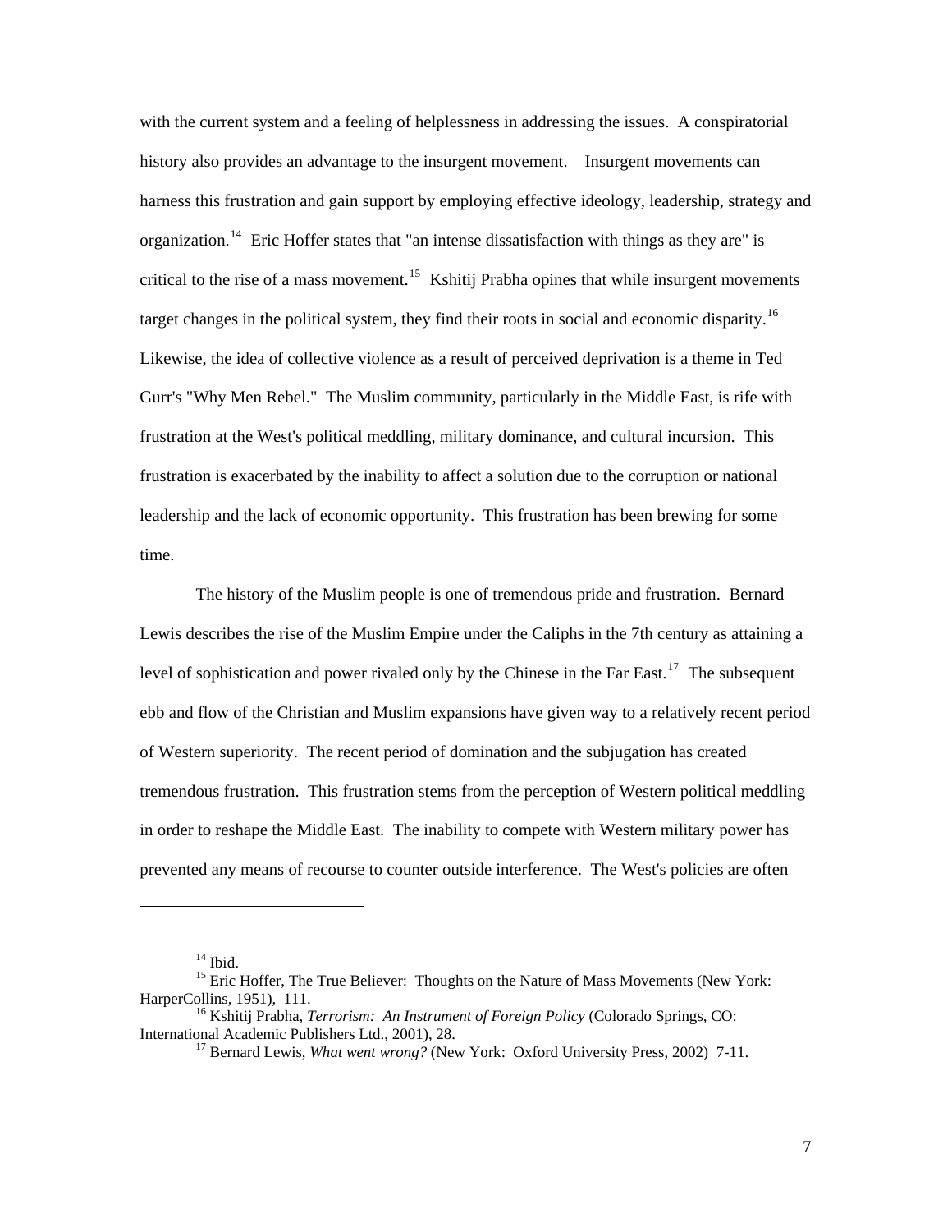with the current system and a feeling of helplessness in addressing the issues. A conspiratorial history also provides an advantage to the insurgent movement. Insurgent movements can harness this frustration and gain support by employing effective ideology, leadership, strategy and organization.[14] Eric Hoffer states that "an intense dissatisfaction with things as they are" is critical to the rise of a mass movement.[15] Kshitij Prabha opines that while insurgent movements target changes in the political system, they find their roots in social and economic disparity.[16] Likewise, the idea of collective violence as a result of perceived deprivation is a theme in Ted Gurr's "Why Men Rebel." The Muslim community, particularly in the Middle East, is rife with frustration at the West's political meddling, military dominance, and cultural incursion. This frustration is exacerbated by the inability to affect a solution due to the corruption or national leadership and the lack of economic opportunity. This frustration has been brewing for some time.

The history of the Muslim people is one of tremendous pride and frustration. Bernard Lewis describes the rise of the Muslim Empire under the Caliphs in the 7th century as attaining a level of sophistication and power rivaled only by the Chinese in the Far East.[17] The subsequent ebb and flow of the Christian and Muslim expansions have given way to a relatively recent period of Western superiority. The recent period of domination and the subjugation has created tremendous frustration. This frustration stems from the perception of Western political meddling in order to reshape the Middle East. The inability to compete with Western military power has prevented any means of recourse to counter outside interference. The West's policies are often

---

[14] Ibid.

[15] Eric Hoffer, The True Believer: Thoughts on the Nature of Mass Movements (New York: HarperCollins, 1951), 111.

[16] Kshitij Prabha, *Terrorism: An Instrument of Foreign Policy* (Colorado Springs, CO: International Academic Publishers Ltd., 2001), 28.

[17] Bernard Lewis, *What went wrong?* (New York: Oxford University Press, 2002) 7-11.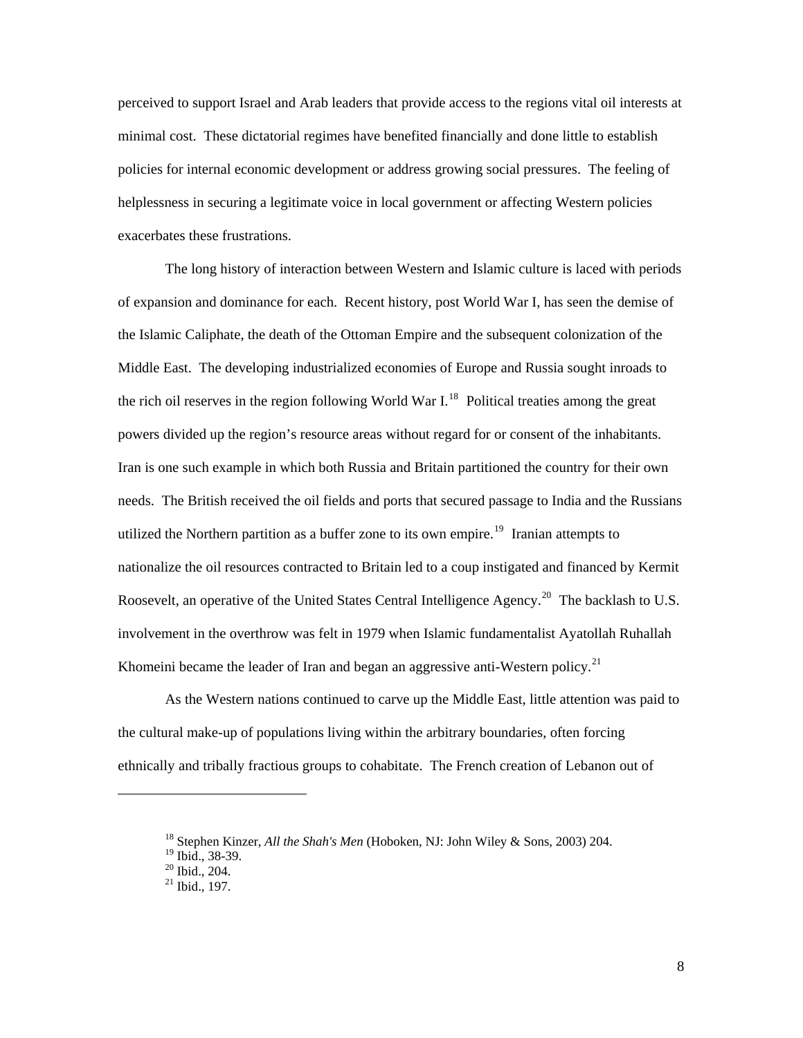perceived to support Israel and Arab leaders that provide access to the regions vital oil interests at minimal cost. These dictatorial regimes have benefited financially and done little to establish policies for internal economic development or address growing social pressures. The feeling of helplessness in securing a legitimate voice in local government or affecting Western policies exacerbates these frustrations.

The long history of interaction between Western and Islamic culture is laced with periods of expansion and dominance for each. Recent history, post World War I, has seen the demise of the Islamic Caliphate, the death of the Ottoman Empire and the subsequent colonization of the Middle East. The developing industrialized economies of Europe and Russia sought inroads to the rich oil reserves in the region following World War I.[18] Political treaties among the great powers divided up the region's resource areas without regard for or consent of the inhabitants. Iran is one such example in which both Russia and Britain partitioned the country for their own needs. The British received the oil fields and ports that secured passage to India and the Russians utilized the Northern partition as a buffer zone to its own empire.[19] Iranian attempts to nationalize the oil resources contracted to Britain led to a coup instigated and financed by Kermit Roosevelt, an operative of the United States Central Intelligence Agency.[20] The backlash to U.S. involvement in the overthrow was felt in 1979 when Islamic fundamentalist Ayatollah Ruhallah Khomeini became the leader of Iran and began an aggressive anti-Western policy.[21]

As the Western nations continued to carve up the Middle East, little attention was paid to the cultural make-up of populations living within the arbitrary boundaries, often forcing ethnically and tribally fractious groups to cohabitate. The French creation of Lebanon out of

---

[18] Stephen Kinzer, *All the Shah's Men* (Hoboken, NJ: John Wiley & Sons, 2003) 204.
[19] Ibid., 38-39.
[20] Ibid., 204.
[21] Ibid., 197.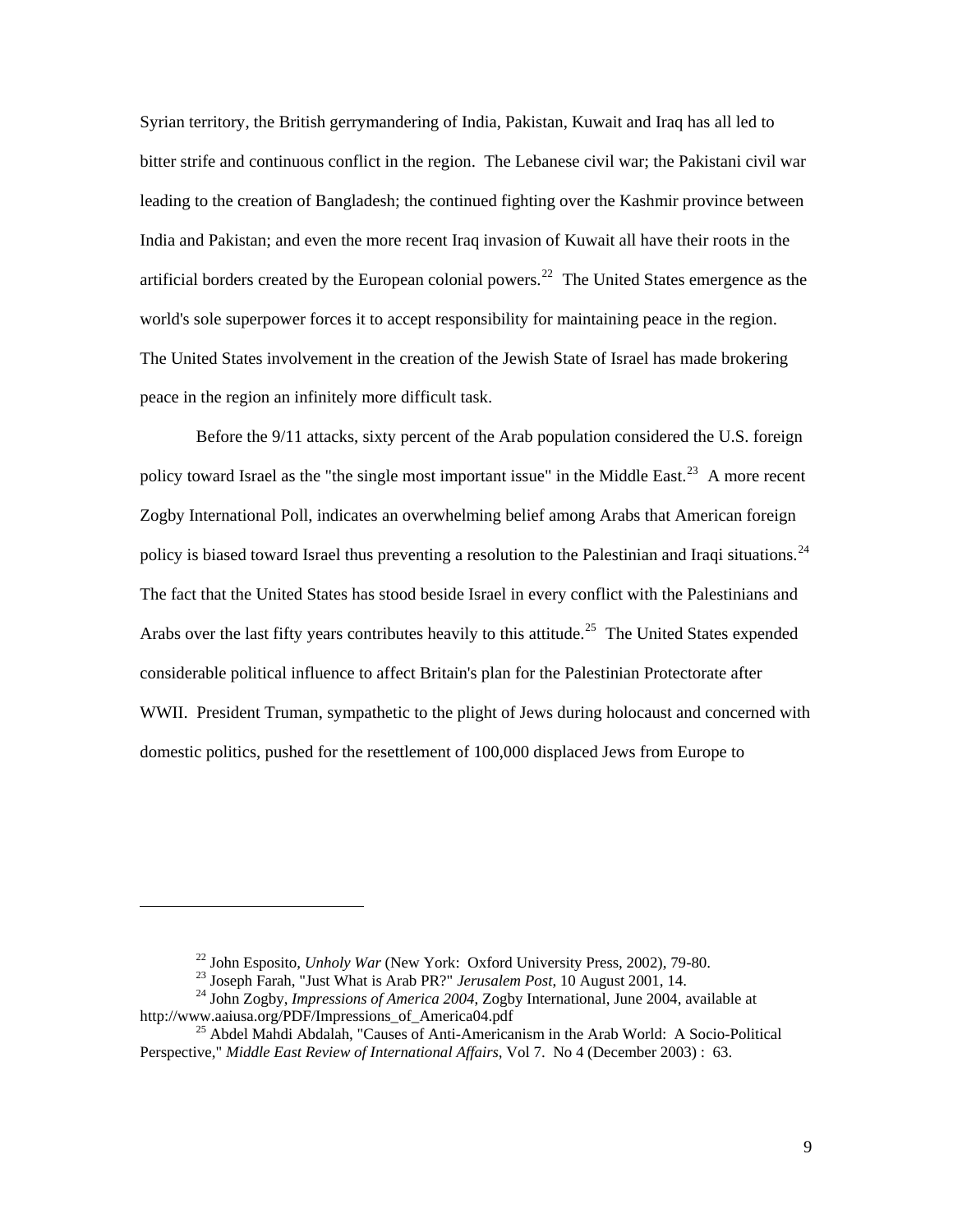Syrian territory, the British gerrymandering of India, Pakistan, Kuwait and Iraq has all led to bitter strife and continuous conflict in the region. The Lebanese civil war; the Pakistani civil war leading to the creation of Bangladesh; the continued fighting over the Kashmir province between India and Pakistan; and even the more recent Iraq invasion of Kuwait all have their roots in the artificial borders created by the European colonial powers.[22] The United States emergence as the world's sole superpower forces it to accept responsibility for maintaining peace in the region. The United States involvement in the creation of the Jewish State of Israel has made brokering peace in the region an infinitely more difficult task.

Before the 9/11 attacks, sixty percent of the Arab population considered the U.S. foreign policy toward Israel as the "the single most important issue" in the Middle East.[23] A more recent Zogby International Poll, indicates an overwhelming belief among Arabs that American foreign policy is biased toward Israel thus preventing a resolution to the Palestinian and Iraqi situations.[24] The fact that the United States has stood beside Israel in every conflict with the Palestinians and Arabs over the last fifty years contributes heavily to this attitude.[25] The United States expended considerable political influence to affect Britain's plan for the Palestinian Protectorate after WWII. President Truman, sympathetic to the plight of Jews during holocaust and concerned with domestic politics, pushed for the resettlement of 100,000 displaced Jews from Europe to

---

[22] John Esposito, *Unholy War* (New York: Oxford University Press, 2002), 79-80.

[23] Joseph Farah, "Just What is Arab PR?" *Jerusalem Post*, 10 August 2001, 14.

[24] John Zogby, *Impressions of America 2004*, Zogby International, June 2004, available at http://www.aaiusa.org/PDF/Impressions_of_America04.pdf

[25] Abdel Mahdi Abdalah, "Causes of Anti-Americanism in the Arab World: A Socio-Political Perspective," *Middle East Review of International Affairs*, Vol 7. No 4 (December 2003) : 63.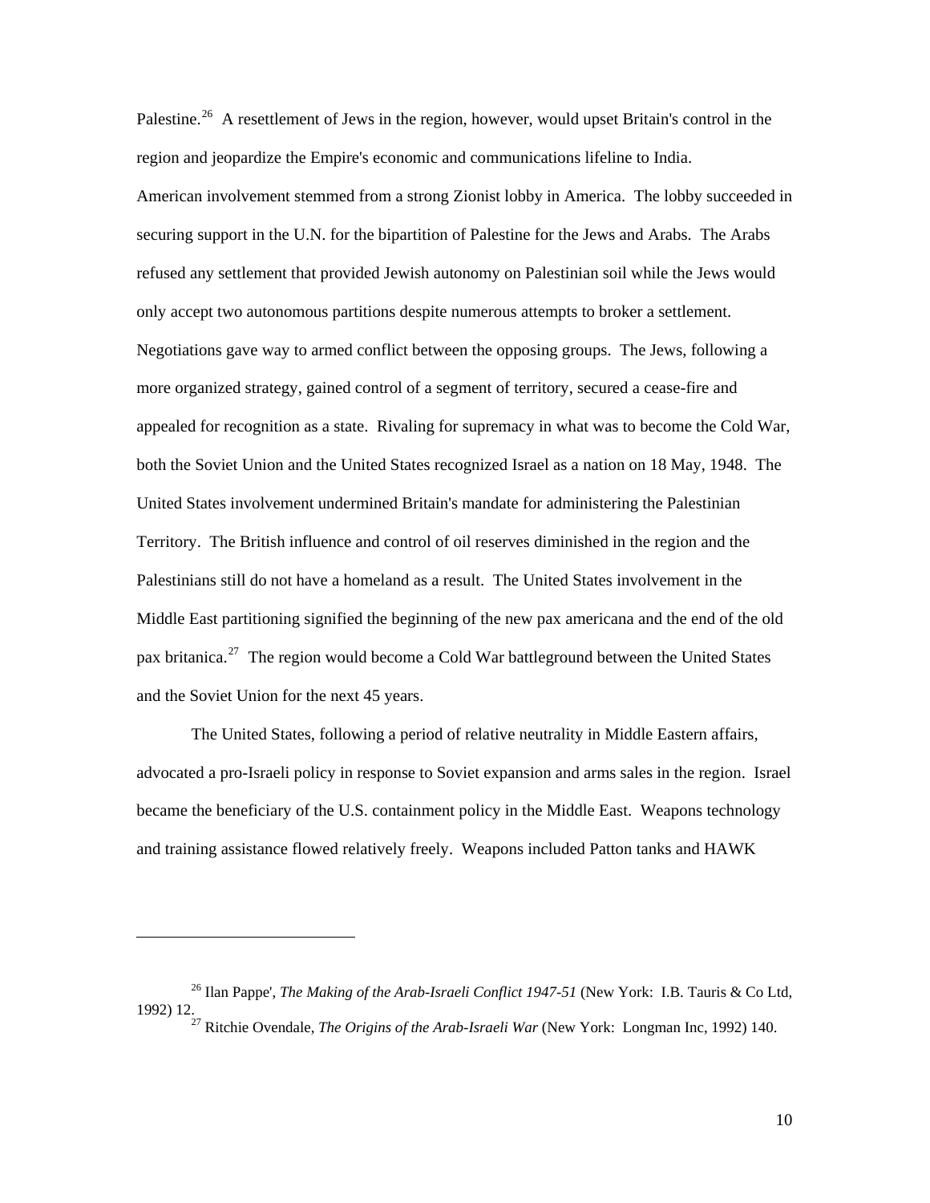Palestine.[26] A resettlement of Jews in the region, however, would upset Britain's control in the region and jeopardize the Empire's economic and communications lifeline to India.

American involvement stemmed from a strong Zionist lobby in America. The lobby succeeded in securing support in the U.N. for the bipartition of Palestine for the Jews and Arabs. The Arabs refused any settlement that provided Jewish autonomy on Palestinian soil while the Jews would only accept two autonomous partitions despite numerous attempts to broker a settlement. Negotiations gave way to armed conflict between the opposing groups. The Jews, following a more organized strategy, gained control of a segment of territory, secured a cease-fire and appealed for recognition as a state. Rivaling for supremacy in what was to become the Cold War, both the Soviet Union and the United States recognized Israel as a nation on 18 May, 1948. The United States involvement undermined Britain's mandate for administering the Palestinian Territory. The British influence and control of oil reserves diminished in the region and the Palestinians still do not have a homeland as a result. The United States involvement in the Middle East partitioning signified the beginning of the new pax americana and the end of the old pax britanica.[27] The region would become a Cold War battleground between the United States and the Soviet Union for the next 45 years.

The United States, following a period of relative neutrality in Middle Eastern affairs, advocated a pro-Israeli policy in response to Soviet expansion and arms sales in the region. Israel became the beneficiary of the U.S. containment policy in the Middle East. Weapons technology and training assistance flowed relatively freely. Weapons included Patton tanks and HAWK

---

[26] Ilan Pappe', *The Making of the Arab-Israeli Conflict 1947-51* (New York: I.B. Tauris & Co Ltd, 1992) 12.

[27] Ritchie Ovendale, *The Origins of the Arab-Israeli War* (New York: Longman Inc, 1992) 140.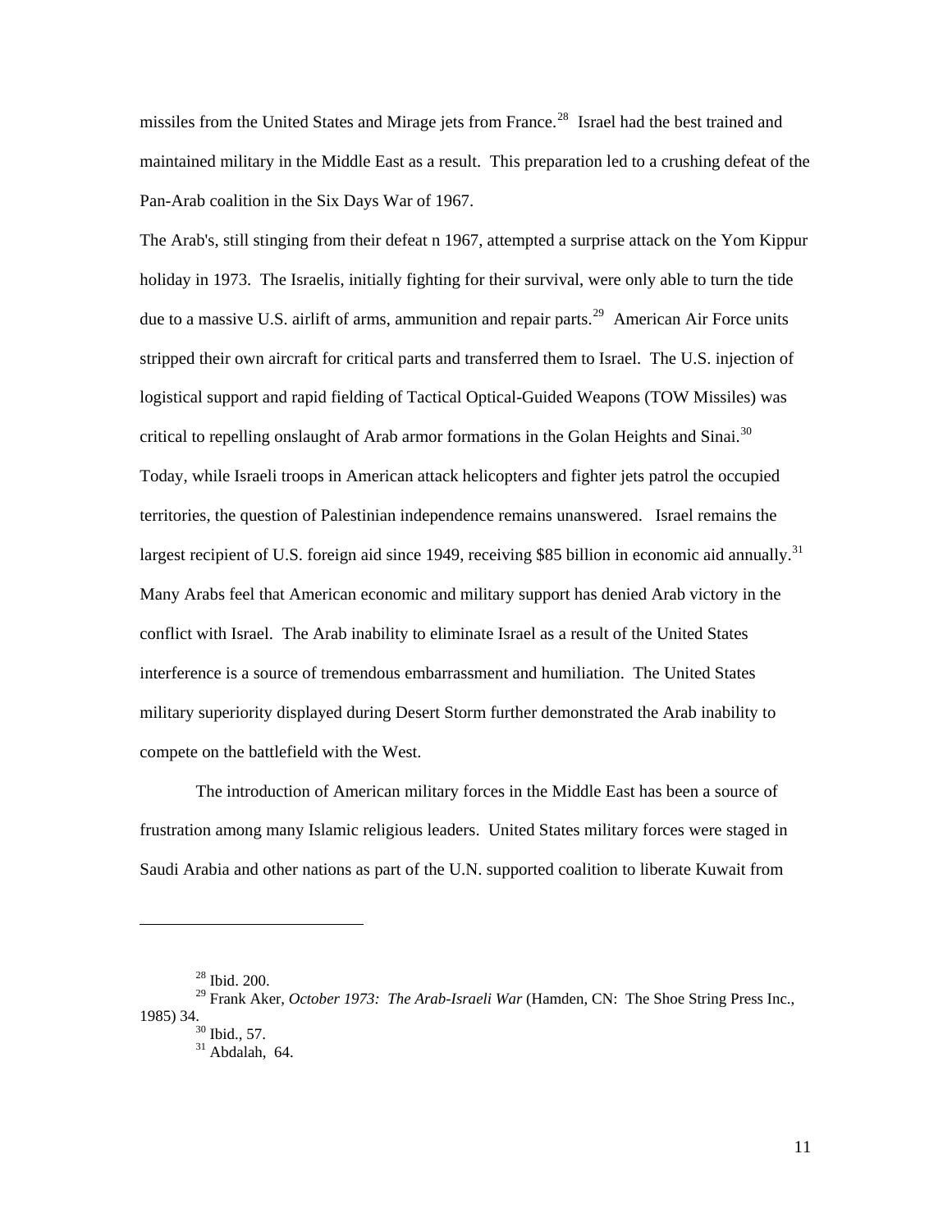missiles from the United States and Mirage jets from France.[28] Israel had the best trained and maintained military in the Middle East as a result. This preparation led to a crushing defeat of the Pan-Arab coalition in the Six Days War of 1967.

The Arab's, still stinging from their defeat n 1967, attempted a surprise attack on the Yom Kippur holiday in 1973. The Israelis, initially fighting for their survival, were only able to turn the tide due to a massive U.S. airlift of arms, ammunition and repair parts.[29] American Air Force units stripped their own aircraft for critical parts and transferred them to Israel. The U.S. injection of logistical support and rapid fielding of Tactical Optical-Guided Weapons (TOW Missiles) was critical to repelling onslaught of Arab armor formations in the Golan Heights and Sinai.[30] Today, while Israeli troops in American attack helicopters and fighter jets patrol the occupied territories, the question of Palestinian independence remains unanswered. Israel remains the largest recipient of U.S. foreign aid since 1949, receiving $85 billion in economic aid annually.[31] Many Arabs feel that American economic and military support has denied Arab victory in the conflict with Israel. The Arab inability to eliminate Israel as a result of the United States interference is a source of tremendous embarrassment and humiliation. The United States military superiority displayed during Desert Storm further demonstrated the Arab inability to compete on the battlefield with the West.

The introduction of American military forces in the Middle East has been a source of frustration among many Islamic religious leaders. United States military forces were staged in Saudi Arabia and other nations as part of the U.N. supported coalition to liberate Kuwait from

---

[28] Ibid. 200.

[29] Frank Aker, *October 1973: The Arab-Israeli War* (Hamden, CN: The Shoe String Press Inc., 1985) 34.

[30] Ibid., 57.

[31] Abdalah, 64.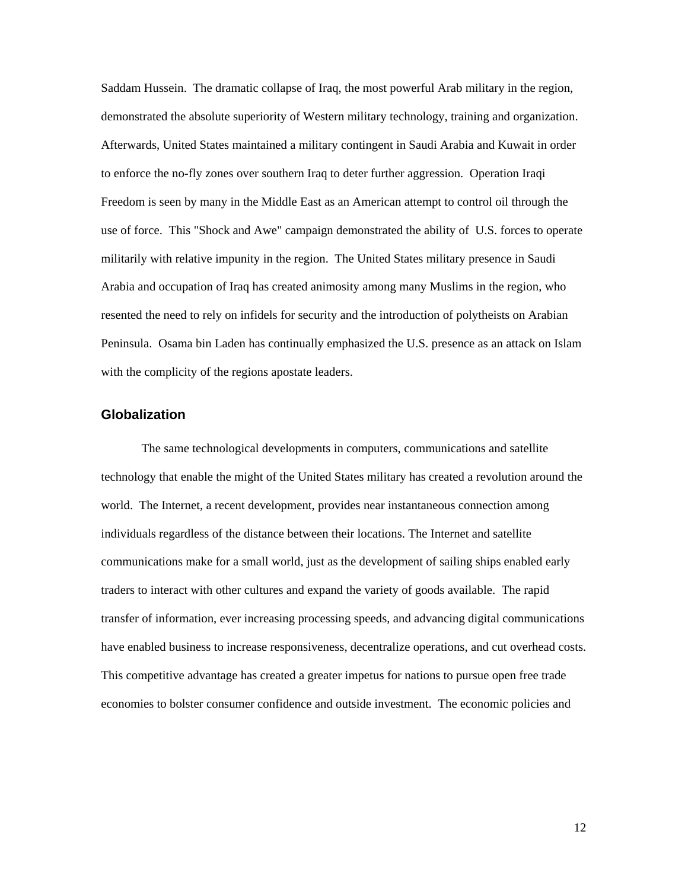Saddam Hussein. The dramatic collapse of Iraq, the most powerful Arab military in the region, demonstrated the absolute superiority of Western military technology, training and organization. Afterwards, United States maintained a military contingent in Saudi Arabia and Kuwait in order to enforce the no-fly zones over southern Iraq to deter further aggression. Operation Iraqi Freedom is seen by many in the Middle East as an American attempt to control oil through the use of force. This "Shock and Awe" campaign demonstrated the ability of U.S. forces to operate militarily with relative impunity in the region. The United States military presence in Saudi Arabia and occupation of Iraq has created animosity among many Muslims in the region, who resented the need to rely on infidels for security and the introduction of polytheists on Arabian Peninsula. Osama bin Laden has continually emphasized the U.S. presence as an attack on Islam with the complicity of the regions apostate leaders.

## Globalization

The same technological developments in computers, communications and satellite technology that enable the might of the United States military has created a revolution around the world. The Internet, a recent development, provides near instantaneous connection among individuals regardless of the distance between their locations. The Internet and satellite communications make for a small world, just as the development of sailing ships enabled early traders to interact with other cultures and expand the variety of goods available. The rapid transfer of information, ever increasing processing speeds, and advancing digital communications have enabled business to increase responsiveness, decentralize operations, and cut overhead costs. This competitive advantage has created a greater impetus for nations to pursue open free trade economies to bolster consumer confidence and outside investment. The economic policies and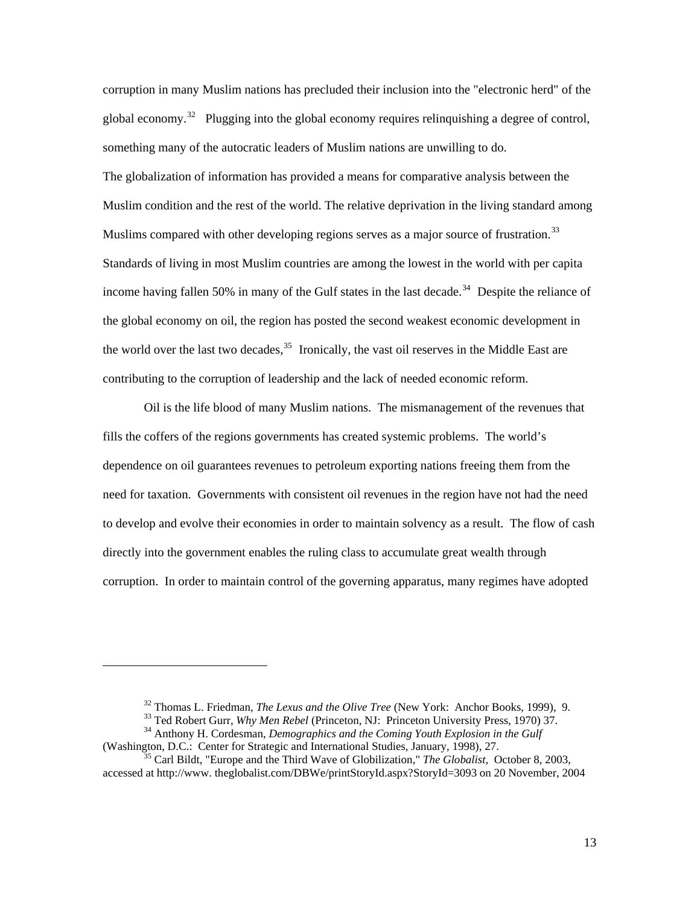corruption in many Muslim nations has precluded their inclusion into the "electronic herd" of the global economy.[32] Plugging into the global economy requires relinquishing a degree of control, something many of the autocratic leaders of Muslim nations are unwilling to do.

The globalization of information has provided a means for comparative analysis between the Muslim condition and the rest of the world. The relative deprivation in the living standard among Muslims compared with other developing regions serves as a major source of frustration.[33] Standards of living in most Muslim countries are among the lowest in the world with per capita income having fallen 50% in many of the Gulf states in the last decade.[34] Despite the reliance of the global economy on oil, the region has posted the second weakest economic development in the world over the last two decades,[35] Ironically, the vast oil reserves in the Middle East are contributing to the corruption of leadership and the lack of needed economic reform.

Oil is the life blood of many Muslim nations. The mismanagement of the revenues that fills the coffers of the regions governments has created systemic problems. The world's dependence on oil guarantees revenues to petroleum exporting nations freeing them from the need for taxation. Governments with consistent oil revenues in the region have not had the need to develop and evolve their economies in order to maintain solvency as a result. The flow of cash directly into the government enables the ruling class to accumulate great wealth through corruption. In order to maintain control of the governing apparatus, many regimes have adopted

---

[32] Thomas L. Friedman, *The Lexus and the Olive Tree* (New York: Anchor Books, 1999), 9.

[33] Ted Robert Gurr, *Why Men Rebel* (Princeton, NJ: Princeton University Press, 1970) 37.

[34] Anthony H. Cordesman, *Demographics and the Coming Youth Explosion in the Gulf* (Washington, D.C.: Center for Strategic and International Studies, January, 1998), 27.

[35] Carl Bildt, "Europe and the Third Wave of Globilization," *The Globalist*, October 8, 2003, accessed at http://www. theglobalist.com/DBWe/printStoryId.aspx?StoryId=3093 on 20 November, 2004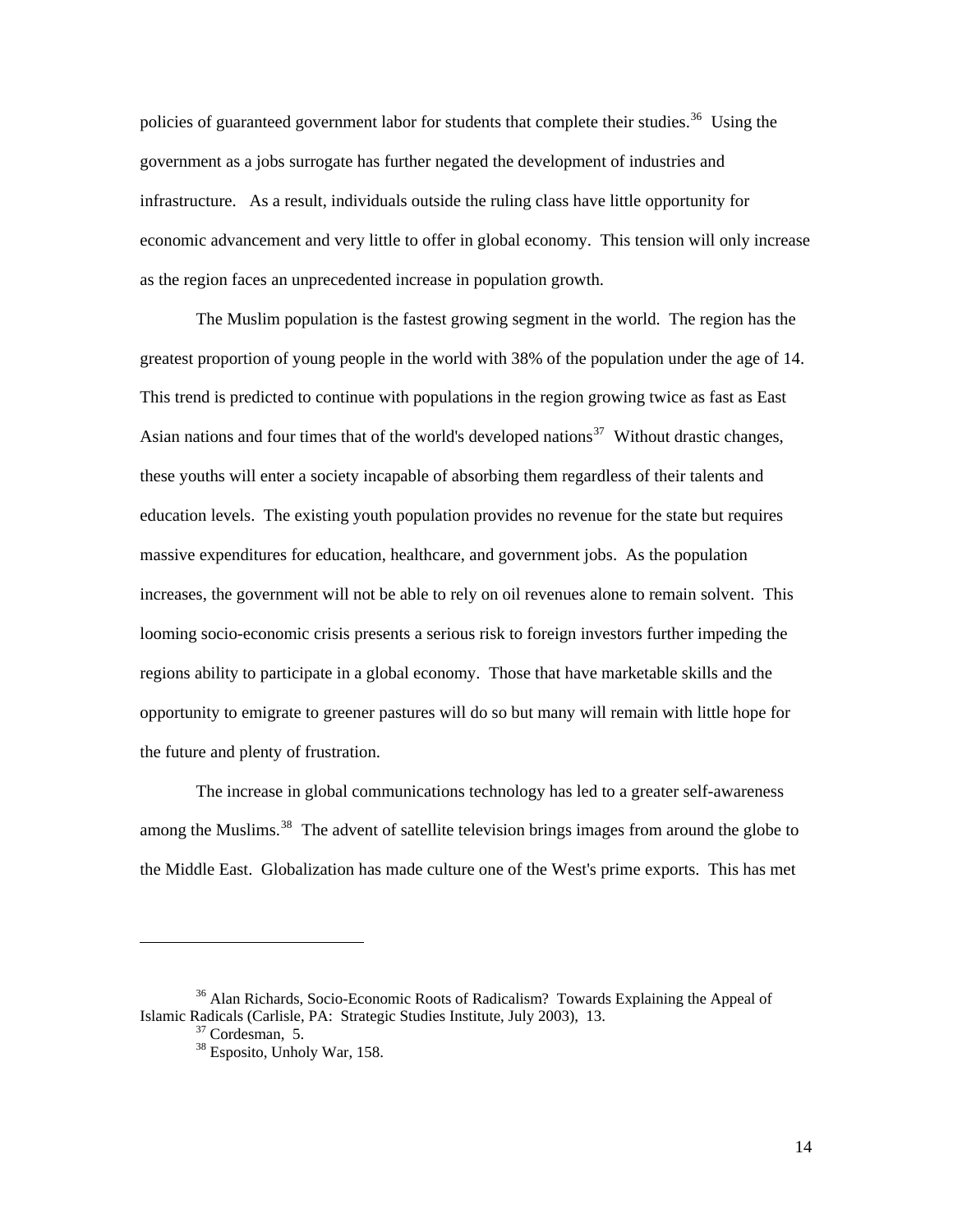policies of guaranteed government labor for students that complete their studies.[36] Using the government as a jobs surrogate has further negated the development of industries and infrastructure. As a result, individuals outside the ruling class have little opportunity for economic advancement and very little to offer in global economy. This tension will only increase as the region faces an unprecedented increase in population growth.

The Muslim population is the fastest growing segment in the world. The region has the greatest proportion of young people in the world with 38% of the population under the age of 14. This trend is predicted to continue with populations in the region growing twice as fast as East Asian nations and four times that of the world's developed nations[37] Without drastic changes, these youths will enter a society incapable of absorbing them regardless of their talents and education levels. The existing youth population provides no revenue for the state but requires massive expenditures for education, healthcare, and government jobs. As the population increases, the government will not be able to rely on oil revenues alone to remain solvent. This looming socio-economic crisis presents a serious risk to foreign investors further impeding the regions ability to participate in a global economy. Those that have marketable skills and the opportunity to emigrate to greener pastures will do so but many will remain with little hope for the future and plenty of frustration.

The increase in global communications technology has led to a greater self-awareness among the Muslims.[38] The advent of satellite television brings images from around the globe to the Middle East. Globalization has made culture one of the West's prime exports. This has met

---

[36] Alan Richards, Socio-Economic Roots of Radicalism? Towards Explaining the Appeal of Islamic Radicals (Carlisle, PA: Strategic Studies Institute, July 2003), 13.

[37] Cordesman, 5.

[38] Esposito, Unholy War, 158.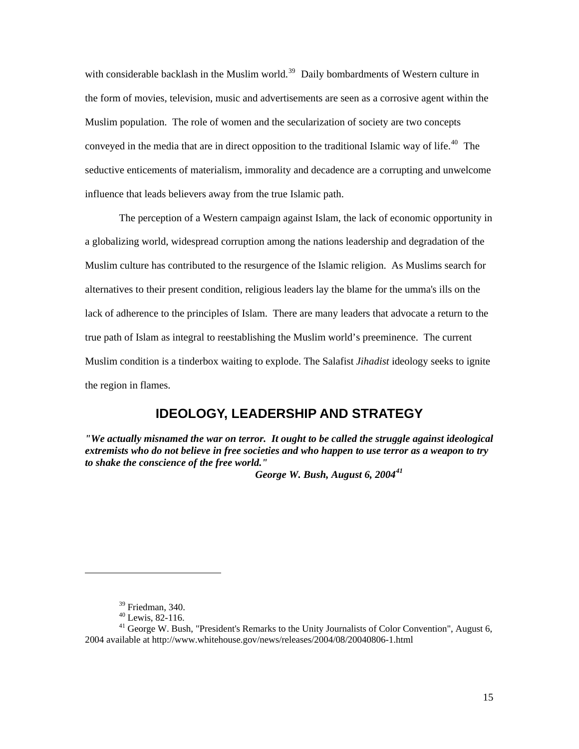with considerable backlash in the Muslim world.[39] Daily bombardments of Western culture in the form of movies, television, music and advertisements are seen as a corrosive agent within the Muslim population. The role of women and the secularization of society are two concepts conveyed in the media that are in direct opposition to the traditional Islamic way of life.[40] The seductive enticements of materialism, immorality and decadence are a corrupting and unwelcome influence that leads believers away from the true Islamic path.

The perception of a Western campaign against Islam, the lack of economic opportunity in a globalizing world, widespread corruption among the nations leadership and degradation of the Muslim culture has contributed to the resurgence of the Islamic religion. As Muslims search for alternatives to their present condition, religious leaders lay the blame for the umma's ills on the lack of adherence to the principles of Islam. There are many leaders that advocate a return to the true path of Islam as integral to reestablishing the Muslim world's preeminence. The current Muslim condition is a tinderbox waiting to explode. The Salafist *Jihadist* ideology seeks to ignite the region in flames.

## IDEOLOGY, LEADERSHIP AND STRATEGY

***"We actually misnamed the war on terror. It ought to be called the struggle against ideological extremists who do not believe in free societies and who happen to use terror as a weapon to try to shake the conscience of the free world."***

***George W. Bush, August 6, 2004***[41]

---

[39] Friedman, 340.

[40] Lewis, 82-116.

[41] George W. Bush, "President's Remarks to the Unity Journalists of Color Convention", August 6, 2004 available at http://www.whitehouse.gov/news/releases/2004/08/20040806-1.html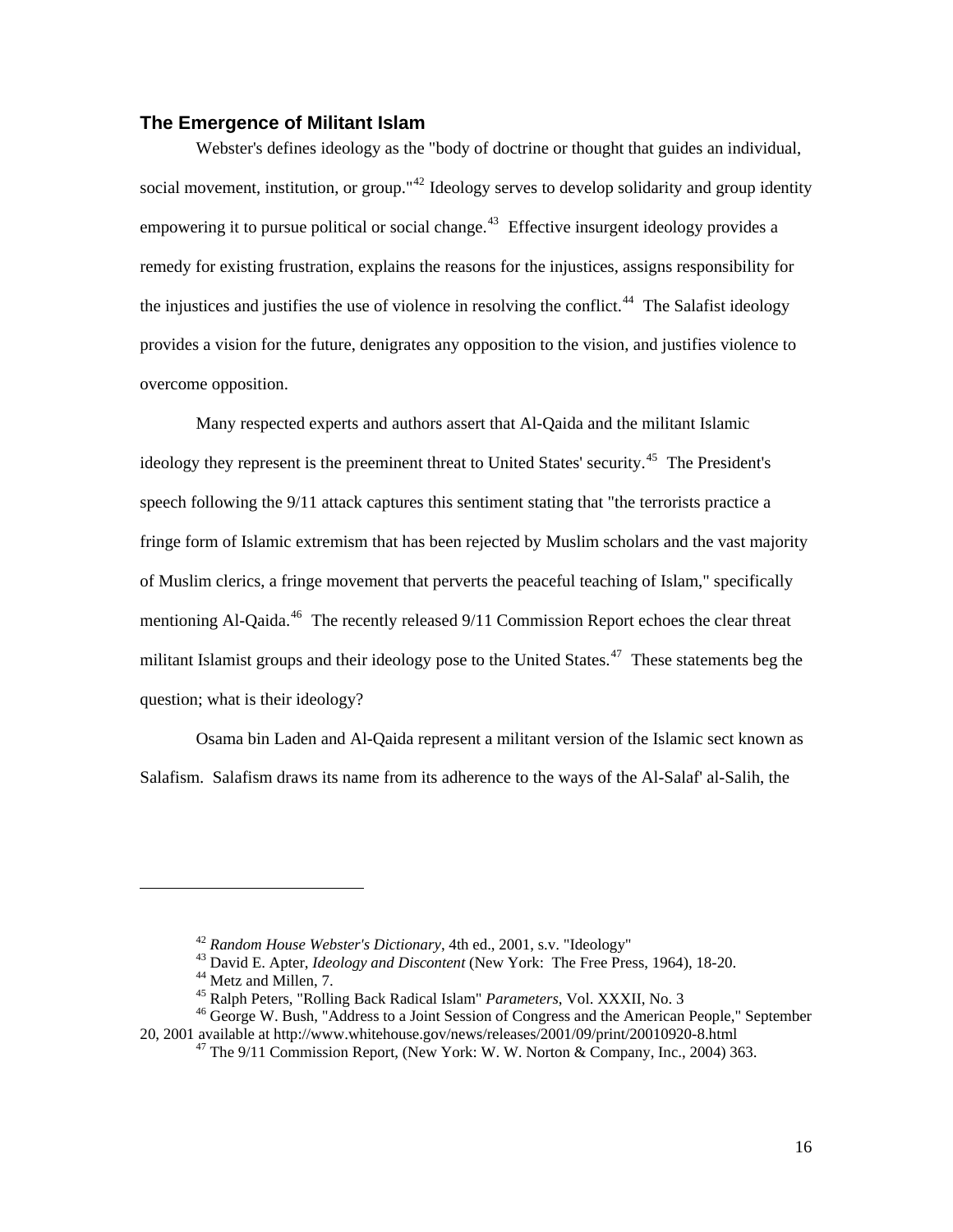### The Emergence of Militant Islam

Webster's defines ideology as the "body of doctrine or thought that guides an individual, social movement, institution, or group."[42] Ideology serves to develop solidarity and group identity empowering it to pursue political or social change.[43] Effective insurgent ideology provides a remedy for existing frustration, explains the reasons for the injustices, assigns responsibility for the injustices and justifies the use of violence in resolving the conflict.[44] The Salafist ideology provides a vision for the future, denigrates any opposition to the vision, and justifies violence to overcome opposition.

Many respected experts and authors assert that Al-Qaida and the militant Islamic ideology they represent is the preeminent threat to United States' security.[45] The President's speech following the 9/11 attack captures this sentiment stating that "the terrorists practice a fringe form of Islamic extremism that has been rejected by Muslim scholars and the vast majority of Muslim clerics, a fringe movement that perverts the peaceful teaching of Islam," specifically mentioning Al-Qaida.[46] The recently released 9/11 Commission Report echoes the clear threat militant Islamist groups and their ideology pose to the United States.[47] These statements beg the question; what is their ideology?

Osama bin Laden and Al-Qaida represent a militant version of the Islamic sect known as Salafism. Salafism draws its name from its adherence to the ways of the Al-Salaf' al-Salih, the

---

[42] *Random House Webster's Dictionary*, 4th ed., 2001, s.v. "Ideology"

[43] David E. Apter, *Ideology and Discontent* (New York: The Free Press, 1964), 18-20.

[44] Metz and Millen, 7.

[45] Ralph Peters, "Rolling Back Radical Islam" *Parameters*, Vol. XXXII, No. 3

[46] George W. Bush, "Address to a Joint Session of Congress and the American People," September 20, 2001 available at http://www.whitehouse.gov/news/releases/2001/09/print/20010920-8.html

[47] The 9/11 Commission Report, (New York: W. W. Norton & Company, Inc., 2004) 363.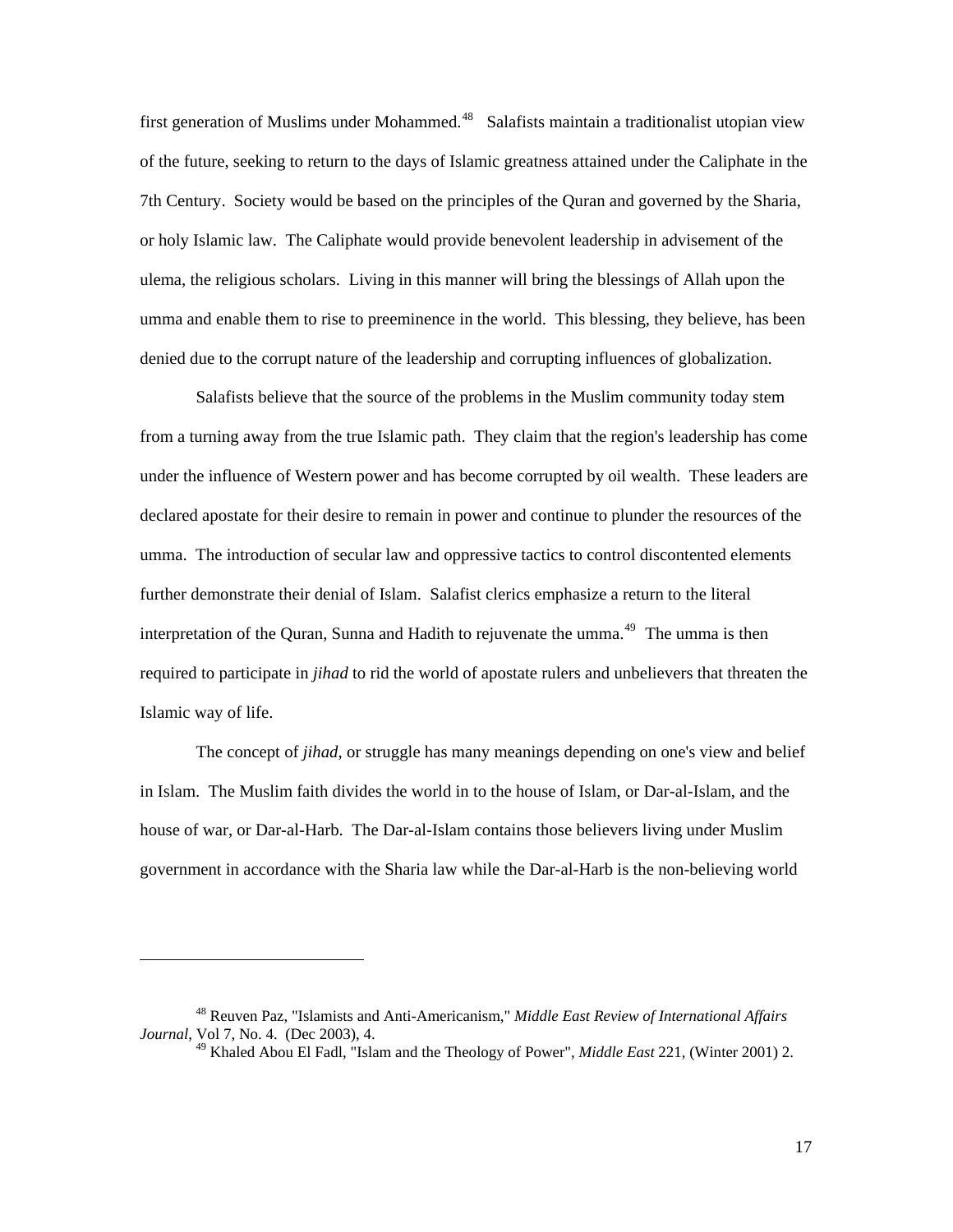first generation of Muslims under Mohammed.[48] Salafists maintain a traditionalist utopian view of the future, seeking to return to the days of Islamic greatness attained under the Caliphate in the 7th Century. Society would be based on the principles of the Quran and governed by the Sharia, or holy Islamic law. The Caliphate would provide benevolent leadership in advisement of the ulema, the religious scholars. Living in this manner will bring the blessings of Allah upon the umma and enable them to rise to preeminence in the world. This blessing, they believe, has been denied due to the corrupt nature of the leadership and corrupting influences of globalization.

Salafists believe that the source of the problems in the Muslim community today stem from a turning away from the true Islamic path. They claim that the region's leadership has come under the influence of Western power and has become corrupted by oil wealth. These leaders are declared apostate for their desire to remain in power and continue to plunder the resources of the umma. The introduction of secular law and oppressive tactics to control discontented elements further demonstrate their denial of Islam. Salafist clerics emphasize a return to the literal interpretation of the Quran, Sunna and Hadith to rejuvenate the umma.[49] The umma is then required to participate in *jihad* to rid the world of apostate rulers and unbelievers that threaten the Islamic way of life.

The concept of *jihad*, or struggle has many meanings depending on one's view and belief in Islam. The Muslim faith divides the world in to the house of Islam, or Dar-al-Islam, and the house of war, or Dar-al-Harb. The Dar-al-Islam contains those believers living under Muslim government in accordance with the Sharia law while the Dar-al-Harb is the non-believing world

---

[48] Reuven Paz, "Islamists and Anti-Americanism," *Middle East Review of International Affairs Journal*, Vol 7, No. 4. (Dec 2003), 4.

[49] Khaled Abou El Fadl, "Islam and the Theology of Power", *Middle East* 221, (Winter 2001) 2.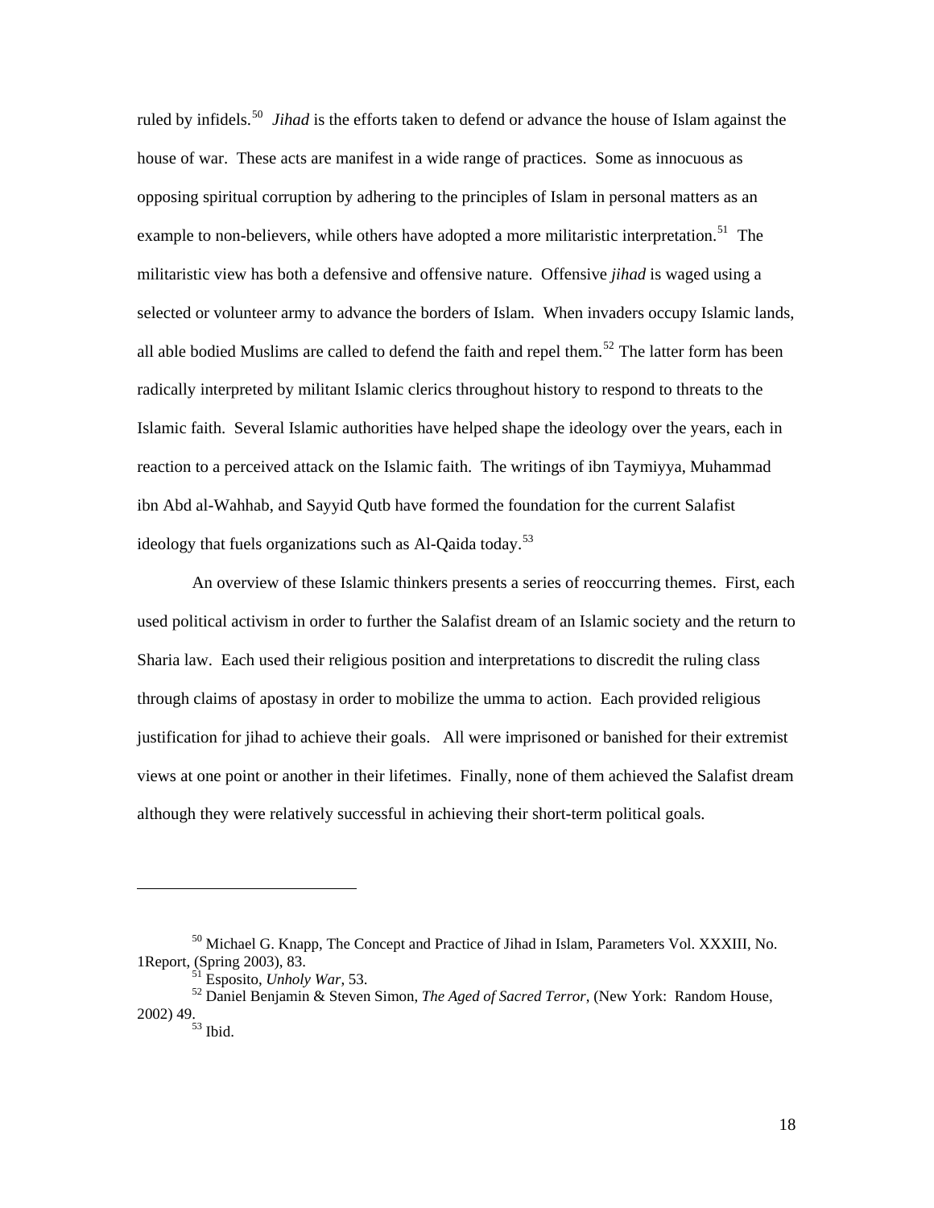ruled by infidels.[50] *Jihad* is the efforts taken to defend or advance the house of Islam against the house of war. These acts are manifest in a wide range of practices. Some as innocuous as opposing spiritual corruption by adhering to the principles of Islam in personal matters as an example to non-believers, while others have adopted a more militaristic interpretation.[51] The militaristic view has both a defensive and offensive nature. Offensive *jihad* is waged using a selected or volunteer army to advance the borders of Islam. When invaders occupy Islamic lands, all able bodied Muslims are called to defend the faith and repel them.[52] The latter form has been radically interpreted by militant Islamic clerics throughout history to respond to threats to the Islamic faith. Several Islamic authorities have helped shape the ideology over the years, each in reaction to a perceived attack on the Islamic faith. The writings of ibn Taymiyya, Muhammad ibn Abd al-Wahhab, and Sayyid Qutb have formed the foundation for the current Salafist ideology that fuels organizations such as Al-Qaida today.[53]

An overview of these Islamic thinkers presents a series of reoccurring themes. First, each used political activism in order to further the Salafist dream of an Islamic society and the return to Sharia law. Each used their religious position and interpretations to discredit the ruling class through claims of apostasy in order to mobilize the umma to action. Each provided religious justification for jihad to achieve their goals. All were imprisoned or banished for their extremist views at one point or another in their lifetimes. Finally, none of them achieved the Salafist dream although they were relatively successful in achieving their short-term political goals.

---

[50] Michael G. Knapp, The Concept and Practice of Jihad in Islam, Parameters Vol. XXXIII, No. 1Report, (Spring 2003), 83.

[51] Esposito, *Unholy War*, 53.

[52] Daniel Benjamin & Steven Simon, *The Aged of Sacred Terror*, (New York: Random House, 2002) 49.

[53] Ibid.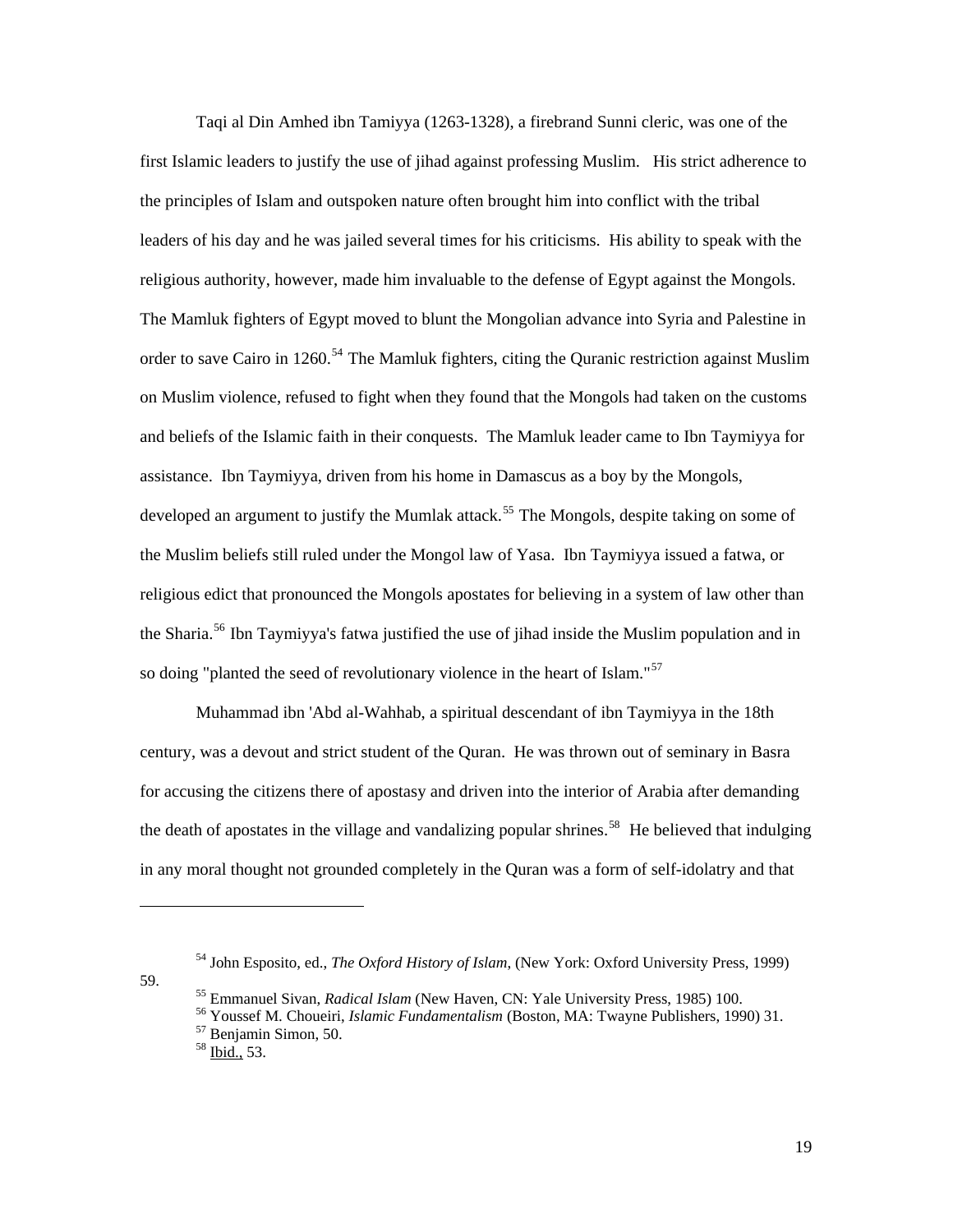Taqi al Din Amhed ibn Tamiyya (1263-1328), a firebrand Sunni cleric, was one of the first Islamic leaders to justify the use of jihad against professing Muslim. His strict adherence to the principles of Islam and outspoken nature often brought him into conflict with the tribal leaders of his day and he was jailed several times for his criticisms. His ability to speak with the religious authority, however, made him invaluable to the defense of Egypt against the Mongols. The Mamluk fighters of Egypt moved to blunt the Mongolian advance into Syria and Palestine in order to save Cairo in 1260.[54] The Mamluk fighters, citing the Quranic restriction against Muslim on Muslim violence, refused to fight when they found that the Mongols had taken on the customs and beliefs of the Islamic faith in their conquests. The Mamluk leader came to Ibn Taymiyya for assistance. Ibn Taymiyya, driven from his home in Damascus as a boy by the Mongols, developed an argument to justify the Mumlak attack.[55] The Mongols, despite taking on some of the Muslim beliefs still ruled under the Mongol law of Yasa. Ibn Taymiyya issued a fatwa, or religious edict that pronounced the Mongols apostates for believing in a system of law other than the Sharia.[56] Ibn Taymiyya's fatwa justified the use of jihad inside the Muslim population and in so doing "planted the seed of revolutionary violence in the heart of Islam."[57]

Muhammad ibn 'Abd al-Wahhab, a spiritual descendant of ibn Taymiyya in the 18th century, was a devout and strict student of the Quran. He was thrown out of seminary in Basra for accusing the citizens there of apostasy and driven into the interior of Arabia after demanding the death of apostates in the village and vandalizing popular shrines.[58] He believed that indulging in any moral thought not grounded completely in the Quran was a form of self-idolatry and that

---

[54] John Esposito, ed., *The Oxford History of Islam*, (New York: Oxford University Press, 1999) 59.

[55] Emmanuel Sivan, *Radical Islam* (New Haven, CN: Yale University Press, 1985) 100.

[56] Youssef M. Choueiri, *Islamic Fundamentalism* (Boston, MA: Twayne Publishers, 1990) 31.

[57] Benjamin Simon, 50.

[58] Ibid., 53.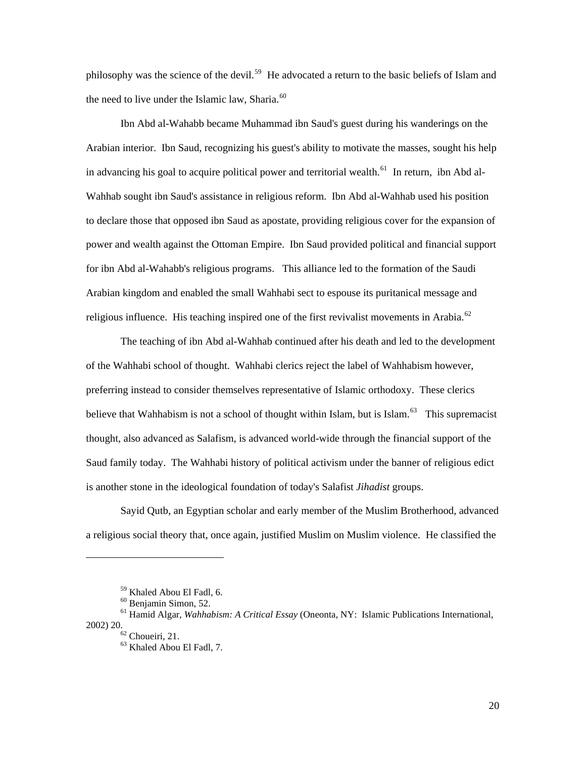philosophy was the science of the devil.[59] He advocated a return to the basic beliefs of Islam and the need to live under the Islamic law, Sharia.[60]

Ibn Abd al-Wahabb became Muhammad ibn Saud's guest during his wanderings on the Arabian interior. Ibn Saud, recognizing his guest's ability to motivate the masses, sought his help in advancing his goal to acquire political power and territorial wealth.[61] In return, ibn Abd al-Wahhab sought ibn Saud's assistance in religious reform. Ibn Abd al-Wahhab used his position to declare those that opposed ibn Saud as apostate, providing religious cover for the expansion of power and wealth against the Ottoman Empire. Ibn Saud provided political and financial support for ibn Abd al-Wahabb's religious programs. This alliance led to the formation of the Saudi Arabian kingdom and enabled the small Wahhabi sect to espouse its puritanical message and religious influence. His teaching inspired one of the first revivalist movements in Arabia.[62]

The teaching of ibn Abd al-Wahhab continued after his death and led to the development of the Wahhabi school of thought. Wahhabi clerics reject the label of Wahhabism however, preferring instead to consider themselves representative of Islamic orthodoxy. These clerics believe that Wahhabism is not a school of thought within Islam, but is Islam.[63] This supremacist thought, also advanced as Salafism, is advanced world-wide through the financial support of the Saud family today. The Wahhabi history of political activism under the banner of religious edict is another stone in the ideological foundation of today's Salafist *Jihadist* groups.

Sayid Qutb, an Egyptian scholar and early member of the Muslim Brotherhood, advanced a religious social theory that, once again, justified Muslim on Muslim violence. He classified the

---

[59] Khaled Abou El Fadl, 6.

[60] Benjamin Simon, 52.

[61] Hamid Algar, *Wahhabism: A Critical Essay* (Oneonta, NY: Islamic Publications International, 2002) 20.

[62] Choueiri, 21.

[63] Khaled Abou El Fadl, 7.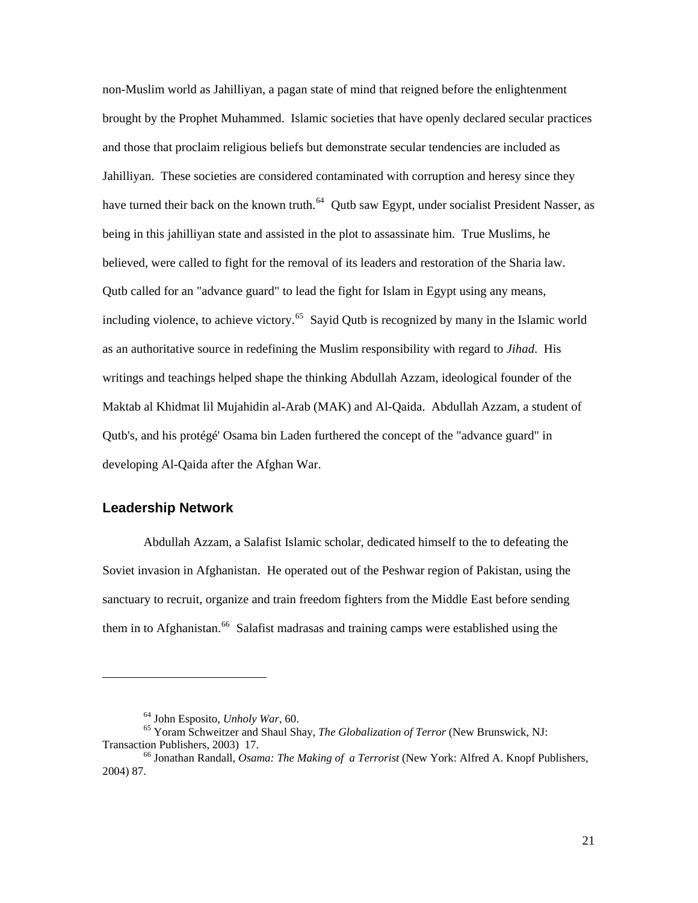non-Muslim world as Jahilliyan, a pagan state of mind that reigned before the enlightenment brought by the Prophet Muhammed. Islamic societies that have openly declared secular practices and those that proclaim religious beliefs but demonstrate secular tendencies are included as Jahilliyan. These societies are considered contaminated with corruption and heresy since they have turned their back on the known truth.[64] Qutb saw Egypt, under socialist President Nasser, as being in this jahilliyan state and assisted in the plot to assassinate him. True Muslims, he believed, were called to fight for the removal of its leaders and restoration of the Sharia law. Qutb called for an "advance guard" to lead the fight for Islam in Egypt using any means, including violence, to achieve victory.[65] Sayid Qutb is recognized by many in the Islamic world as an authoritative source in redefining the Muslim responsibility with regard to *Jihad*. His writings and teachings helped shape the thinking Abdullah Azzam, ideological founder of the Maktab al Khidmat lil Mujahidin al-Arab (MAK) and Al-Qaida. Abdullah Azzam, a student of Qutb's, and his protégé' Osama bin Laden furthered the concept of the "advance guard" in developing Al-Qaida after the Afghan War.

## Leadership Network

Abdullah Azzam, a Salafist Islamic scholar, dedicated himself to the to defeating the Soviet invasion in Afghanistan. He operated out of the Peshwar region of Pakistan, using the sanctuary to recruit, organize and train freedom fighters from the Middle East before sending them in to Afghanistan.[66] Salafist madrasas and training camps were established using the

---

[64] John Esposito, *Unholy War*, 60.

[65] Yoram Schweitzer and Shaul Shay, *The Globalization of Terror* (New Brunswick, NJ: Transaction Publishers, 2003) 17.

[66] Jonathan Randall, *Osama: The Making of a Terrorist* (New York: Alfred A. Knopf Publishers, 2004) 87.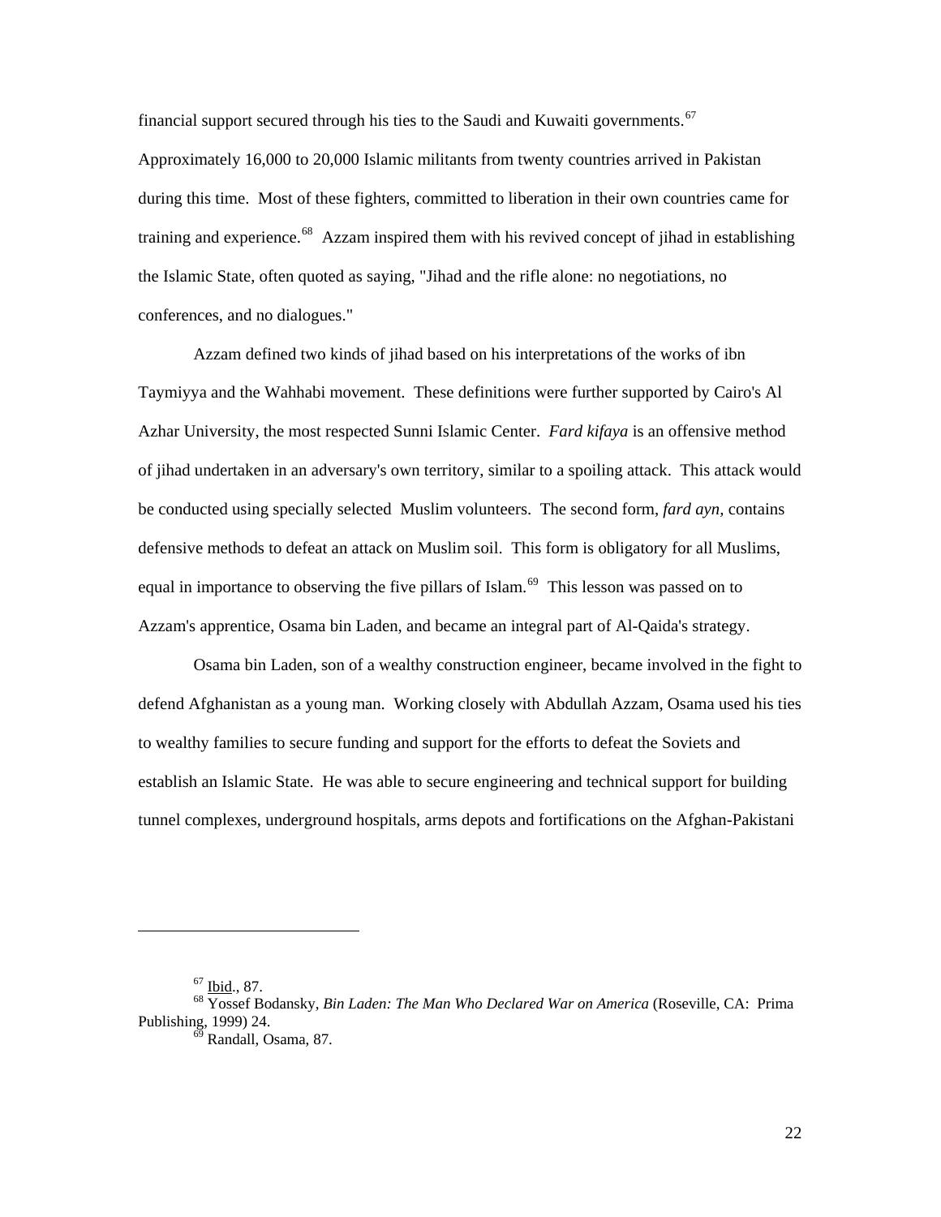financial support secured through his ties to the Saudi and Kuwaiti governments.[67] Approximately 16,000 to 20,000 Islamic militants from twenty countries arrived in Pakistan during this time. Most of these fighters, committed to liberation in their own countries came for training and experience.[68] Azzam inspired them with his revived concept of jihad in establishing the Islamic State, often quoted as saying, "Jihad and the rifle alone: no negotiations, no conferences, and no dialogues."

Azzam defined two kinds of jihad based on his interpretations of the works of ibn Taymiyya and the Wahhabi movement. These definitions were further supported by Cairo's Al Azhar University, the most respected Sunni Islamic Center. *Fard kifaya* is an offensive method of jihad undertaken in an adversary's own territory, similar to a spoiling attack. This attack would be conducted using specially selected Muslim volunteers. The second form, *fard ayn,* contains defensive methods to defeat an attack on Muslim soil. This form is obligatory for all Muslims, equal in importance to observing the five pillars of Islam.[69] This lesson was passed on to Azzam's apprentice, Osama bin Laden, and became an integral part of Al-Qaida's strategy.

Osama bin Laden, son of a wealthy construction engineer, became involved in the fight to defend Afghanistan as a young man. Working closely with Abdullah Azzam, Osama used his ties to wealthy families to secure funding and support for the efforts to defeat the Soviets and establish an Islamic State. He was able to secure engineering and technical support for building tunnel complexes, underground hospitals, arms depots and fortifications on the Afghan-Pakistani

---

[67] Ibid., 87.

[68] Yossef Bodansky, *Bin Laden: The Man Who Declared War on America* (Roseville, CA: Prima Publishing, 1999) 24.

[69] Randall, Osama, 87.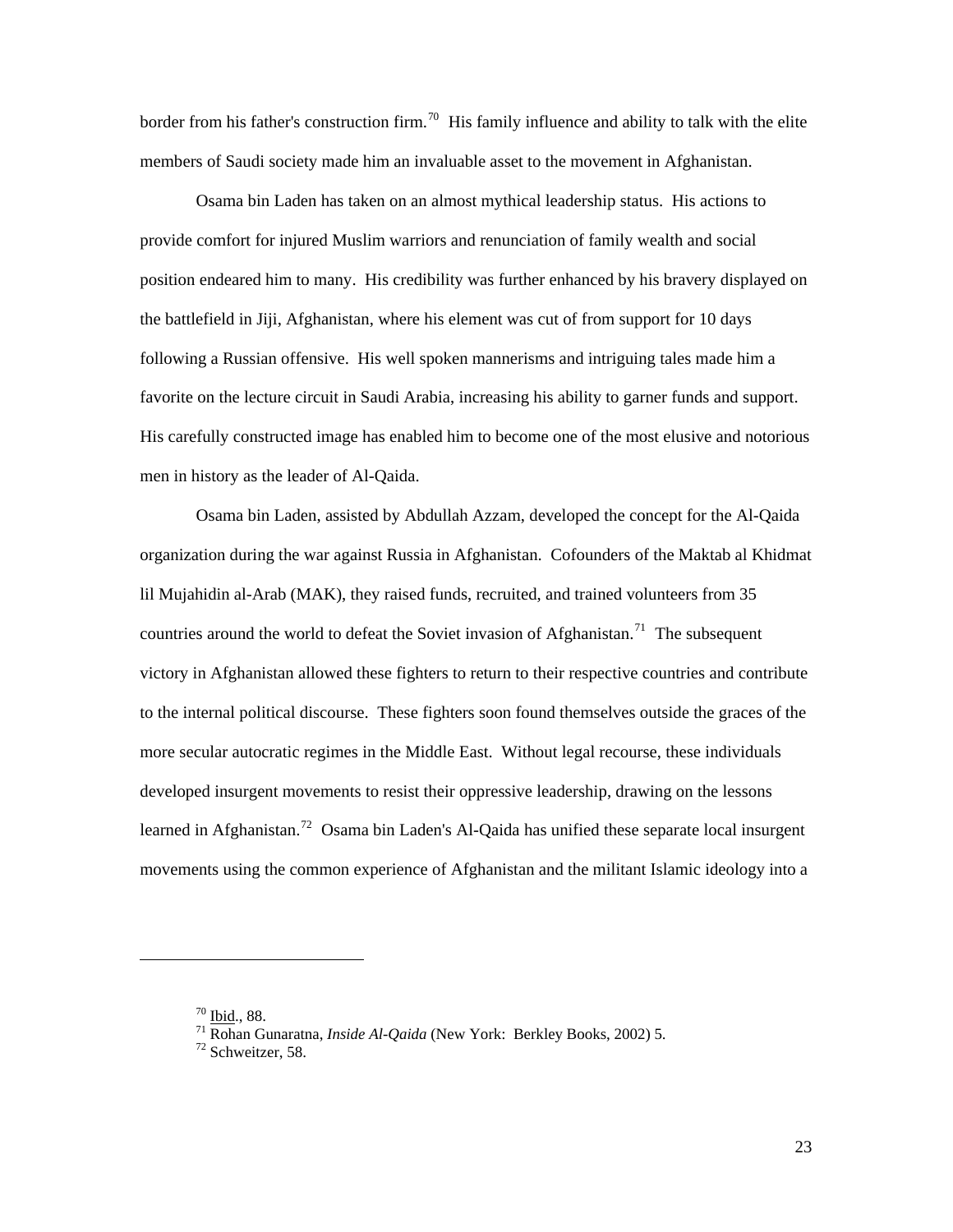border from his father's construction firm.[70] His family influence and ability to talk with the elite members of Saudi society made him an invaluable asset to the movement in Afghanistan.

Osama bin Laden has taken on an almost mythical leadership status. His actions to provide comfort for injured Muslim warriors and renunciation of family wealth and social position endeared him to many. His credibility was further enhanced by his bravery displayed on the battlefield in Jiji, Afghanistan, where his element was cut of from support for 10 days following a Russian offensive. His well spoken mannerisms and intriguing tales made him a favorite on the lecture circuit in Saudi Arabia, increasing his ability to garner funds and support. His carefully constructed image has enabled him to become one of the most elusive and notorious men in history as the leader of Al-Qaida.

Osama bin Laden, assisted by Abdullah Azzam, developed the concept for the Al-Qaida organization during the war against Russia in Afghanistan. Cofounders of the Maktab al Khidmat lil Mujahidin al-Arab (MAK), they raised funds, recruited, and trained volunteers from 35 countries around the world to defeat the Soviet invasion of Afghanistan.[71] The subsequent victory in Afghanistan allowed these fighters to return to their respective countries and contribute to the internal political discourse. These fighters soon found themselves outside the graces of the more secular autocratic regimes in the Middle East. Without legal recourse, these individuals developed insurgent movements to resist their oppressive leadership, drawing on the lessons learned in Afghanistan.[72] Osama bin Laden's Al-Qaida has unified these separate local insurgent movements using the common experience of Afghanistan and the militant Islamic ideology into a

---

[70] Ibid., 88.

[71] Rohan Gunaratna, *Inside Al-Qaida* (New York: Berkley Books, 2002) 5.

[72] Schweitzer, 58.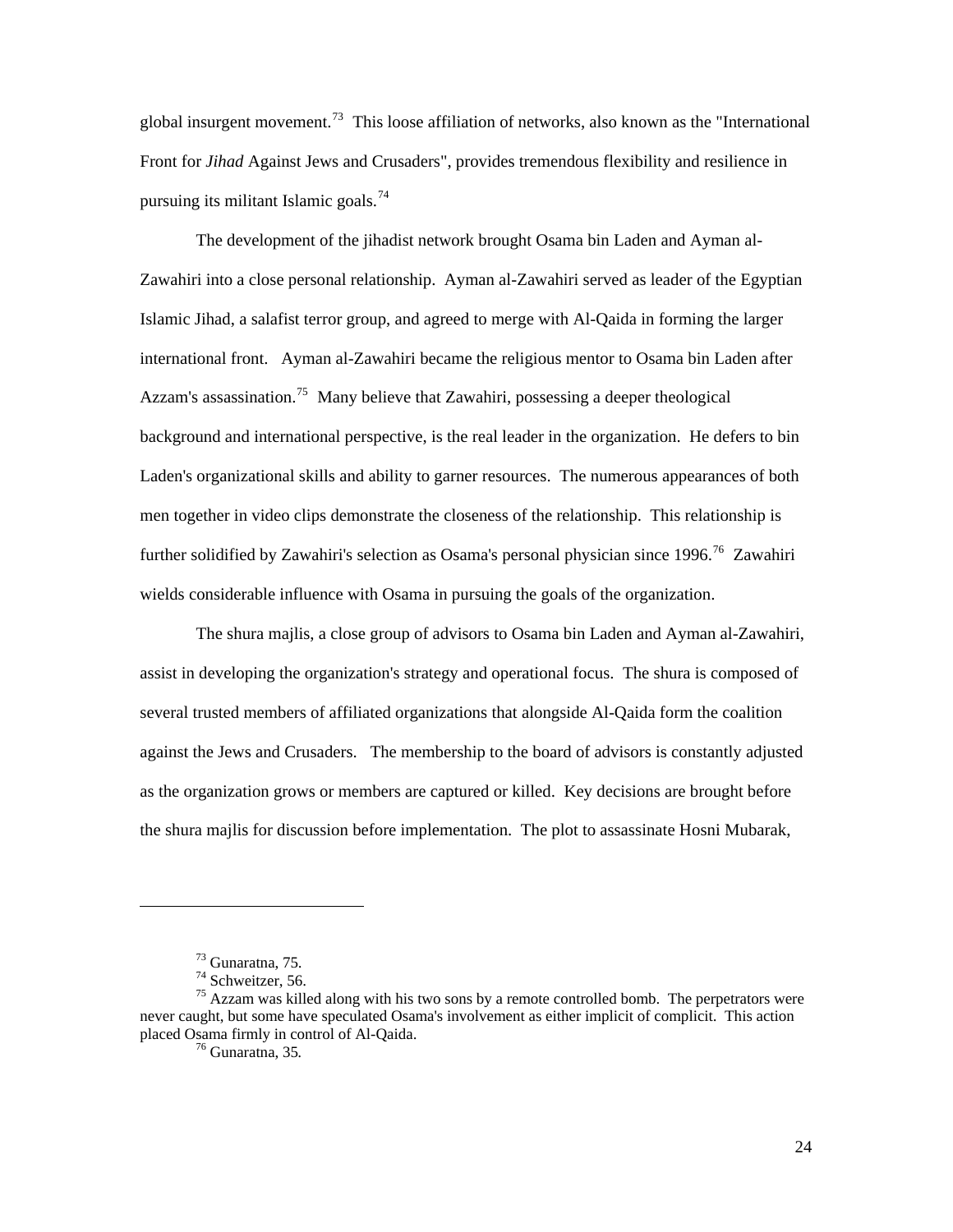global insurgent movement.[73] This loose affiliation of networks, also known as the "International Front for *Jihad* Against Jews and Crusaders", provides tremendous flexibility and resilience in pursuing its militant Islamic goals.[74]

The development of the jihadist network brought Osama bin Laden and Ayman al-Zawahiri into a close personal relationship. Ayman al-Zawahiri served as leader of the Egyptian Islamic Jihad, a salafist terror group, and agreed to merge with Al-Qaida in forming the larger international front. Ayman al-Zawahiri became the religious mentor to Osama bin Laden after Azzam's assassination.[75] Many believe that Zawahiri, possessing a deeper theological background and international perspective, is the real leader in the organization. He defers to bin Laden's organizational skills and ability to garner resources. The numerous appearances of both men together in video clips demonstrate the closeness of the relationship. This relationship is further solidified by Zawahiri's selection as Osama's personal physician since 1996.[76] Zawahiri wields considerable influence with Osama in pursuing the goals of the organization.

The shura majlis, a close group of advisors to Osama bin Laden and Ayman al-Zawahiri, assist in developing the organization's strategy and operational focus. The shura is composed of several trusted members of affiliated organizations that alongside Al-Qaida form the coalition against the Jews and Crusaders. The membership to the board of advisors is constantly adjusted as the organization grows or members are captured or killed. Key decisions are brought before the shura majlis for discussion before implementation. The plot to assassinate Hosni Mubarak,

---

[73] Gunaratna, 75.

[74] Schweitzer, 56.

[75] Azzam was killed along with his two sons by a remote controlled bomb. The perpetrators were never caught, but some have speculated Osama's involvement as either implicit of complicit. This action placed Osama firmly in control of Al-Qaida.

[76] Gunaratna, 35.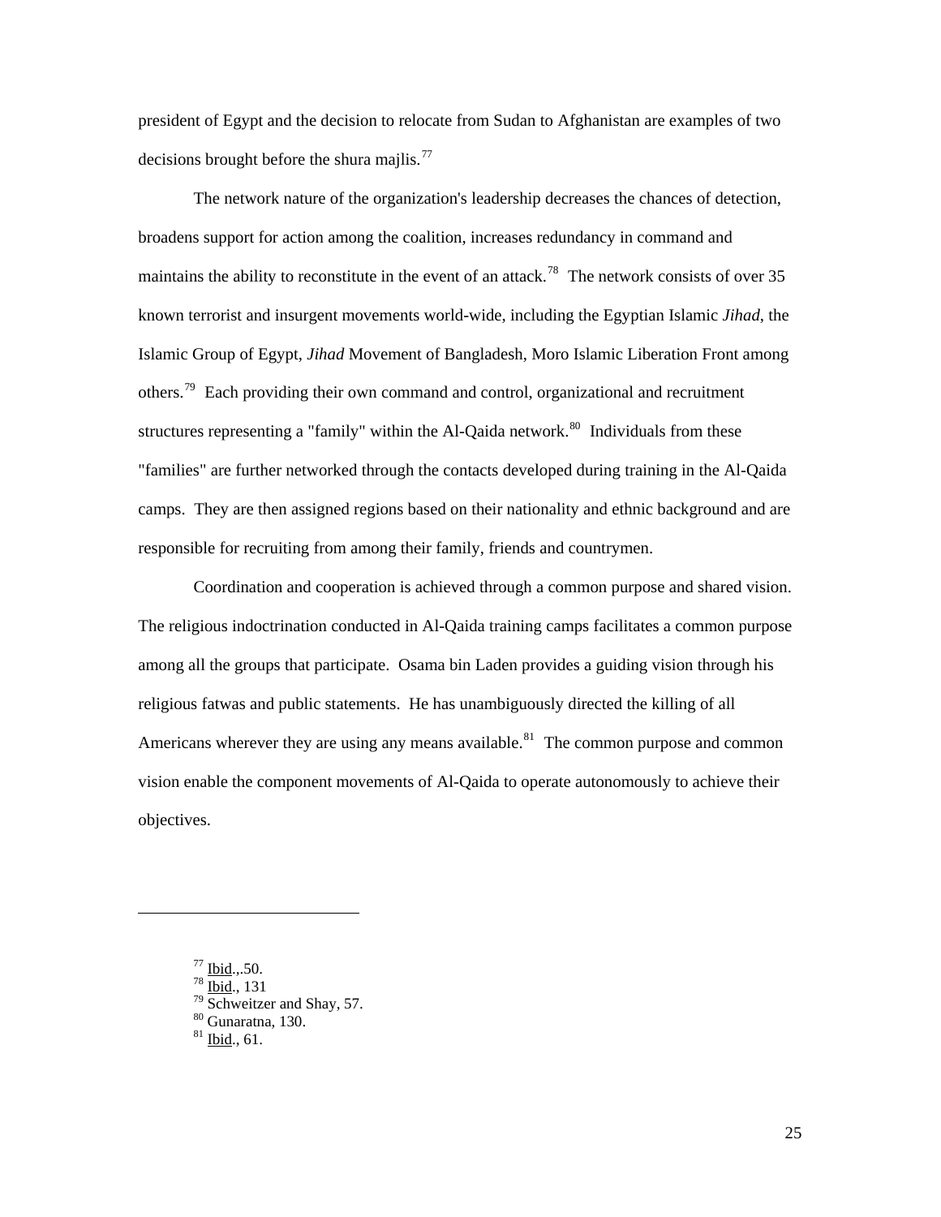president of Egypt and the decision to relocate from Sudan to Afghanistan are examples of two decisions brought before the shura majlis.[77]

The network nature of the organization's leadership decreases the chances of detection, broadens support for action among the coalition, increases redundancy in command and maintains the ability to reconstitute in the event of an attack.[78] The network consists of over 35 known terrorist and insurgent movements world-wide, including the Egyptian Islamic *Jihad*, the Islamic Group of Egypt, *Jihad* Movement of Bangladesh, Moro Islamic Liberation Front among others.[79] Each providing their own command and control, organizational and recruitment structures representing a "family" within the Al-Qaida network.[80] Individuals from these "families" are further networked through the contacts developed during training in the Al-Qaida camps. They are then assigned regions based on their nationality and ethnic background and are responsible for recruiting from among their family, friends and countrymen.

Coordination and cooperation is achieved through a common purpose and shared vision. The religious indoctrination conducted in Al-Qaida training camps facilitates a common purpose among all the groups that participate. Osama bin Laden provides a guiding vision through his religious fatwas and public statements. He has unambiguously directed the killing of all Americans wherever they are using any means available.[81] The common purpose and common vision enable the component movements of Al-Qaida to operate autonomously to achieve their objectives.

---

[77] Ibid.,.50.
[78] Ibid., 131
[79] Schweitzer and Shay, 57.
[80] Gunaratna, 130.
[81] Ibid., 61.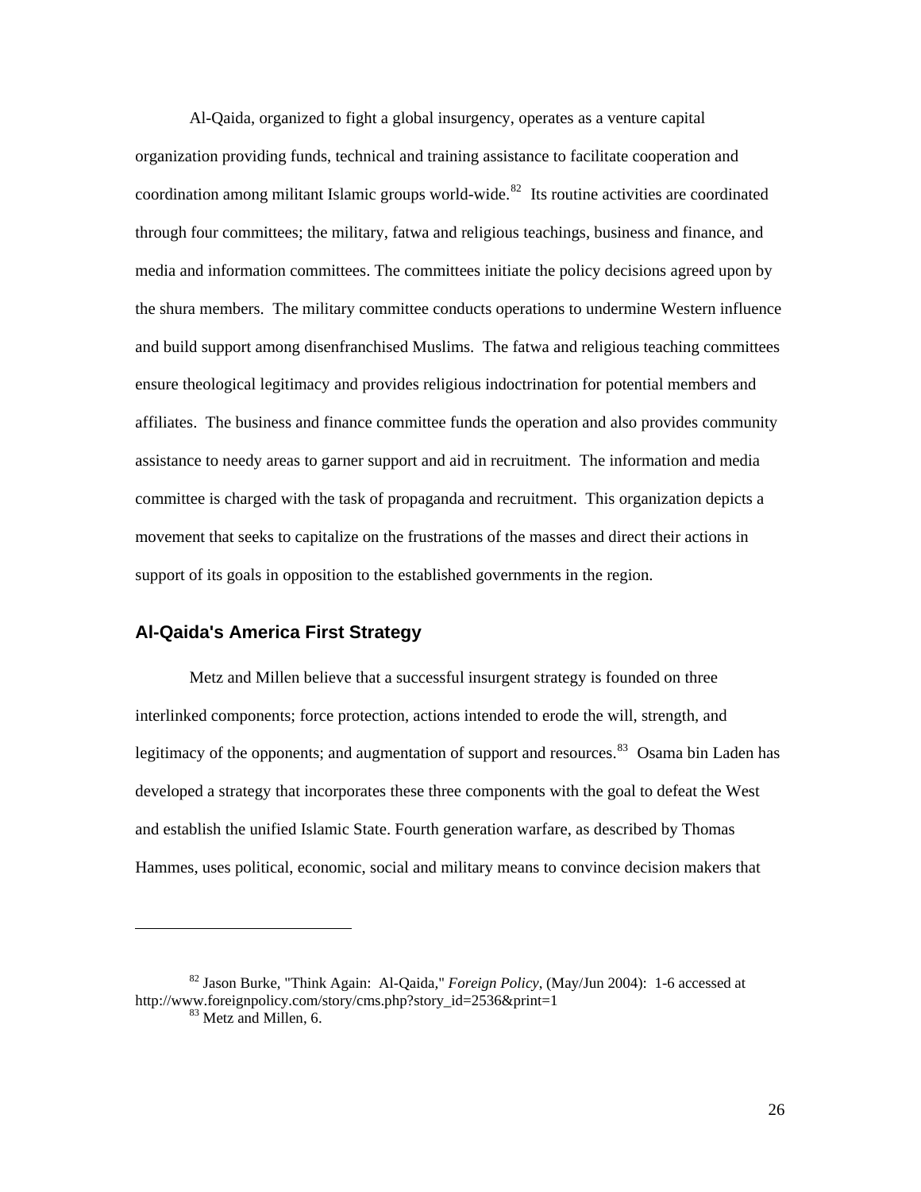Al-Qaida, organized to fight a global insurgency, operates as a venture capital organization providing funds, technical and training assistance to facilitate cooperation and coordination among militant Islamic groups world-wide.[82] Its routine activities are coordinated through four committees; the military, fatwa and religious teachings, business and finance, and media and information committees. The committees initiate the policy decisions agreed upon by the shura members. The military committee conducts operations to undermine Western influence and build support among disenfranchised Muslims. The fatwa and religious teaching committees ensure theological legitimacy and provides religious indoctrination for potential members and affiliates. The business and finance committee funds the operation and also provides community assistance to needy areas to garner support and aid in recruitment. The information and media committee is charged with the task of propaganda and recruitment. This organization depicts a movement that seeks to capitalize on the frustrations of the masses and direct their actions in support of its goals in opposition to the established governments in the region.

## Al-Qaida's America First Strategy

Metz and Millen believe that a successful insurgent strategy is founded on three interlinked components; force protection, actions intended to erode the will, strength, and legitimacy of the opponents; and augmentation of support and resources.[83] Osama bin Laden has developed a strategy that incorporates these three components with the goal to defeat the West and establish the unified Islamic State. Fourth generation warfare, as described by Thomas Hammes, uses political, economic, social and military means to convince decision makers that

---

[82] Jason Burke, "Think Again: Al-Qaida," *Foreign Policy*, (May/Jun 2004): 1-6 accessed at http://www.foreignpolicy.com/story/cms.php?story_id=2536&print=1

[83] Metz and Millen, 6.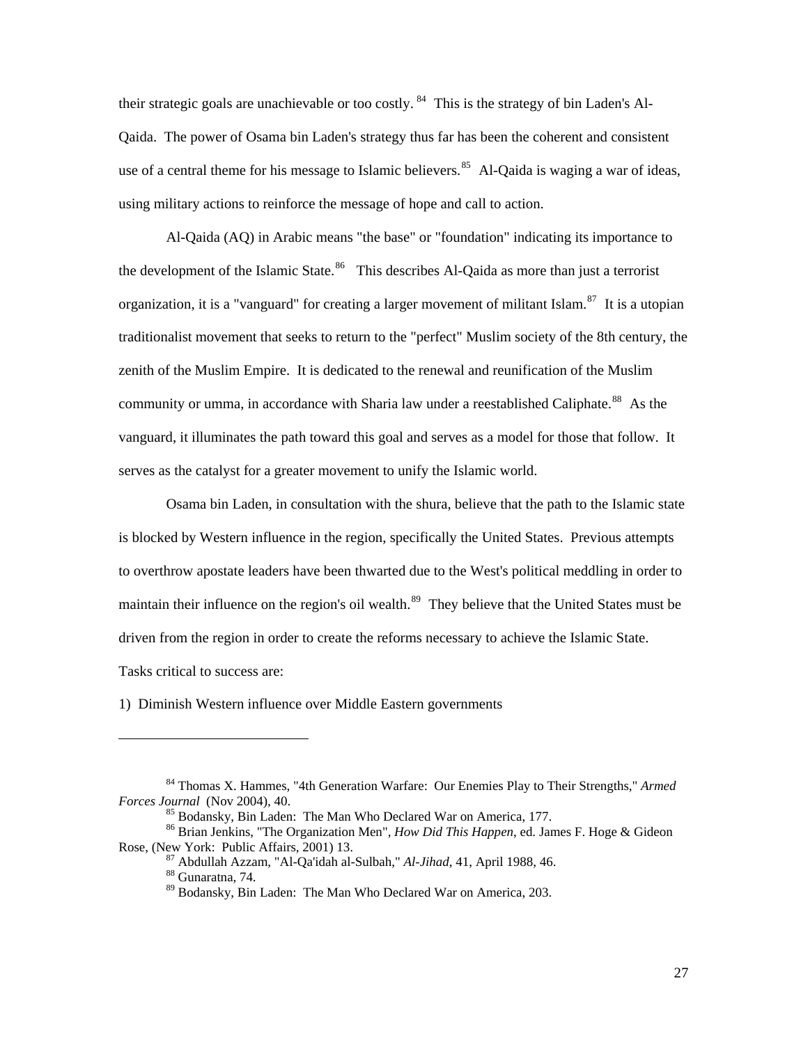their strategic goals are unachievable or too costly.[84] This is the strategy of bin Laden's Al-Qaida. The power of Osama bin Laden's strategy thus far has been the coherent and consistent use of a central theme for his message to Islamic believers.[85] Al-Qaida is waging a war of ideas, using military actions to reinforce the message of hope and call to action.

Al-Qaida (AQ) in Arabic means "the base" or "foundation" indicating its importance to the development of the Islamic State.[86] This describes Al-Qaida as more than just a terrorist organization, it is a "vanguard" for creating a larger movement of militant Islam.[87] It is a utopian traditionalist movement that seeks to return to the "perfect" Muslim society of the 8th century, the zenith of the Muslim Empire. It is dedicated to the renewal and reunification of the Muslim community or umma, in accordance with Sharia law under a reestablished Caliphate.[88] As the vanguard, it illuminates the path toward this goal and serves as a model for those that follow. It serves as the catalyst for a greater movement to unify the Islamic world.

Osama bin Laden, in consultation with the shura, believe that the path to the Islamic state is blocked by Western influence in the region, specifically the United States. Previous attempts to overthrow apostate leaders have been thwarted due to the West's political meddling in order to maintain their influence on the region's oil wealth.[89] They believe that the United States must be driven from the region in order to create the reforms necessary to achieve the Islamic State. Tasks critical to success are:

1) Diminish Western influence over Middle Eastern governments

---

[84] Thomas X. Hammes, "4th Generation Warfare: Our Enemies Play to Their Strengths," *Armed Forces Journal* (Nov 2004), 40.

[85] Bodansky, Bin Laden: The Man Who Declared War on America, 177.

[86] Brian Jenkins, "The Organization Men", *How Did This Happen*, ed. James F. Hoge & Gideon Rose, (New York: Public Affairs, 2001) 13.

[87] Abdullah Azzam, "Al-Qa'idah al-Sulbah," *Al-Jihad*, 41, April 1988, 46.

[88] Gunaratna, 74.

[89] Bodansky, Bin Laden: The Man Who Declared War on America, 203.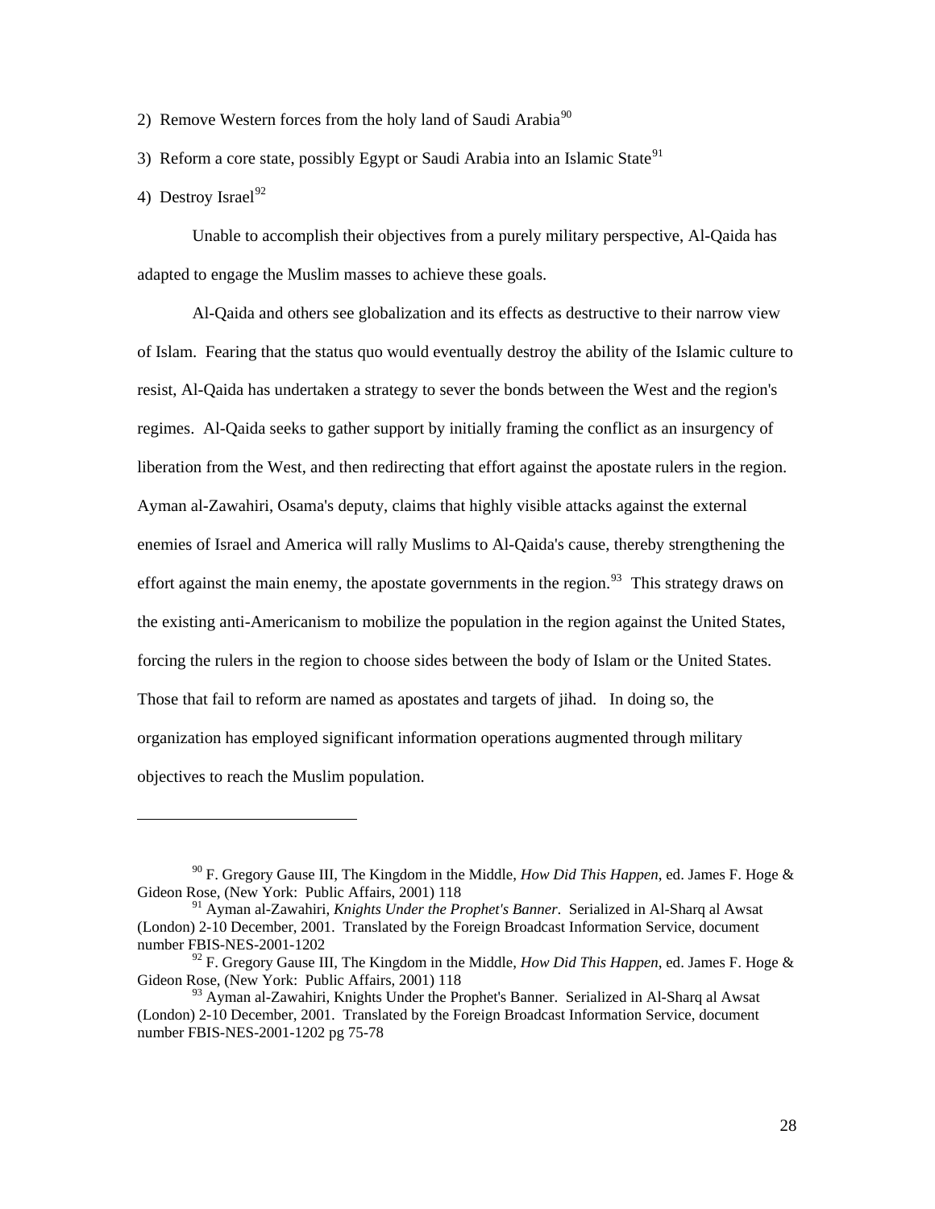2) Remove Western forces from the holy land of Saudi Arabia[90]

3) Reform a core state, possibly Egypt or Saudi Arabia into an Islamic State[91]

4) Destroy Israel[92]

Unable to accomplish their objectives from a purely military perspective, Al-Qaida has adapted to engage the Muslim masses to achieve these goals.

Al-Qaida and others see globalization and its effects as destructive to their narrow view of Islam. Fearing that the status quo would eventually destroy the ability of the Islamic culture to resist, Al-Qaida has undertaken a strategy to sever the bonds between the West and the region's regimes. Al-Qaida seeks to gather support by initially framing the conflict as an insurgency of liberation from the West, and then redirecting that effort against the apostate rulers in the region. Ayman al-Zawahiri, Osama's deputy, claims that highly visible attacks against the external enemies of Israel and America will rally Muslims to Al-Qaida's cause, thereby strengthening the effort against the main enemy, the apostate governments in the region.[93] This strategy draws on the existing anti-Americanism to mobilize the population in the region against the United States, forcing the rulers in the region to choose sides between the body of Islam or the United States. Those that fail to reform are named as apostates and targets of jihad. In doing so, the organization has employed significant information operations augmented through military objectives to reach the Muslim population.

---

[90] F. Gregory Gause III, The Kingdom in the Middle, *How Did This Happen*, ed. James F. Hoge & Gideon Rose, (New York: Public Affairs, 2001) 118

[91] Ayman al-Zawahiri, *Knights Under the Prophet's Banner*. Serialized in Al-Sharq al Awsat (London) 2-10 December, 2001. Translated by the Foreign Broadcast Information Service, document number FBIS-NES-2001-1202

[92] F. Gregory Gause III, The Kingdom in the Middle, *How Did This Happen*, ed. James F. Hoge & Gideon Rose, (New York: Public Affairs, 2001) 118

[93] Ayman al-Zawahiri, Knights Under the Prophet's Banner. Serialized in Al-Sharq al Awsat (London) 2-10 December, 2001. Translated by the Foreign Broadcast Information Service, document number FBIS-NES-2001-1202 pg 75-78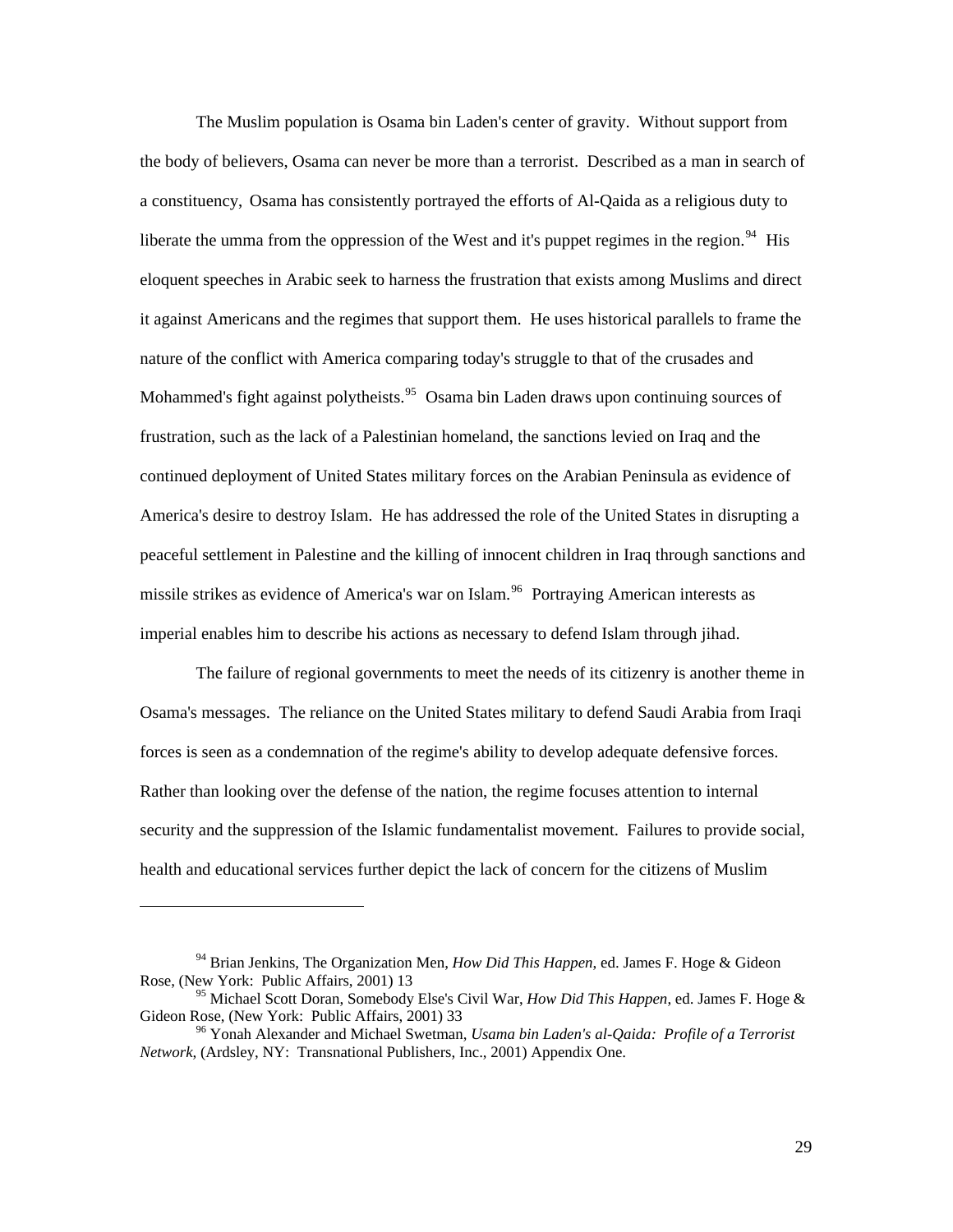The Muslim population is Osama bin Laden's center of gravity. Without support from the body of believers, Osama can never be more than a terrorist. Described as a man in search of a constituency, Osama has consistently portrayed the efforts of Al-Qaida as a religious duty to liberate the umma from the oppression of the West and it's puppet regimes in the region.[94] His eloquent speeches in Arabic seek to harness the frustration that exists among Muslims and direct it against Americans and the regimes that support them. He uses historical parallels to frame the nature of the conflict with America comparing today's struggle to that of the crusades and Mohammed's fight against polytheists.[95] Osama bin Laden draws upon continuing sources of frustration, such as the lack of a Palestinian homeland, the sanctions levied on Iraq and the continued deployment of United States military forces on the Arabian Peninsula as evidence of America's desire to destroy Islam. He has addressed the role of the United States in disrupting a peaceful settlement in Palestine and the killing of innocent children in Iraq through sanctions and missile strikes as evidence of America's war on Islam.[96] Portraying American interests as imperial enables him to describe his actions as necessary to defend Islam through jihad.

The failure of regional governments to meet the needs of its citizenry is another theme in Osama's messages. The reliance on the United States military to defend Saudi Arabia from Iraqi forces is seen as a condemnation of the regime's ability to develop adequate defensive forces. Rather than looking over the defense of the nation, the regime focuses attention to internal security and the suppression of the Islamic fundamentalist movement. Failures to provide social, health and educational services further depict the lack of concern for the citizens of Muslim

---

[94] Brian Jenkins, The Organization Men, *How Did This Happen*, ed. James F. Hoge & Gideon Rose, (New York: Public Affairs, 2001) 13

[95] Michael Scott Doran, Somebody Else's Civil War, *How Did This Happen*, ed. James F. Hoge & Gideon Rose, (New York: Public Affairs, 2001) 33

[96] Yonah Alexander and Michael Swetman, *Usama bin Laden's al-Qaida: Profile of a Terrorist Network*, (Ardsley, NY: Transnational Publishers, Inc., 2001) Appendix One.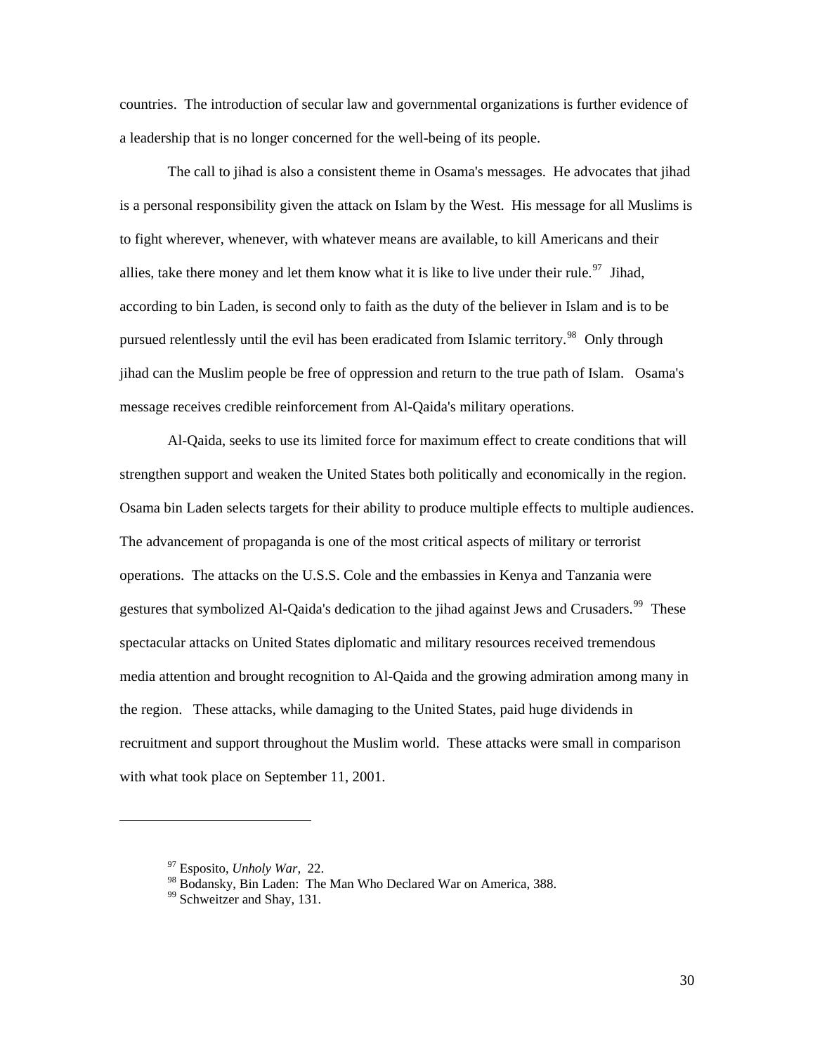countries. The introduction of secular law and governmental organizations is further evidence of a leadership that is no longer concerned for the well-being of its people.

The call to jihad is also a consistent theme in Osama's messages. He advocates that jihad is a personal responsibility given the attack on Islam by the West. His message for all Muslims is to fight wherever, whenever, with whatever means are available, to kill Americans and their allies, take there money and let them know what it is like to live under their rule.[97] Jihad, according to bin Laden, is second only to faith as the duty of the believer in Islam and is to be pursued relentlessly until the evil has been eradicated from Islamic territory.[98] Only through jihad can the Muslim people be free of oppression and return to the true path of Islam. Osama's message receives credible reinforcement from Al-Qaida's military operations.

Al-Qaida, seeks to use its limited force for maximum effect to create conditions that will strengthen support and weaken the United States both politically and economically in the region. Osama bin Laden selects targets for their ability to produce multiple effects to multiple audiences. The advancement of propaganda is one of the most critical aspects of military or terrorist operations. The attacks on the U.S.S. Cole and the embassies in Kenya and Tanzania were gestures that symbolized Al-Qaida's dedication to the jihad against Jews and Crusaders.[99] These spectacular attacks on United States diplomatic and military resources received tremendous media attention and brought recognition to Al-Qaida and the growing admiration among many in the region. These attacks, while damaging to the United States, paid huge dividends in recruitment and support throughout the Muslim world. These attacks were small in comparison with what took place on September 11, 2001.

---

[97] Esposito, *Unholy War*, 22.

[98] Bodansky, Bin Laden: The Man Who Declared War on America, 388.

[99] Schweitzer and Shay, 131.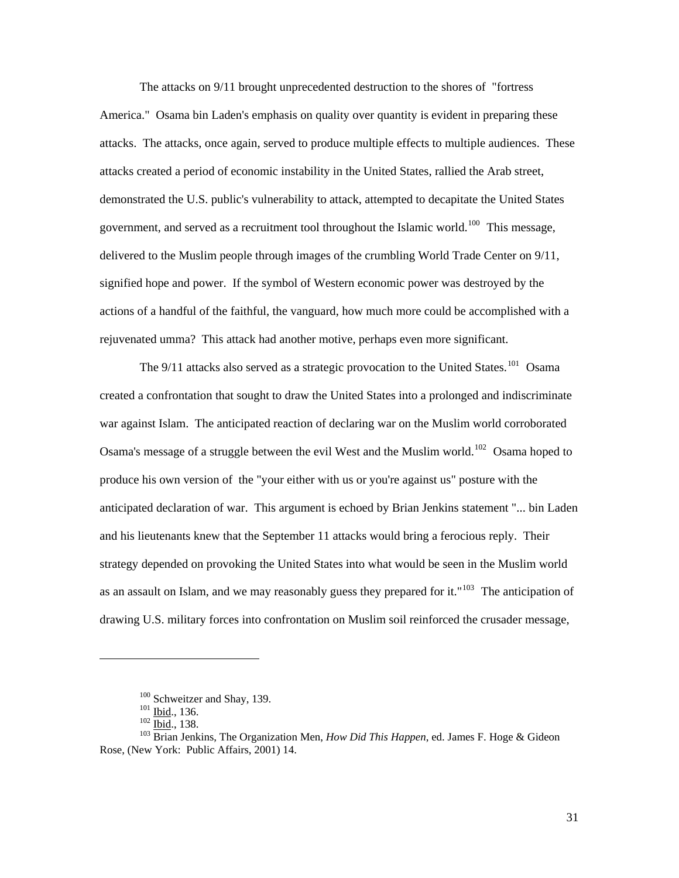The attacks on 9/11 brought unprecedented destruction to the shores of "fortress America." Osama bin Laden's emphasis on quality over quantity is evident in preparing these attacks. The attacks, once again, served to produce multiple effects to multiple audiences. These attacks created a period of economic instability in the United States, rallied the Arab street, demonstrated the U.S. public's vulnerability to attack, attempted to decapitate the United States government, and served as a recruitment tool throughout the Islamic world.[100] This message, delivered to the Muslim people through images of the crumbling World Trade Center on 9/11, signified hope and power. If the symbol of Western economic power was destroyed by the actions of a handful of the faithful, the vanguard, how much more could be accomplished with a rejuvenated umma? This attack had another motive, perhaps even more significant.

The 9/11 attacks also served as a strategic provocation to the United States.[101] Osama created a confrontation that sought to draw the United States into a prolonged and indiscriminate war against Islam. The anticipated reaction of declaring war on the Muslim world corroborated Osama's message of a struggle between the evil West and the Muslim world.[102] Osama hoped to produce his own version of the "your either with us or you're against us" posture with the anticipated declaration of war. This argument is echoed by Brian Jenkins statement "... bin Laden and his lieutenants knew that the September 11 attacks would bring a ferocious reply. Their strategy depended on provoking the United States into what would be seen in the Muslim world as an assault on Islam, and we may reasonably guess they prepared for it."[103] The anticipation of drawing U.S. military forces into confrontation on Muslim soil reinforced the crusader message,

---

[100] Schweitzer and Shay, 139.

[101] Ibid., 136.

[102] Ibid., 138.

[103] Brian Jenkins, The Organization Men, *How Did This Happen*, ed. James F. Hoge & Gideon Rose, (New York: Public Affairs, 2001) 14.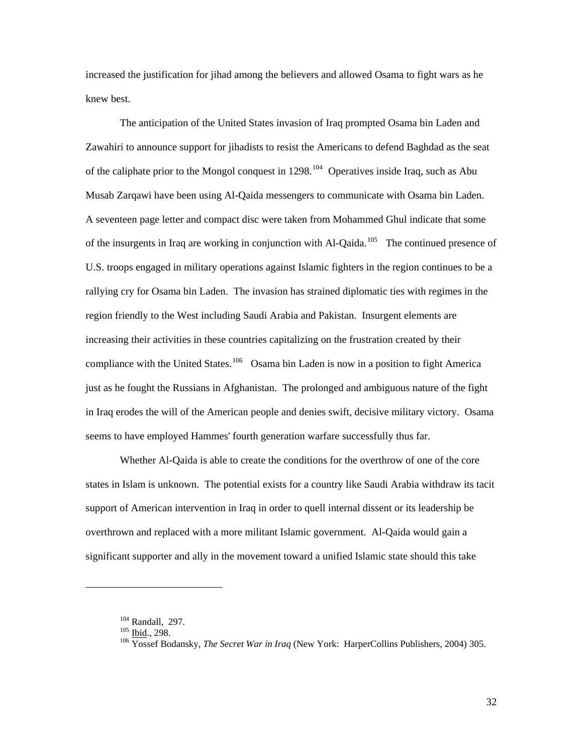increased the justification for jihad among the believers and allowed Osama to fight wars as he knew best.

The anticipation of the United States invasion of Iraq prompted Osama bin Laden and Zawahiri to announce support for jihadists to resist the Americans to defend Baghdad as the seat of the caliphate prior to the Mongol conquest in 1298.[104] Operatives inside Iraq, such as Abu Musab Zarqawi have been using Al-Qaida messengers to communicate with Osama bin Laden. A seventeen page letter and compact disc were taken from Mohammed Ghul indicate that some of the insurgents in Iraq are working in conjunction with Al-Qaida.[105] The continued presence of U.S. troops engaged in military operations against Islamic fighters in the region continues to be a rallying cry for Osama bin Laden. The invasion has strained diplomatic ties with regimes in the region friendly to the West including Saudi Arabia and Pakistan. Insurgent elements are increasing their activities in these countries capitalizing on the frustration created by their compliance with the United States.[106] Osama bin Laden is now in a position to fight America just as he fought the Russians in Afghanistan. The prolonged and ambiguous nature of the fight in Iraq erodes the will of the American people and denies swift, decisive military victory. Osama seems to have employed Hammes' fourth generation warfare successfully thus far.

Whether Al-Qaida is able to create the conditions for the overthrow of one of the core states in Islam is unknown. The potential exists for a country like Saudi Arabia withdraw its tacit support of American intervention in Iraq in order to quell internal dissent or its leadership be overthrown and replaced with a more militant Islamic government. Al-Qaida would gain a significant supporter and ally in the movement toward a unified Islamic state should this take

---

[104] Randall, 297.
[105] Ibid., 298.
[106] Yossef Bodansky, *The Secret War in Iraq* (New York: HarperCollins Publishers, 2004) 305.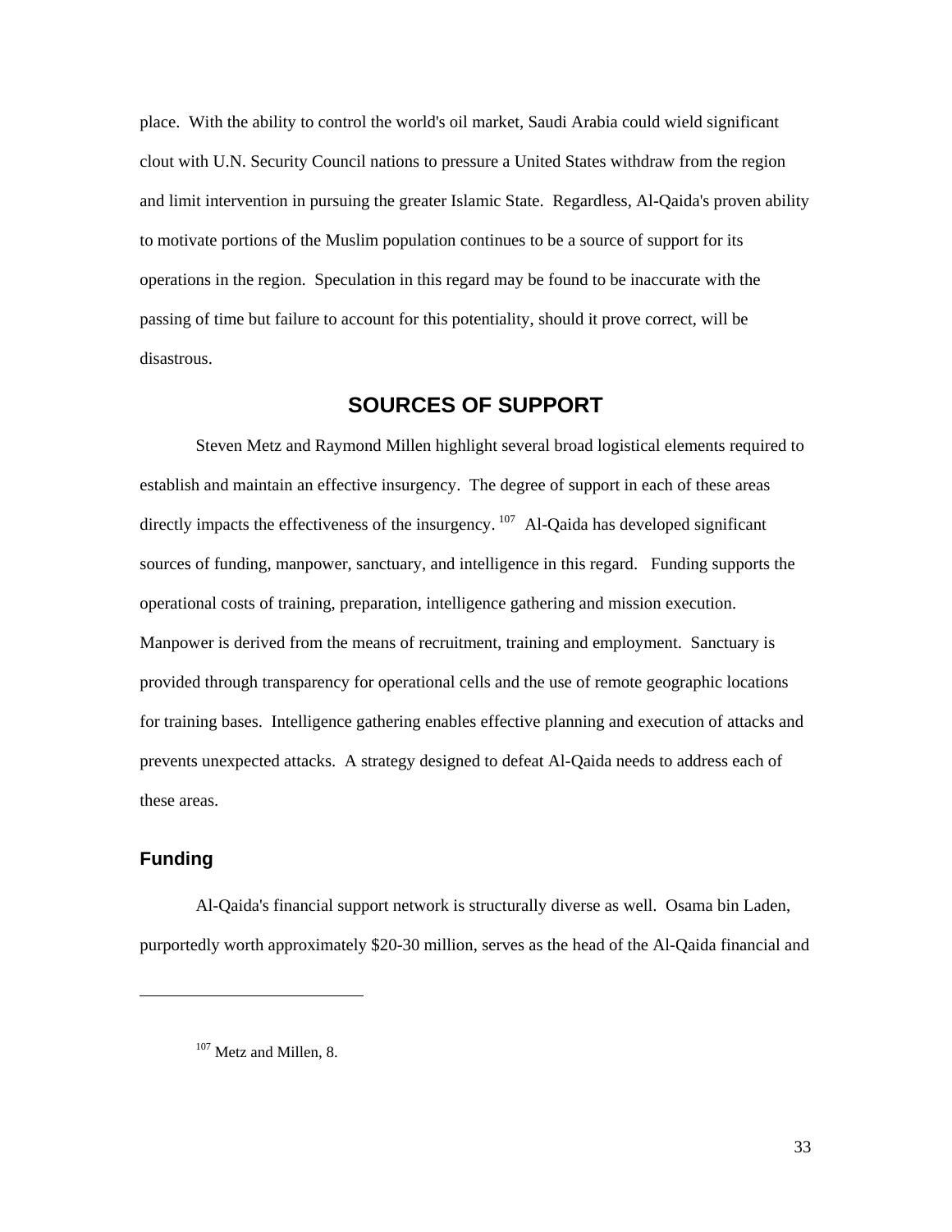place. With the ability to control the world's oil market, Saudi Arabia could wield significant clout with U.N. Security Council nations to pressure a United States withdraw from the region and limit intervention in pursuing the greater Islamic State. Regardless, Al-Qaida's proven ability to motivate portions of the Muslim population continues to be a source of support for its operations in the region. Speculation in this regard may be found to be inaccurate with the passing of time but failure to account for this potentiality, should it prove correct, will be disastrous.

## SOURCES OF SUPPORT

Steven Metz and Raymond Millen highlight several broad logistical elements required to establish and maintain an effective insurgency. The degree of support in each of these areas directly impacts the effectiveness of the insurgency.[107] Al-Qaida has developed significant sources of funding, manpower, sanctuary, and intelligence in this regard. Funding supports the operational costs of training, preparation, intelligence gathering and mission execution. Manpower is derived from the means of recruitment, training and employment. Sanctuary is provided through transparency for operational cells and the use of remote geographic locations for training bases. Intelligence gathering enables effective planning and execution of attacks and prevents unexpected attacks. A strategy designed to defeat Al-Qaida needs to address each of these areas.

### Funding

Al-Qaida's financial support network is structurally diverse as well. Osama bin Laden, purportedly worth approximately $20-30 million, serves as the head of the Al-Qaida financial and

---

[107] Metz and Millen, 8.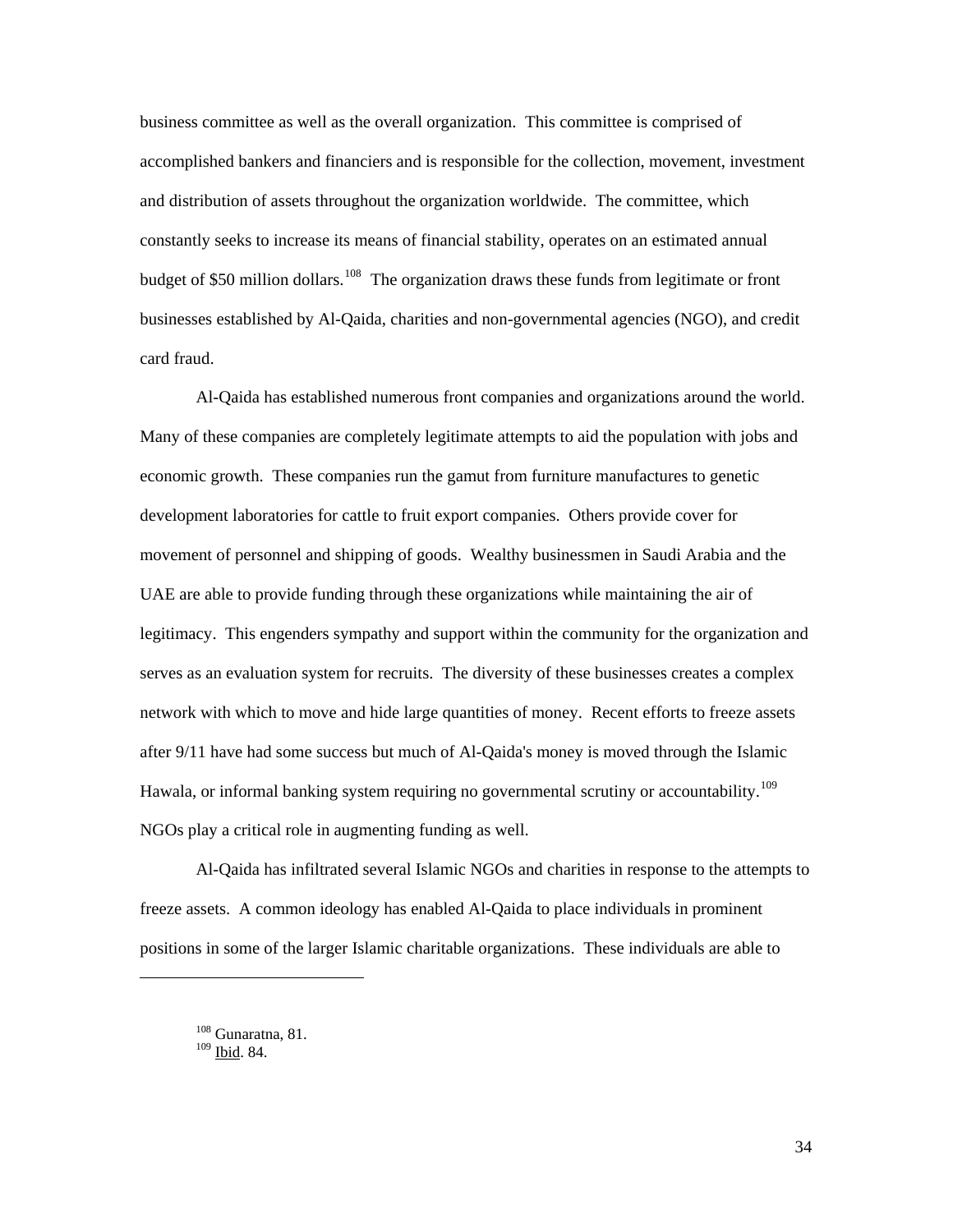business committee as well as the overall organization. This committee is comprised of accomplished bankers and financiers and is responsible for the collection, movement, investment and distribution of assets throughout the organization worldwide. The committee, which constantly seeks to increase its means of financial stability, operates on an estimated annual budget of $50 million dollars.[108] The organization draws these funds from legitimate or front businesses established by Al-Qaida, charities and non-governmental agencies (NGO), and credit card fraud.

Al-Qaida has established numerous front companies and organizations around the world. Many of these companies are completely legitimate attempts to aid the population with jobs and economic growth. These companies run the gamut from furniture manufactures to genetic development laboratories for cattle to fruit export companies. Others provide cover for movement of personnel and shipping of goods. Wealthy businessmen in Saudi Arabia and the UAE are able to provide funding through these organizations while maintaining the air of legitimacy. This engenders sympathy and support within the community for the organization and serves as an evaluation system for recruits. The diversity of these businesses creates a complex network with which to move and hide large quantities of money. Recent efforts to freeze assets after 9/11 have had some success but much of Al-Qaida's money is moved through the Islamic Hawala, or informal banking system requiring no governmental scrutiny or accountability.[109] NGOs play a critical role in augmenting funding as well.

Al-Qaida has infiltrated several Islamic NGOs and charities in response to the attempts to freeze assets. A common ideology has enabled Al-Qaida to place individuals in prominent positions in some of the larger Islamic charitable organizations. These individuals are able to

---

[108] Gunaratna, 81.
[109] Ibid. 84.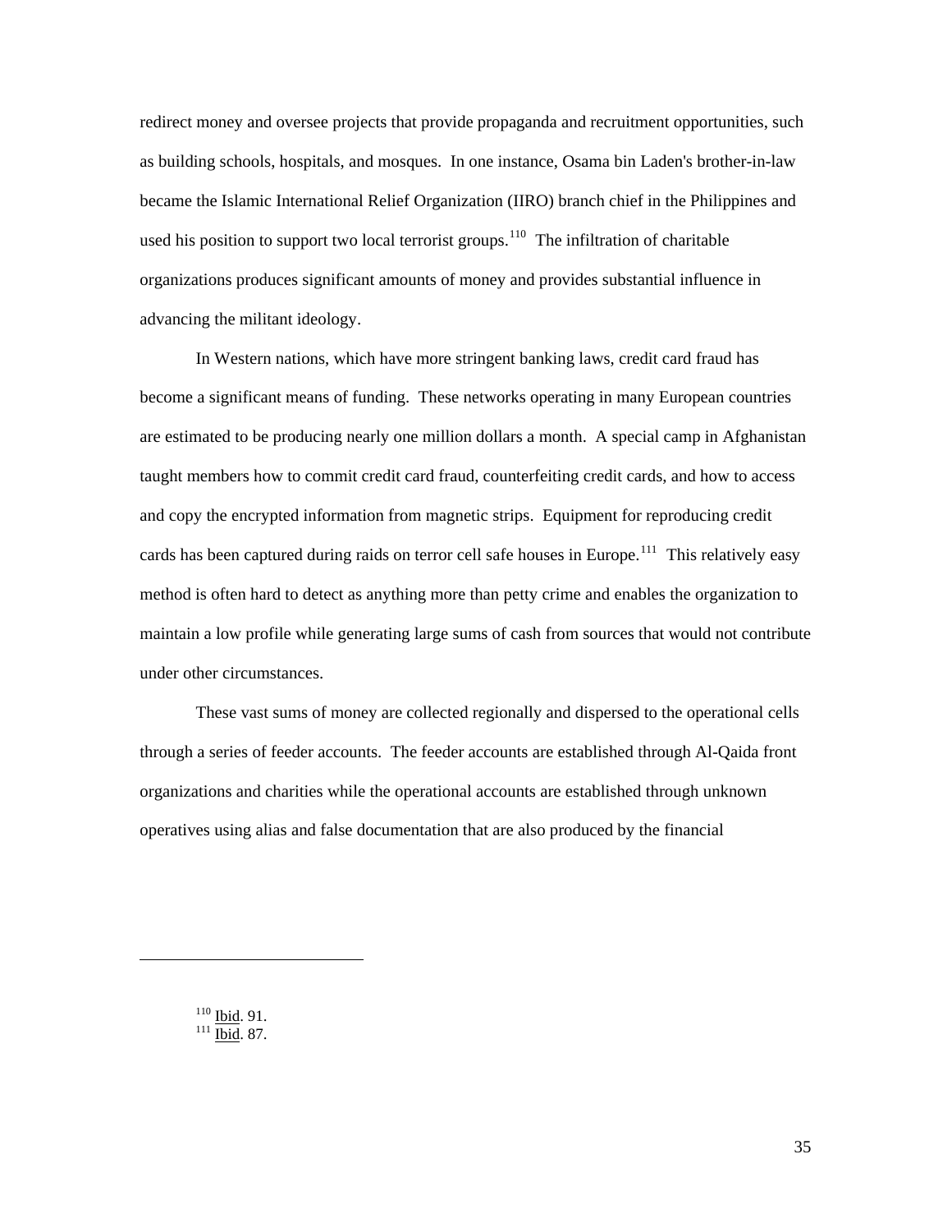redirect money and oversee projects that provide propaganda and recruitment opportunities, such as building schools, hospitals, and mosques. In one instance, Osama bin Laden's brother-in-law became the Islamic International Relief Organization (IIRO) branch chief in the Philippines and used his position to support two local terrorist groups.[110] The infiltration of charitable organizations produces significant amounts of money and provides substantial influence in advancing the militant ideology.

In Western nations, which have more stringent banking laws, credit card fraud has become a significant means of funding. These networks operating in many European countries are estimated to be producing nearly one million dollars a month. A special camp in Afghanistan taught members how to commit credit card fraud, counterfeiting credit cards, and how to access and copy the encrypted information from magnetic strips. Equipment for reproducing credit cards has been captured during raids on terror cell safe houses in Europe.[111] This relatively easy method is often hard to detect as anything more than petty crime and enables the organization to maintain a low profile while generating large sums of cash from sources that would not contribute under other circumstances.

These vast sums of money are collected regionally and dispersed to the operational cells through a series of feeder accounts. The feeder accounts are established through Al-Qaida front organizations and charities while the operational accounts are established through unknown operatives using alias and false documentation that are also produced by the financial

---

[110] Ibid. 91.
[111] Ibid. 87.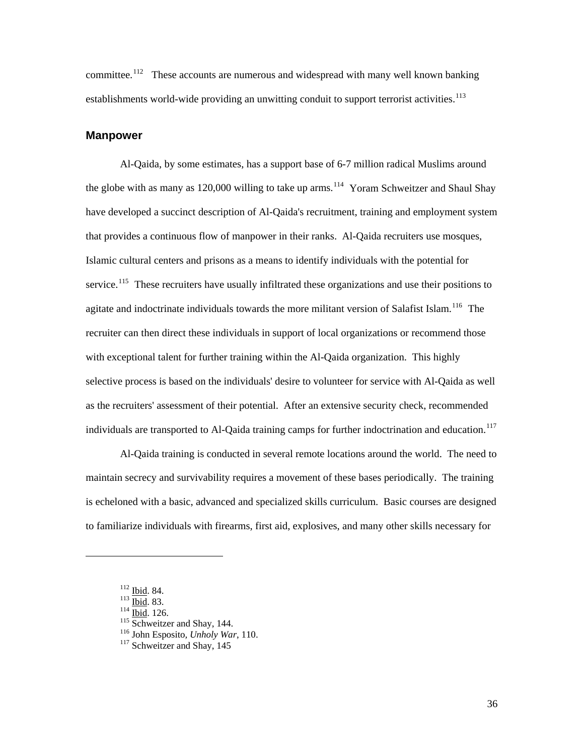committee.[112] These accounts are numerous and widespread with many well known banking establishments world-wide providing an unwitting conduit to support terrorist activities.[113]

## Manpower

Al-Qaida, by some estimates, has a support base of 6-7 million radical Muslims around the globe with as many as 120,000 willing to take up arms.[114] Yoram Schweitzer and Shaul Shay have developed a succinct description of Al-Qaida's recruitment, training and employment system that provides a continuous flow of manpower in their ranks. Al-Qaida recruiters use mosques, Islamic cultural centers and prisons as a means to identify individuals with the potential for service.[115] These recruiters have usually infiltrated these organizations and use their positions to agitate and indoctrinate individuals towards the more militant version of Salafist Islam.[116] The recruiter can then direct these individuals in support of local organizations or recommend those with exceptional talent for further training within the Al-Qaida organization. This highly selective process is based on the individuals' desire to volunteer for service with Al-Qaida as well as the recruiters' assessment of their potential. After an extensive security check, recommended individuals are transported to Al-Qaida training camps for further indoctrination and education.[117]

Al-Qaida training is conducted in several remote locations around the world. The need to maintain secrecy and survivability requires a movement of these bases periodically. The training is echeloned with a basic, advanced and specialized skills curriculum. Basic courses are designed to familiarize individuals with firearms, first aid, explosives, and many other skills necessary for

---

[112] Ibid. 84.
[113] Ibid. 83.
[114] Ibid. 126.
[115] Schweitzer and Shay, 144.
[116] John Esposito, *Unholy War*, 110.
[117] Schweitzer and Shay, 145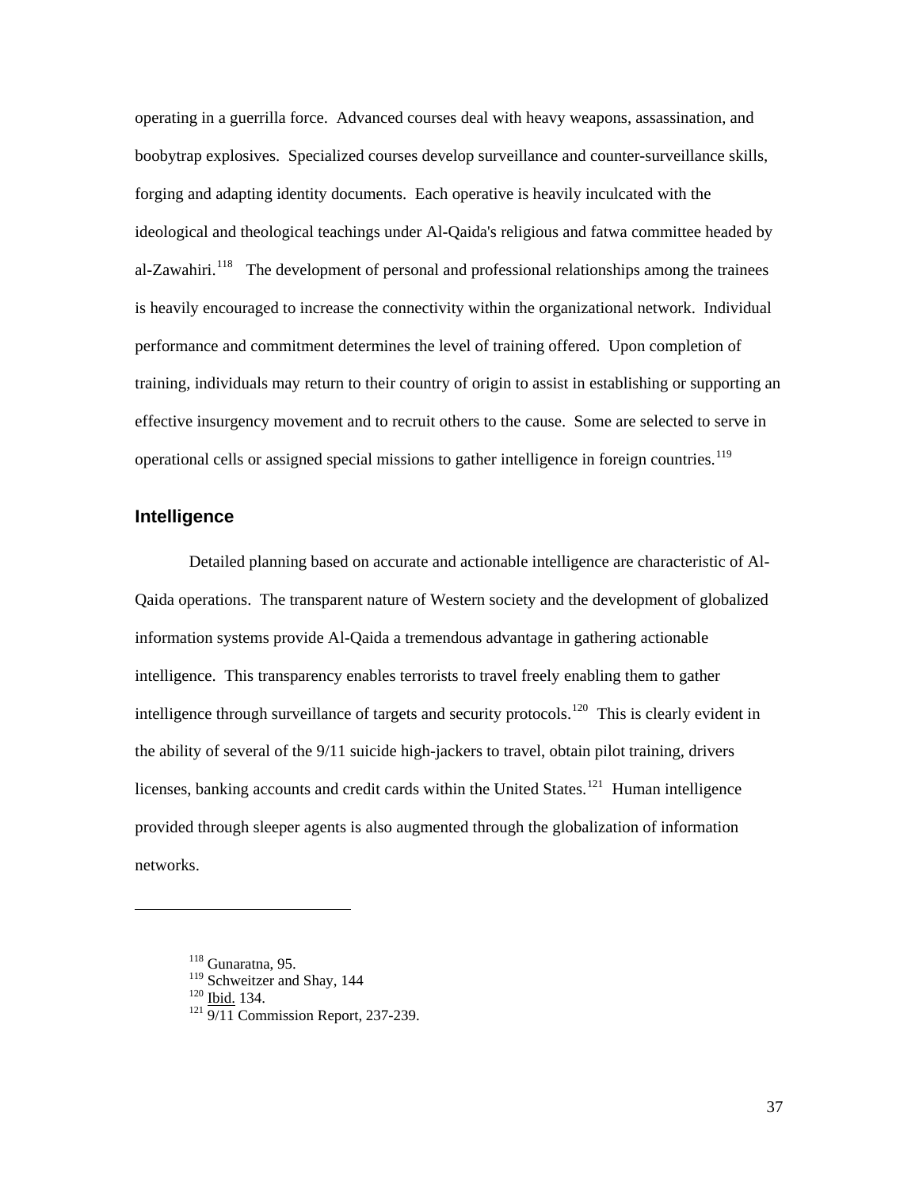operating in a guerrilla force. Advanced courses deal with heavy weapons, assassination, and boobytrap explosives. Specialized courses develop surveillance and counter-surveillance skills, forging and adapting identity documents. Each operative is heavily inculcated with the ideological and theological teachings under Al-Qaida's religious and fatwa committee headed by al-Zawahiri.[118] The development of personal and professional relationships among the trainees is heavily encouraged to increase the connectivity within the organizational network. Individual performance and commitment determines the level of training offered. Upon completion of training, individuals may return to their country of origin to assist in establishing or supporting an effective insurgency movement and to recruit others to the cause. Some are selected to serve in operational cells or assigned special missions to gather intelligence in foreign countries.[119]

## Intelligence

Detailed planning based on accurate and actionable intelligence are characteristic of Al-Qaida operations. The transparent nature of Western society and the development of globalized information systems provide Al-Qaida a tremendous advantage in gathering actionable intelligence. This transparency enables terrorists to travel freely enabling them to gather intelligence through surveillance of targets and security protocols.[120] This is clearly evident in the ability of several of the 9/11 suicide high-jackers to travel, obtain pilot training, drivers licenses, banking accounts and credit cards within the United States.[121] Human intelligence provided through sleeper agents is also augmented through the globalization of information networks.

---

[118] Gunaratna, 95.
[119] Schweitzer and Shay, 144
[120] Ibid. 134.
[121] 9/11 Commission Report, 237-239.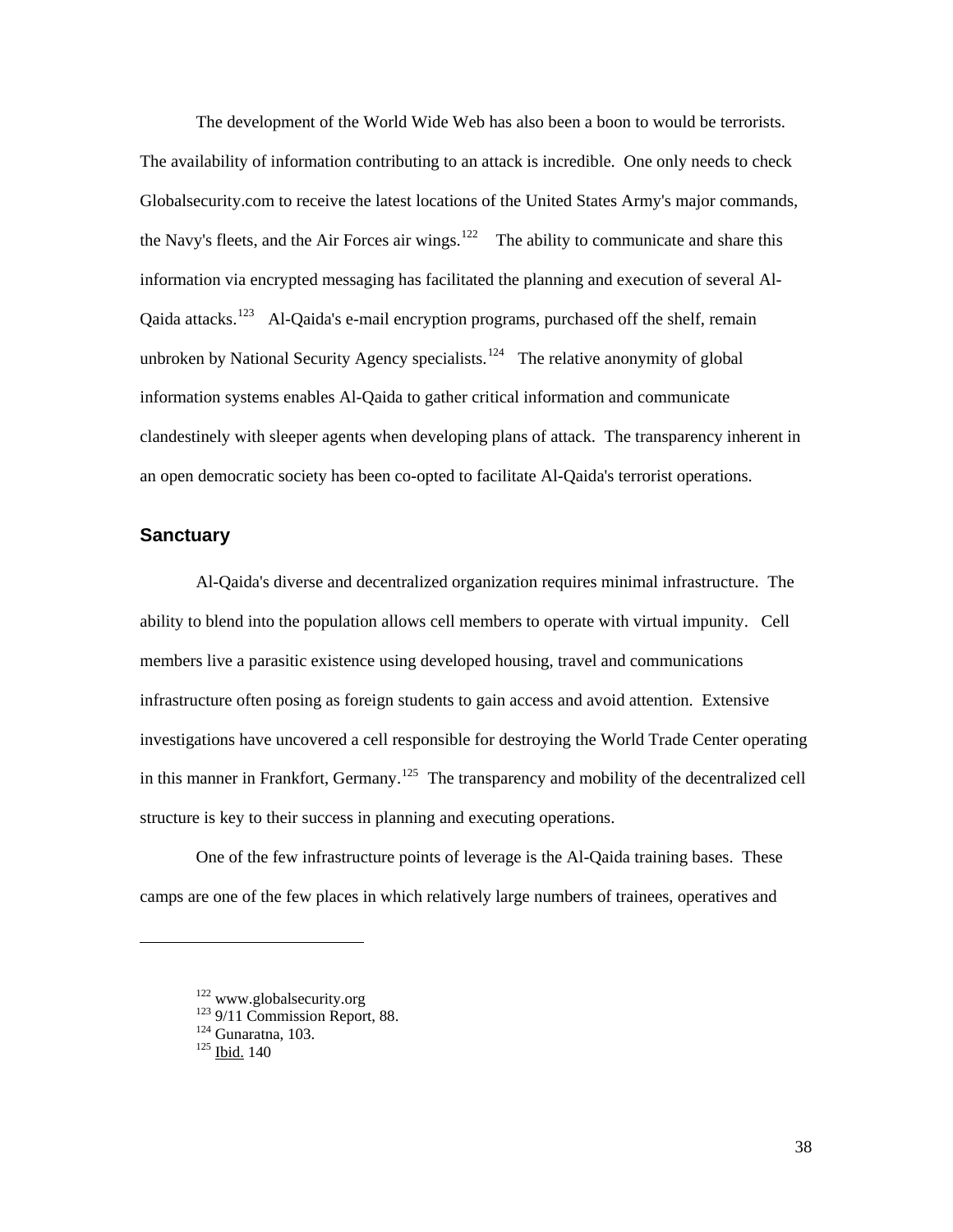The development of the World Wide Web has also been a boon to would be terrorists. The availability of information contributing to an attack is incredible. One only needs to check Globalsecurity.com to receive the latest locations of the United States Army's major commands, the Navy's fleets, and the Air Forces air wings.[122] The ability to communicate and share this information via encrypted messaging has facilitated the planning and execution of several Al-Qaida attacks.[123] Al-Qaida's e-mail encryption programs, purchased off the shelf, remain unbroken by National Security Agency specialists.[124] The relative anonymity of global information systems enables Al-Qaida to gather critical information and communicate clandestinely with sleeper agents when developing plans of attack. The transparency inherent in an open democratic society has been co-opted to facilitate Al-Qaida's terrorist operations.

## Sanctuary

Al-Qaida's diverse and decentralized organization requires minimal infrastructure. The ability to blend into the population allows cell members to operate with virtual impunity. Cell members live a parasitic existence using developed housing, travel and communications infrastructure often posing as foreign students to gain access and avoid attention. Extensive investigations have uncovered a cell responsible for destroying the World Trade Center operating in this manner in Frankfort, Germany.[125] The transparency and mobility of the decentralized cell structure is key to their success in planning and executing operations.

One of the few infrastructure points of leverage is the Al-Qaida training bases. These camps are one of the few places in which relatively large numbers of trainees, operatives and

---

[122] www.globalsecurity.org
[123] 9/11 Commission Report, 88.
[124] Gunaratna, 103.
[125] Ibid. 140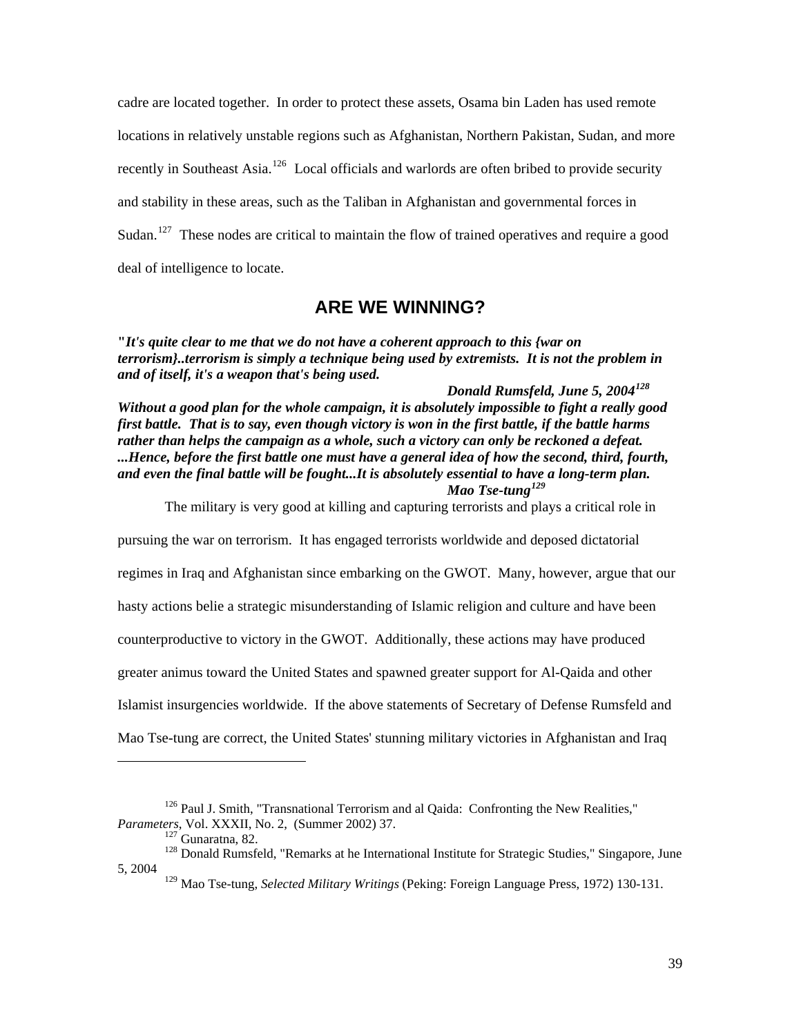cadre are located together. In order to protect these assets, Osama bin Laden has used remote locations in relatively unstable regions such as Afghanistan, Northern Pakistan, Sudan, and more recently in Southeast Asia.[126] Local officials and warlords are often bribed to provide security and stability in these areas, such as the Taliban in Afghanistan and governmental forces in Sudan.[127] These nodes are critical to maintain the flow of trained operatives and require a good deal of intelligence to locate.

## ARE WE WINNING?

***"It's quite clear to me that we do not have a coherent approach to this {war on terrorism}..terrorism is simply a technique being used by extremists. It is not the problem in and of itself, it's a weapon that's being used.***

***Donald Rumsfeld, June 5, 2004[128]***

***Without a good plan for the whole campaign, it is absolutely impossible to fight a really good first battle. That is to say, even though victory is won in the first battle, if the battle harms rather than helps the campaign as a whole, such a victory can only be reckoned a defeat. ...Hence, before the first battle one must have a general idea of how the second, third, fourth, and even the final battle will be fought...It is absolutely essential to have a long-term plan.***

***Mao Tse-tung[129]***

The military is very good at killing and capturing terrorists and plays a critical role in pursuing the war on terrorism. It has engaged terrorists worldwide and deposed dictatorial regimes in Iraq and Afghanistan since embarking on the GWOT. Many, however, argue that our hasty actions belie a strategic misunderstanding of Islamic religion and culture and have been counterproductive to victory in the GWOT. Additionally, these actions may have produced greater animus toward the United States and spawned greater support for Al-Qaida and other Islamist insurgencies worldwide. If the above statements of Secretary of Defense Rumsfeld and Mao Tse-tung are correct, the United States' stunning military victories in Afghanistan and Iraq

---

[126] Paul J. Smith, "Transnational Terrorism and al Qaida: Confronting the New Realities," *Parameters*, Vol. XXXII, No. 2, (Summer 2002) 37.

[127] Gunaratna, 82.

[128] Donald Rumsfeld, "Remarks at he International Institute for Strategic Studies," Singapore, June 5, 2004

[129] Mao Tse-tung, *Selected Military Writings* (Peking: Foreign Language Press, 1972) 130-131.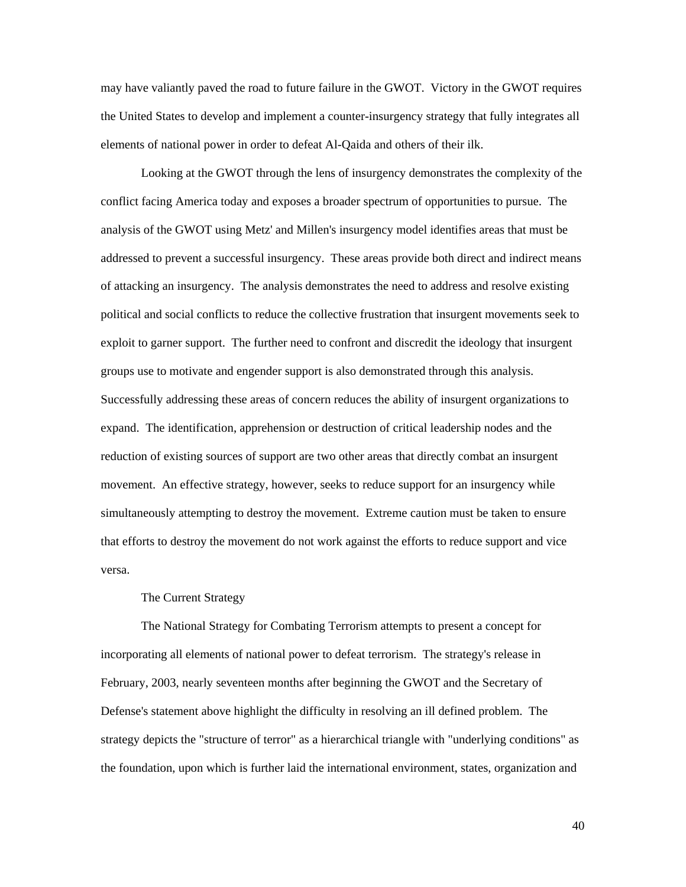may have valiantly paved the road to future failure in the GWOT. Victory in the GWOT requires the United States to develop and implement a counter-insurgency strategy that fully integrates all elements of national power in order to defeat Al-Qaida and others of their ilk.

Looking at the GWOT through the lens of insurgency demonstrates the complexity of the conflict facing America today and exposes a broader spectrum of opportunities to pursue. The analysis of the GWOT using Metz' and Millen's insurgency model identifies areas that must be addressed to prevent a successful insurgency. These areas provide both direct and indirect means of attacking an insurgency. The analysis demonstrates the need to address and resolve existing political and social conflicts to reduce the collective frustration that insurgent movements seek to exploit to garner support. The further need to confront and discredit the ideology that insurgent groups use to motivate and engender support is also demonstrated through this analysis. Successfully addressing these areas of concern reduces the ability of insurgent organizations to expand. The identification, apprehension or destruction of critical leadership nodes and the reduction of existing sources of support are two other areas that directly combat an insurgent movement. An effective strategy, however, seeks to reduce support for an insurgency while simultaneously attempting to destroy the movement. Extreme caution must be taken to ensure that efforts to destroy the movement do not work against the efforts to reduce support and vice versa.

## The Current Strategy

The National Strategy for Combating Terrorism attempts to present a concept for incorporating all elements of national power to defeat terrorism. The strategy's release in February, 2003, nearly seventeen months after beginning the GWOT and the Secretary of Defense's statement above highlight the difficulty in resolving an ill defined problem. The strategy depicts the "structure of terror" as a hierarchical triangle with "underlying conditions" as the foundation, upon which is further laid the international environment, states, organization and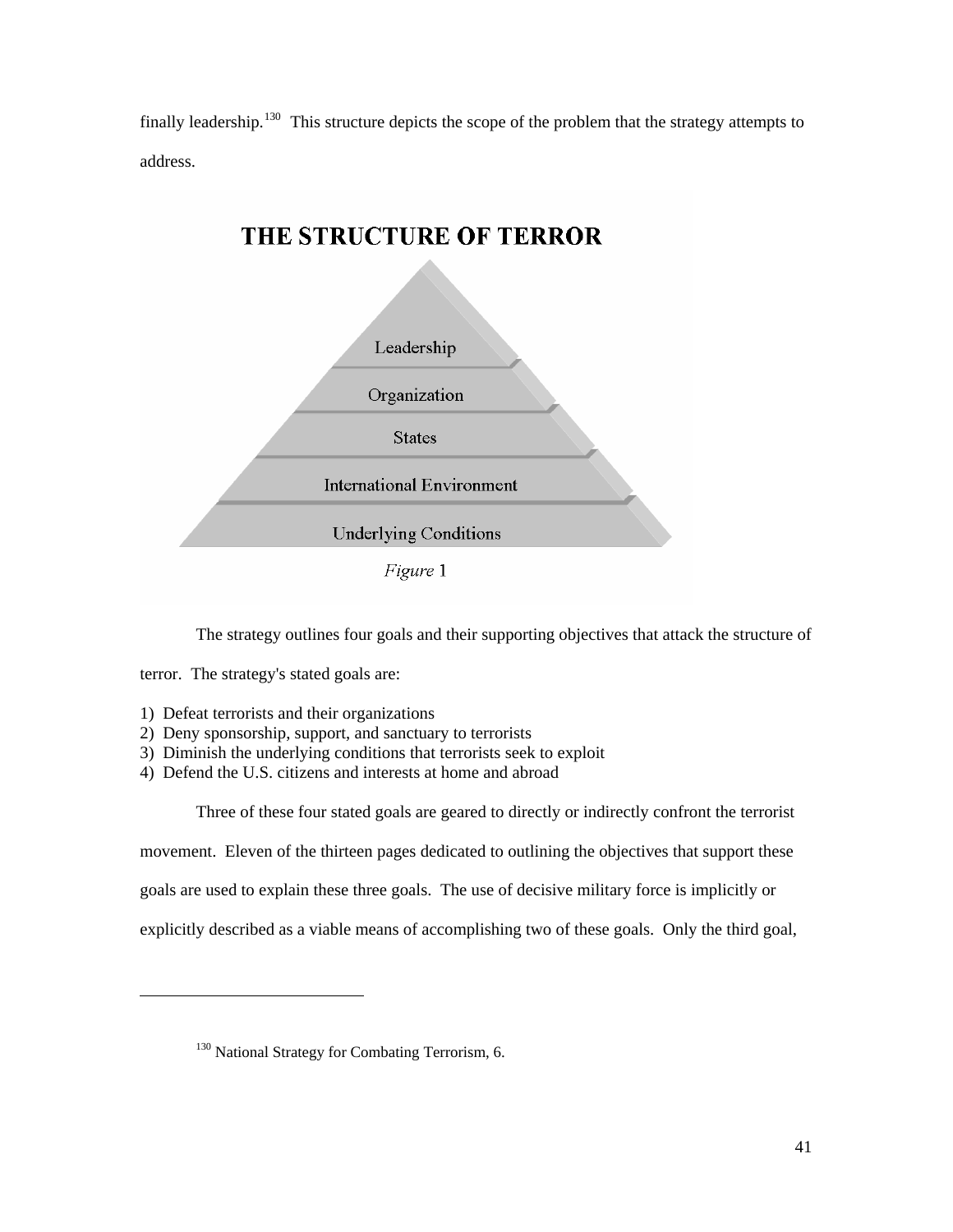finally leadership.[130] This structure depicts the scope of the problem that the strategy attempts to address.

**THE STRUCTURE OF TERROR**

Leadership

Organization

States

International Environment

Underlying Conditions

*Figure* 1

The strategy outlines four goals and their supporting objectives that attack the structure of terror. The strategy's stated goals are:

1) Defeat terrorists and their organizations
2) Deny sponsorship, support, and sanctuary to terrorists
3) Diminish the underlying conditions that terrorists seek to exploit
4) Defend the U.S. citizens and interests at home and abroad

Three of these four stated goals are geared to directly or indirectly confront the terrorist movement. Eleven of the thirteen pages dedicated to outlining the objectives that support these goals are used to explain these three goals. The use of decisive military force is implicitly or explicitly described as a viable means of accomplishing two of these goals. Only the third goal,

---

[130] National Strategy for Combating Terrorism, 6.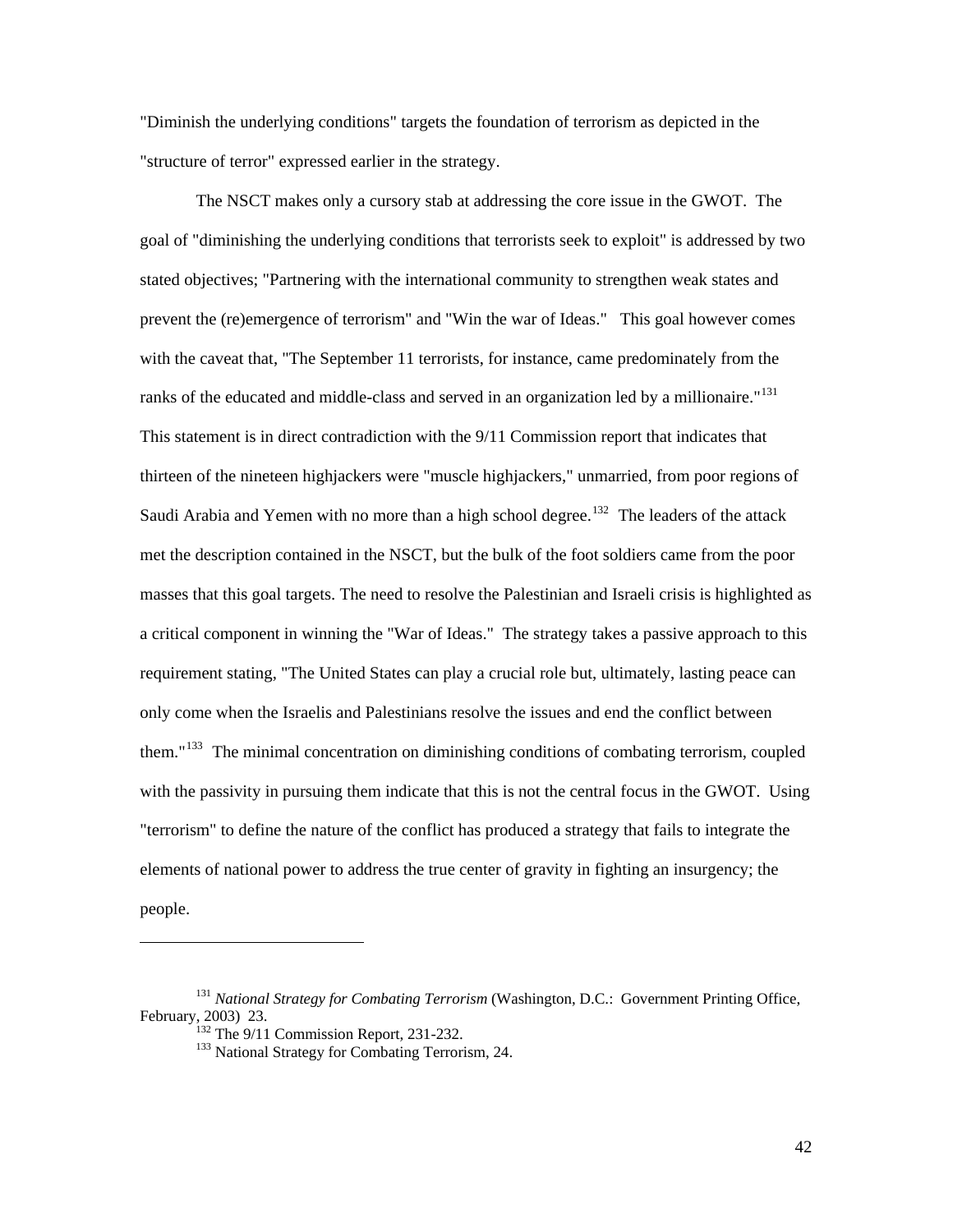"Diminish the underlying conditions" targets the foundation of terrorism as depicted in the "structure of terror" expressed earlier in the strategy.

The NSCT makes only a cursory stab at addressing the core issue in the GWOT. The goal of "diminishing the underlying conditions that terrorists seek to exploit" is addressed by two stated objectives; "Partnering with the international community to strengthen weak states and prevent the (re)emergence of terrorism" and "Win the war of Ideas." This goal however comes with the caveat that, "The September 11 terrorists, for instance, came predominately from the ranks of the educated and middle-class and served in an organization led by a millionaire."[131] This statement is in direct contradiction with the 9/11 Commission report that indicates that thirteen of the nineteen highjackers were "muscle highjackers," unmarried, from poor regions of Saudi Arabia and Yemen with no more than a high school degree.[132] The leaders of the attack met the description contained in the NSCT, but the bulk of the foot soldiers came from the poor masses that this goal targets. The need to resolve the Palestinian and Israeli crisis is highlighted as a critical component in winning the "War of Ideas." The strategy takes a passive approach to this requirement stating, "The United States can play a crucial role but, ultimately, lasting peace can only come when the Israelis and Palestinians resolve the issues and end the conflict between them."[133] The minimal concentration on diminishing conditions of combating terrorism, coupled with the passivity in pursuing them indicate that this is not the central focus in the GWOT. Using "terrorism" to define the nature of the conflict has produced a strategy that fails to integrate the elements of national power to address the true center of gravity in fighting an insurgency; the people.

---

[131] *National Strategy for Combating Terrorism* (Washington, D.C.: Government Printing Office, February, 2003) 23.

[132] The 9/11 Commission Report, 231-232.

[133] National Strategy for Combating Terrorism, 24.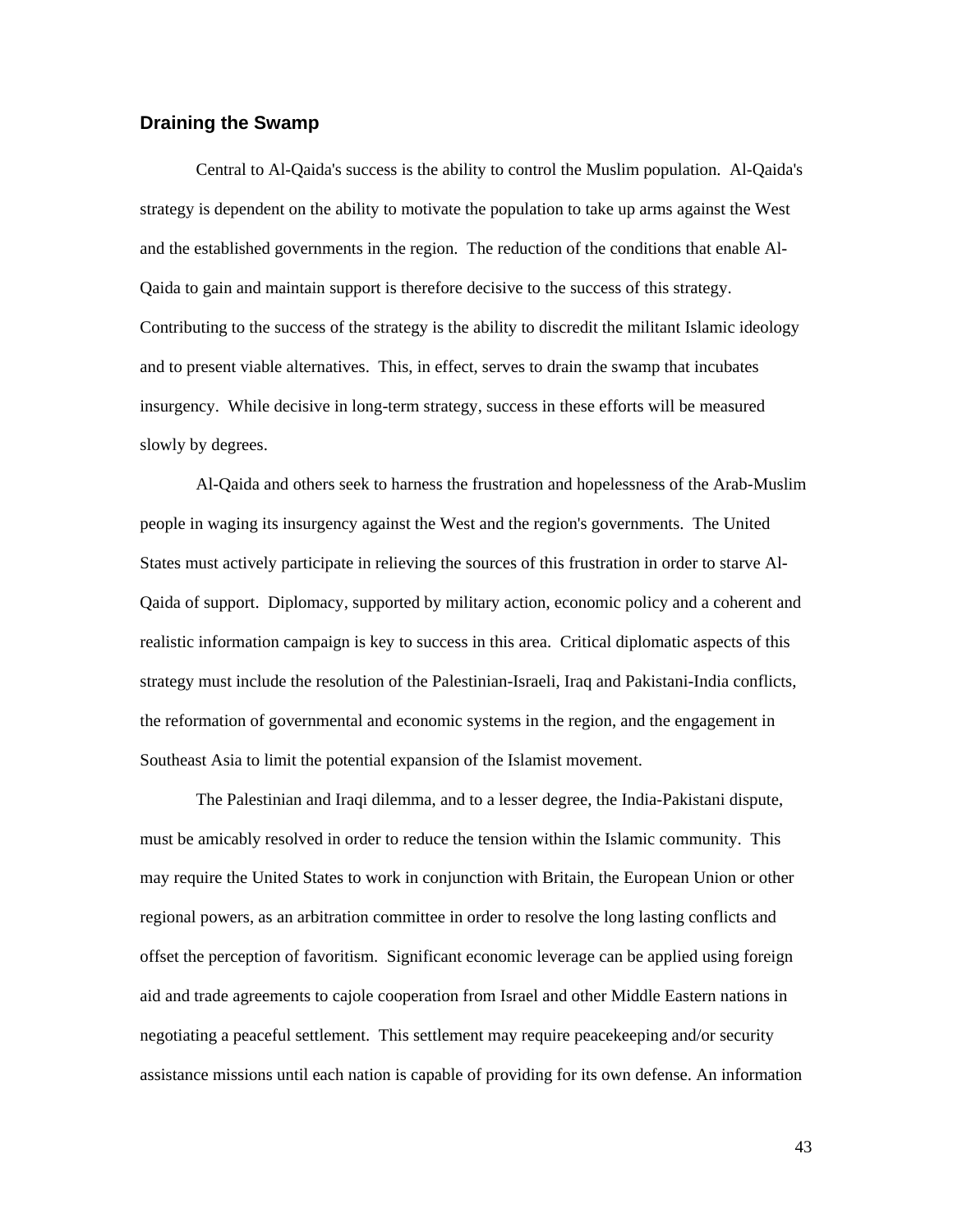## Draining the Swamp

Central to Al-Qaida's success is the ability to control the Muslim population. Al-Qaida's strategy is dependent on the ability to motivate the population to take up arms against the West and the established governments in the region. The reduction of the conditions that enable Al-Qaida to gain and maintain support is therefore decisive to the success of this strategy. Contributing to the success of the strategy is the ability to discredit the militant Islamic ideology and to present viable alternatives. This, in effect, serves to drain the swamp that incubates insurgency. While decisive in long-term strategy, success in these efforts will be measured slowly by degrees.

Al-Qaida and others seek to harness the frustration and hopelessness of the Arab-Muslim people in waging its insurgency against the West and the region's governments. The United States must actively participate in relieving the sources of this frustration in order to starve Al-Qaida of support. Diplomacy, supported by military action, economic policy and a coherent and realistic information campaign is key to success in this area. Critical diplomatic aspects of this strategy must include the resolution of the Palestinian-Israeli, Iraq and Pakistani-India conflicts, the reformation of governmental and economic systems in the region, and the engagement in Southeast Asia to limit the potential expansion of the Islamist movement.

The Palestinian and Iraqi dilemma, and to a lesser degree, the India-Pakistani dispute, must be amicably resolved in order to reduce the tension within the Islamic community. This may require the United States to work in conjunction with Britain, the European Union or other regional powers, as an arbitration committee in order to resolve the long lasting conflicts and offset the perception of favoritism. Significant economic leverage can be applied using foreign aid and trade agreements to cajole cooperation from Israel and other Middle Eastern nations in negotiating a peaceful settlement. This settlement may require peacekeeping and/or security assistance missions until each nation is capable of providing for its own defense. An information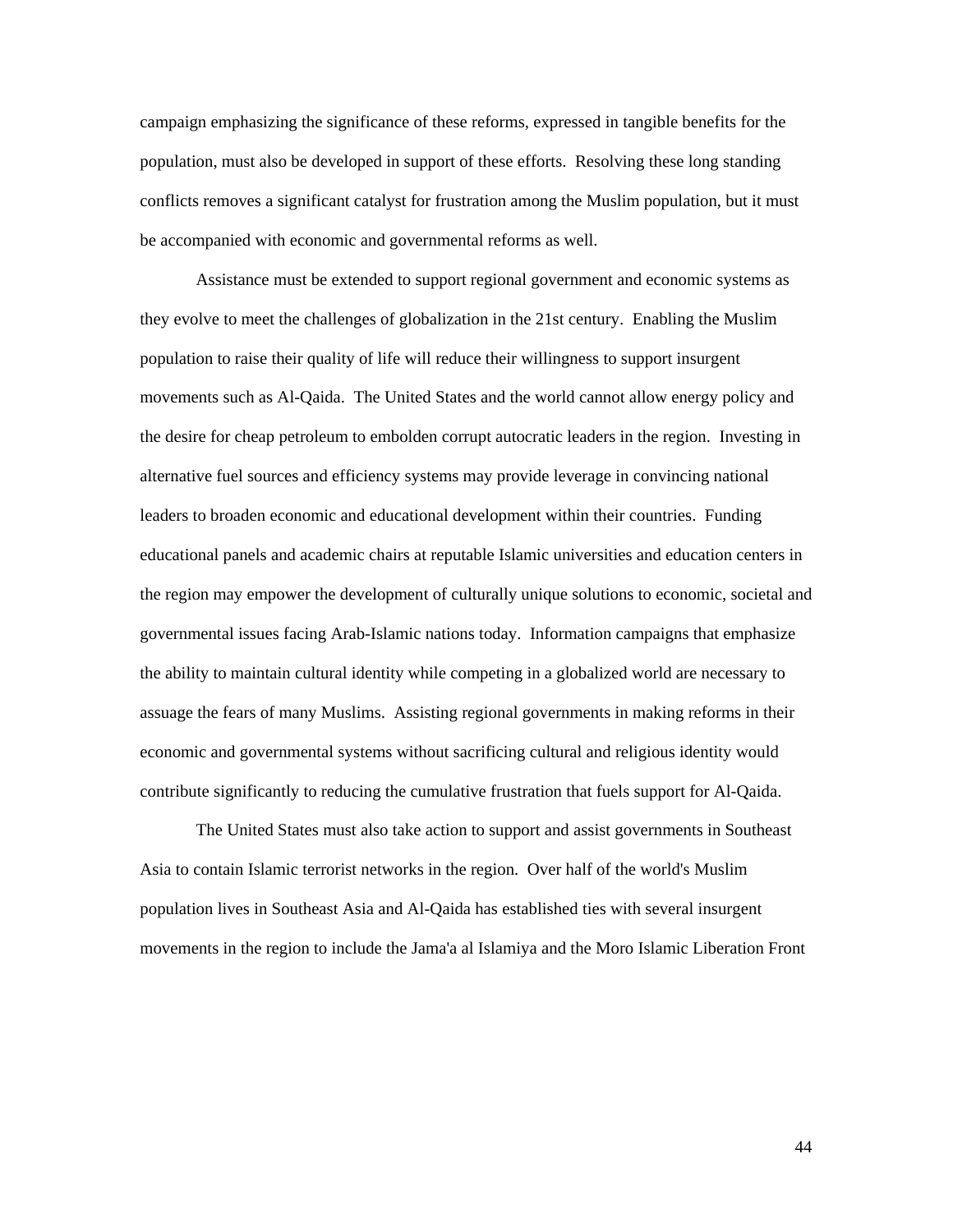campaign emphasizing the significance of these reforms, expressed in tangible benefits for the population, must also be developed in support of these efforts. Resolving these long standing conflicts removes a significant catalyst for frustration among the Muslim population, but it must be accompanied with economic and governmental reforms as well.

Assistance must be extended to support regional government and economic systems as they evolve to meet the challenges of globalization in the 21st century. Enabling the Muslim population to raise their quality of life will reduce their willingness to support insurgent movements such as Al-Qaida. The United States and the world cannot allow energy policy and the desire for cheap petroleum to embolden corrupt autocratic leaders in the region. Investing in alternative fuel sources and efficiency systems may provide leverage in convincing national leaders to broaden economic and educational development within their countries. Funding educational panels and academic chairs at reputable Islamic universities and education centers in the region may empower the development of culturally unique solutions to economic, societal and governmental issues facing Arab-Islamic nations today. Information campaigns that emphasize the ability to maintain cultural identity while competing in a globalized world are necessary to assuage the fears of many Muslims. Assisting regional governments in making reforms in their economic and governmental systems without sacrificing cultural and religious identity would contribute significantly to reducing the cumulative frustration that fuels support for Al-Qaida.

The United States must also take action to support and assist governments in Southeast Asia to contain Islamic terrorist networks in the region. Over half of the world's Muslim population lives in Southeast Asia and Al-Qaida has established ties with several insurgent movements in the region to include the Jama'a al Islamiya and the Moro Islamic Liberation Front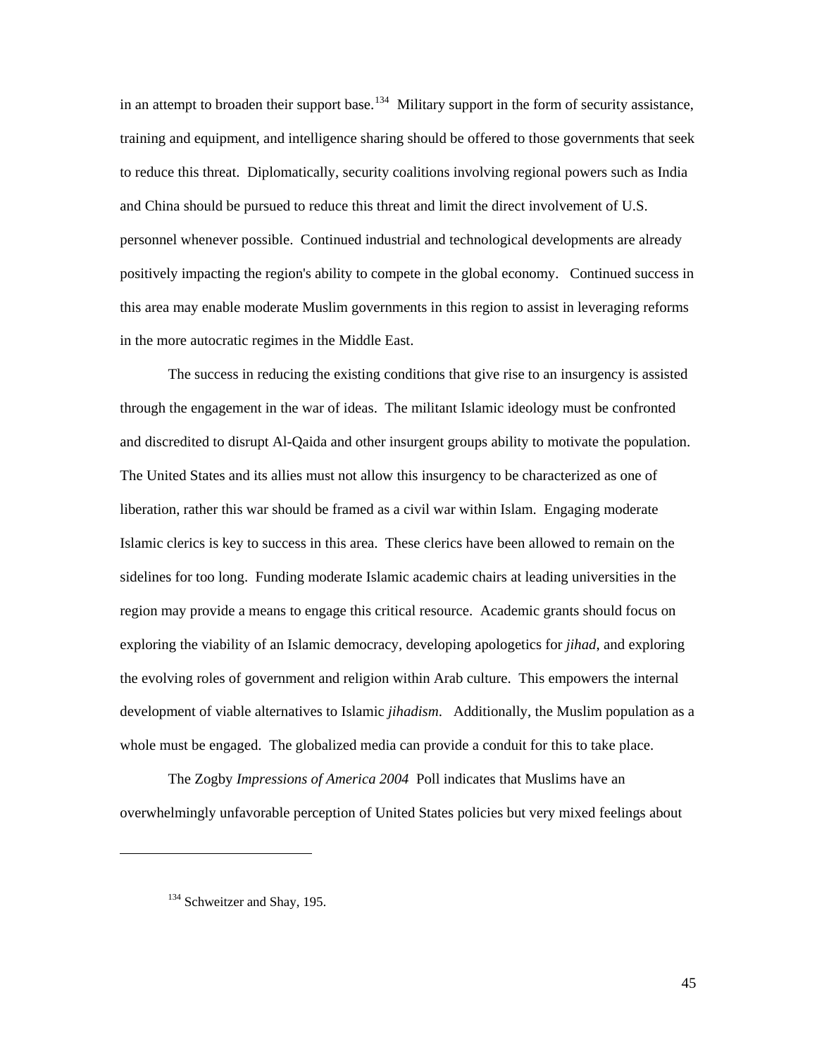in an attempt to broaden their support base.[134] Military support in the form of security assistance, training and equipment, and intelligence sharing should be offered to those governments that seek to reduce this threat. Diplomatically, security coalitions involving regional powers such as India and China should be pursued to reduce this threat and limit the direct involvement of U.S. personnel whenever possible. Continued industrial and technological developments are already positively impacting the region's ability to compete in the global economy. Continued success in this area may enable moderate Muslim governments in this region to assist in leveraging reforms in the more autocratic regimes in the Middle East.

The success in reducing the existing conditions that give rise to an insurgency is assisted through the engagement in the war of ideas. The militant Islamic ideology must be confronted and discredited to disrupt Al-Qaida and other insurgent groups ability to motivate the population. The United States and its allies must not allow this insurgency to be characterized as one of liberation, rather this war should be framed as a civil war within Islam. Engaging moderate Islamic clerics is key to success in this area. These clerics have been allowed to remain on the sidelines for too long. Funding moderate Islamic academic chairs at leading universities in the region may provide a means to engage this critical resource. Academic grants should focus on exploring the viability of an Islamic democracy, developing apologetics for *jihad*, and exploring the evolving roles of government and religion within Arab culture. This empowers the internal development of viable alternatives to Islamic *jihadism*. Additionally, the Muslim population as a whole must be engaged. The globalized media can provide a conduit for this to take place.

The Zogby *Impressions of America 2004* Poll indicates that Muslims have an overwhelmingly unfavorable perception of United States policies but very mixed feelings about

---

[134] Schweitzer and Shay, 195.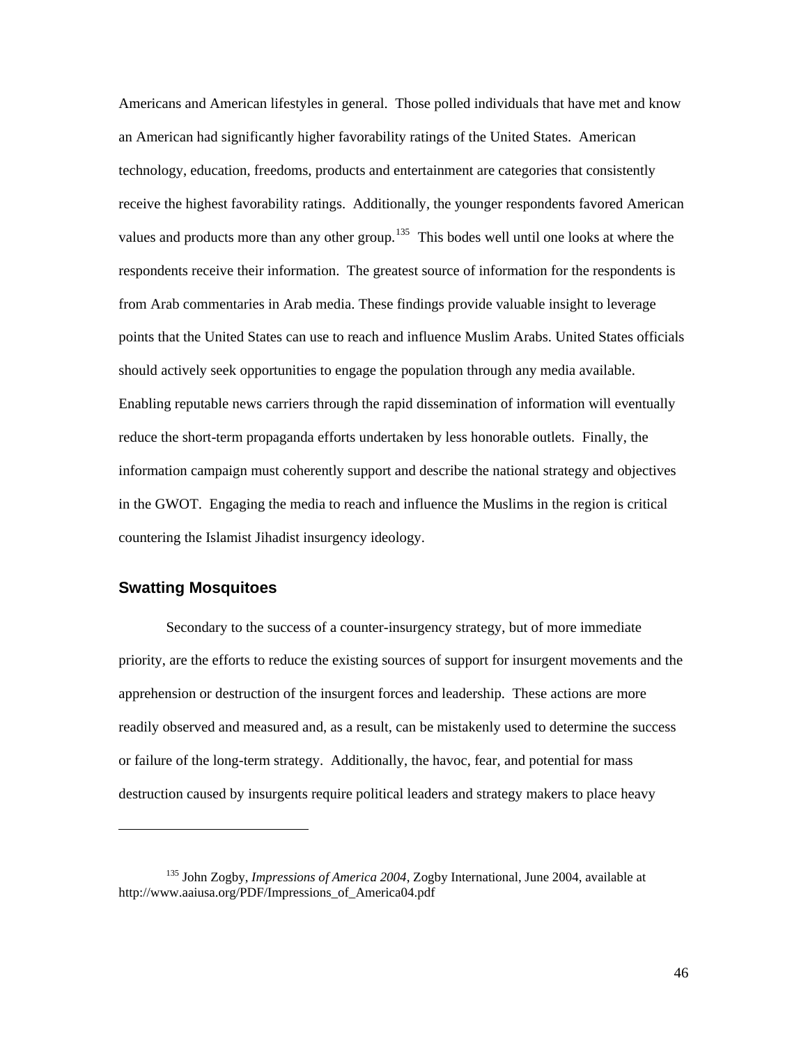Americans and American lifestyles in general. Those polled individuals that have met and know an American had significantly higher favorability ratings of the United States. American technology, education, freedoms, products and entertainment are categories that consistently receive the highest favorability ratings. Additionally, the younger respondents favored American values and products more than any other group.[135] This bodes well until one looks at where the respondents receive their information. The greatest source of information for the respondents is from Arab commentaries in Arab media. These findings provide valuable insight to leverage points that the United States can use to reach and influence Muslim Arabs. United States officials should actively seek opportunities to engage the population through any media available. Enabling reputable news carriers through the rapid dissemination of information will eventually reduce the short-term propaganda efforts undertaken by less honorable outlets. Finally, the information campaign must coherently support and describe the national strategy and objectives in the GWOT. Engaging the media to reach and influence the Muslims in the region is critical countering the Islamist Jihadist insurgency ideology.

## Swatting Mosquitoes

Secondary to the success of a counter-insurgency strategy, but of more immediate priority, are the efforts to reduce the existing sources of support for insurgent movements and the apprehension or destruction of the insurgent forces and leadership. These actions are more readily observed and measured and, as a result, can be mistakenly used to determine the success or failure of the long-term strategy. Additionally, the havoc, fear, and potential for mass destruction caused by insurgents require political leaders and strategy makers to place heavy

---

[135] John Zogby, *Impressions of America 2004*, Zogby International, June 2004, available at http://www.aaiusa.org/PDF/Impressions_of_America04.pdf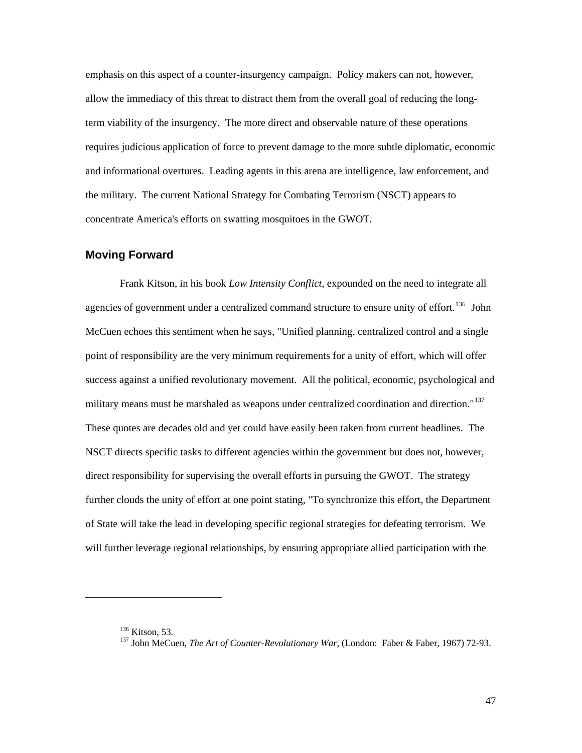emphasis on this aspect of a counter-insurgency campaign. Policy makers can not, however, allow the immediacy of this threat to distract them from the overall goal of reducing the long-term viability of the insurgency. The more direct and observable nature of these operations requires judicious application of force to prevent damage to the more subtle diplomatic, economic and informational overtures. Leading agents in this arena are intelligence, law enforcement, and the military. The current National Strategy for Combating Terrorism (NSCT) appears to concentrate America's efforts on swatting mosquitoes in the GWOT.

## Moving Forward

Frank Kitson, in his book *Low Intensity Conflict*, expounded on the need to integrate all agencies of government under a centralized command structure to ensure unity of effort.[136] John McCuen echoes this sentiment when he says, "Unified planning, centralized control and a single point of responsibility are the very minimum requirements for a unity of effort, which will offer success against a unified revolutionary movement. All the political, economic, psychological and military means must be marshaled as weapons under centralized coordination and direction."[137] These quotes are decades old and yet could have easily been taken from current headlines. The NSCT directs specific tasks to different agencies within the government but does not, however, direct responsibility for supervising the overall efforts in pursuing the GWOT. The strategy further clouds the unity of effort at one point stating, "To synchronize this effort, the Department of State will take the lead in developing specific regional strategies for defeating terrorism. We will further leverage regional relationships, by ensuring appropriate allied participation with the

---

[136] Kitson, 53.

[137] John MeCuen, *The Art of Counter-Revolutionary War*, (London: Faber & Faber, 1967) 72-93.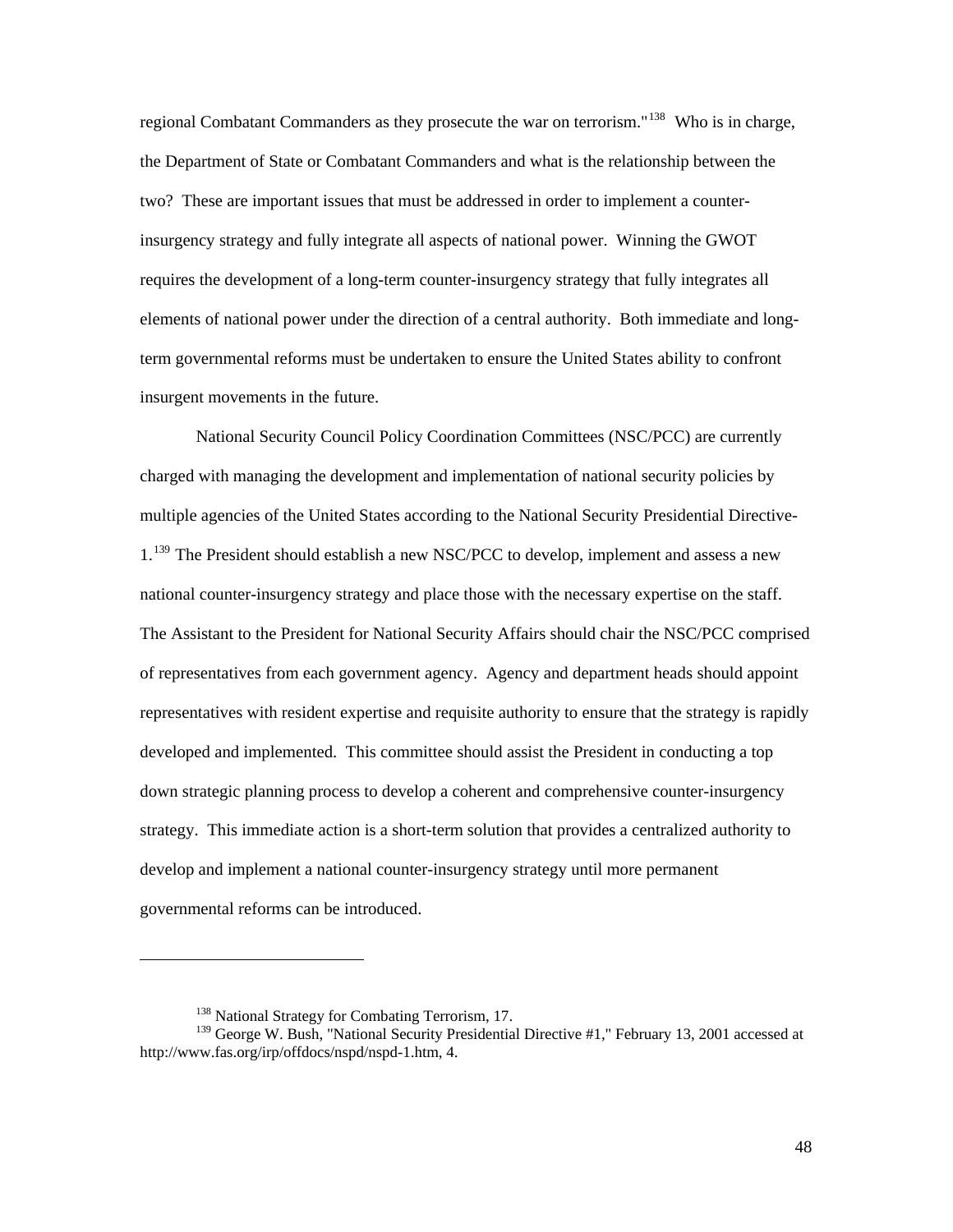regional Combatant Commanders as they prosecute the war on terrorism."[138] Who is in charge, the Department of State or Combatant Commanders and what is the relationship between the two? These are important issues that must be addressed in order to implement a counter-insurgency strategy and fully integrate all aspects of national power. Winning the GWOT requires the development of a long-term counter-insurgency strategy that fully integrates all elements of national power under the direction of a central authority. Both immediate and long-term governmental reforms must be undertaken to ensure the United States ability to confront insurgent movements in the future.

National Security Council Policy Coordination Committees (NSC/PCC) are currently charged with managing the development and implementation of national security policies by multiple agencies of the United States according to the National Security Presidential Directive-1.[139] The President should establish a new NSC/PCC to develop, implement and assess a new national counter-insurgency strategy and place those with the necessary expertise on the staff. The Assistant to the President for National Security Affairs should chair the NSC/PCC comprised of representatives from each government agency. Agency and department heads should appoint representatives with resident expertise and requisite authority to ensure that the strategy is rapidly developed and implemented. This committee should assist the President in conducting a top down strategic planning process to develop a coherent and comprehensive counter-insurgency strategy. This immediate action is a short-term solution that provides a centralized authority to develop and implement a national counter-insurgency strategy until more permanent governmental reforms can be introduced.

---

[138] National Strategy for Combating Terrorism, 17.

[139] George W. Bush, "National Security Presidential Directive #1," February 13, 2001 accessed at http://www.fas.org/irp/offdocs/nspd/nspd-1.htm, 4.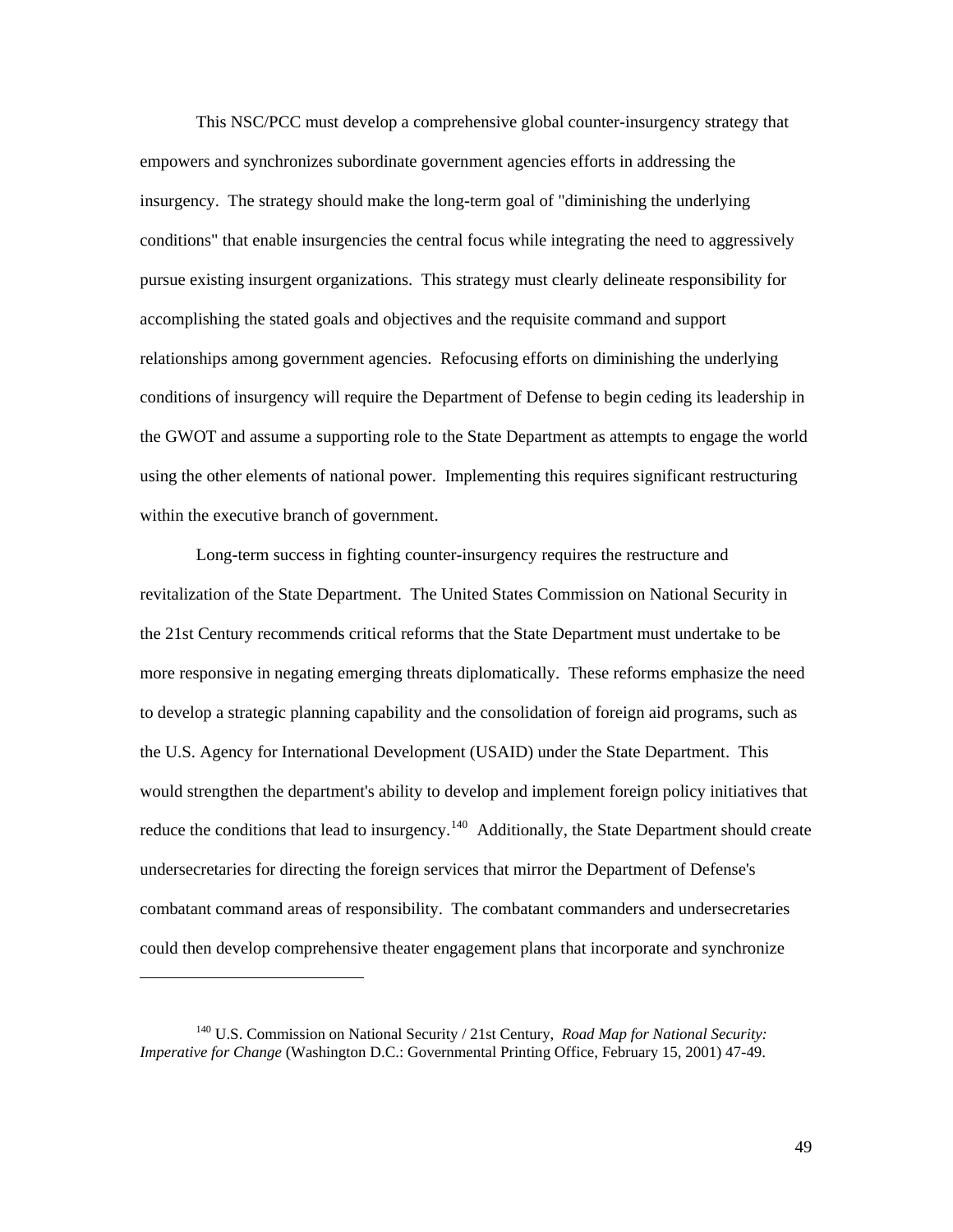This NSC/PCC must develop a comprehensive global counter-insurgency strategy that empowers and synchronizes subordinate government agencies efforts in addressing the insurgency. The strategy should make the long-term goal of "diminishing the underlying conditions" that enable insurgencies the central focus while integrating the need to aggressively pursue existing insurgent organizations. This strategy must clearly delineate responsibility for accomplishing the stated goals and objectives and the requisite command and support relationships among government agencies. Refocusing efforts on diminishing the underlying conditions of insurgency will require the Department of Defense to begin ceding its leadership in the GWOT and assume a supporting role to the State Department as attempts to engage the world using the other elements of national power. Implementing this requires significant restructuring within the executive branch of government.

Long-term success in fighting counter-insurgency requires the restructure and revitalization of the State Department. The United States Commission on National Security in the 21st Century recommends critical reforms that the State Department must undertake to be more responsive in negating emerging threats diplomatically. These reforms emphasize the need to develop a strategic planning capability and the consolidation of foreign aid programs, such as the U.S. Agency for International Development (USAID) under the State Department. This would strengthen the department's ability to develop and implement foreign policy initiatives that reduce the conditions that lead to insurgency.[140] Additionally, the State Department should create undersecretaries for directing the foreign services that mirror the Department of Defense's combatant command areas of responsibility. The combatant commanders and undersecretaries could then develop comprehensive theater engagement plans that incorporate and synchronize

---

[140] U.S. Commission on National Security / 21st Century, *Road Map for National Security: Imperative for Change* (Washington D.C.: Governmental Printing Office, February 15, 2001) 47-49.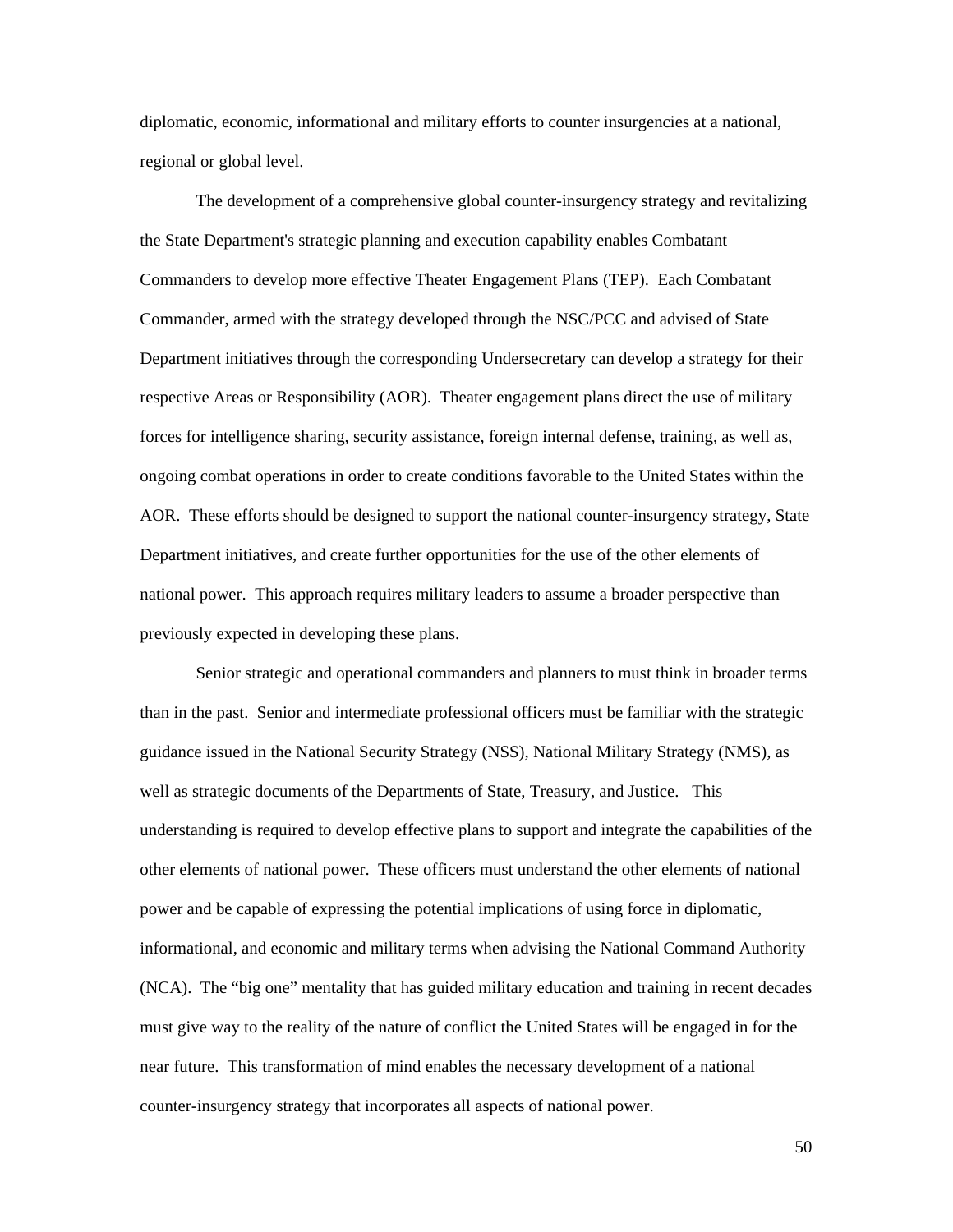diplomatic, economic, informational and military efforts to counter insurgencies at a national, regional or global level.

The development of a comprehensive global counter-insurgency strategy and revitalizing the State Department's strategic planning and execution capability enables Combatant Commanders to develop more effective Theater Engagement Plans (TEP). Each Combatant Commander, armed with the strategy developed through the NSC/PCC and advised of State Department initiatives through the corresponding Undersecretary can develop a strategy for their respective Areas or Responsibility (AOR). Theater engagement plans direct the use of military forces for intelligence sharing, security assistance, foreign internal defense, training, as well as, ongoing combat operations in order to create conditions favorable to the United States within the AOR. These efforts should be designed to support the national counter-insurgency strategy, State Department initiatives, and create further opportunities for the use of the other elements of national power. This approach requires military leaders to assume a broader perspective than previously expected in developing these plans.

Senior strategic and operational commanders and planners to must think in broader terms than in the past. Senior and intermediate professional officers must be familiar with the strategic guidance issued in the National Security Strategy (NSS), National Military Strategy (NMS), as well as strategic documents of the Departments of State, Treasury, and Justice. This understanding is required to develop effective plans to support and integrate the capabilities of the other elements of national power. These officers must understand the other elements of national power and be capable of expressing the potential implications of using force in diplomatic, informational, and economic and military terms when advising the National Command Authority (NCA). The "big one" mentality that has guided military education and training in recent decades must give way to the reality of the nature of conflict the United States will be engaged in for the near future. This transformation of mind enables the necessary development of a national counter-insurgency strategy that incorporates all aspects of national power.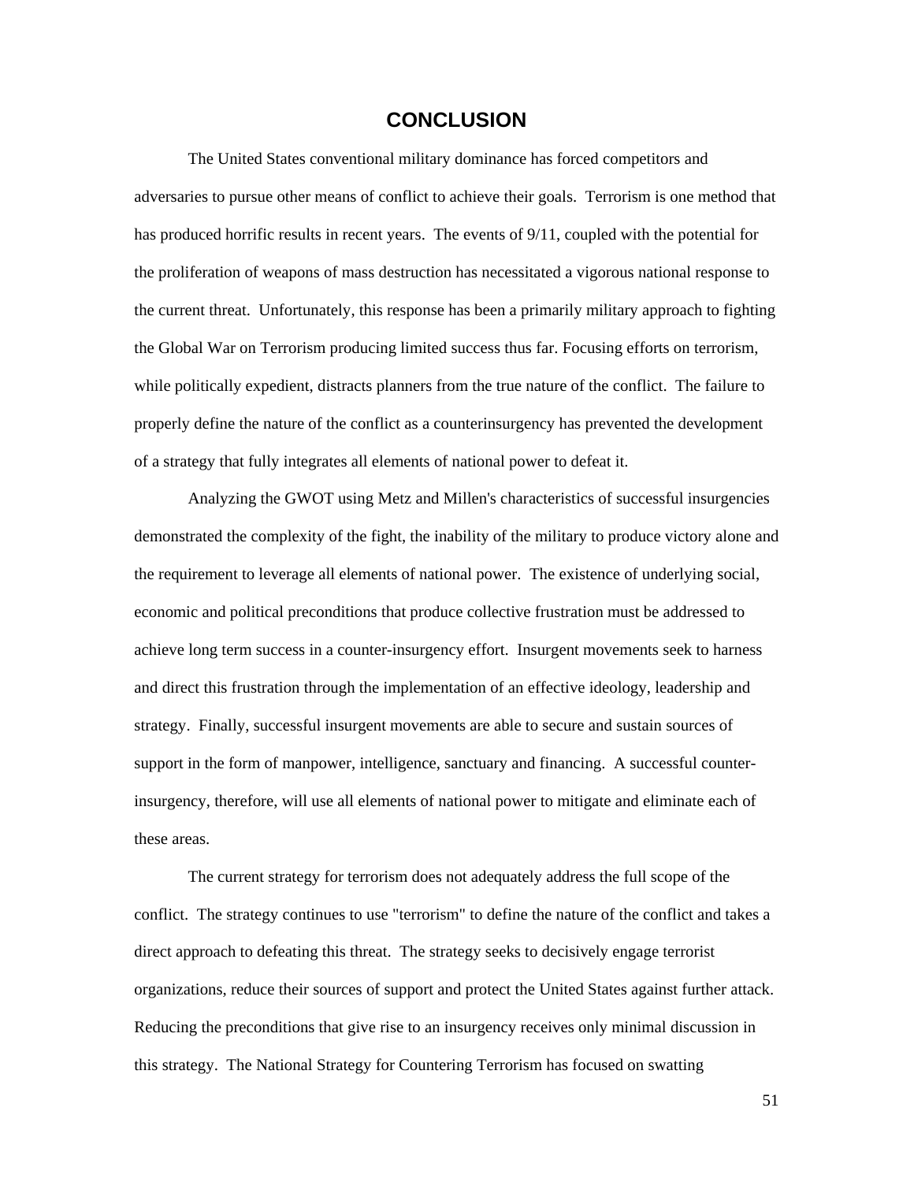# CONCLUSION

The United States conventional military dominance has forced competitors and adversaries to pursue other means of conflict to achieve their goals. Terrorism is one method that has produced horrific results in recent years. The events of 9/11, coupled with the potential for the proliferation of weapons of mass destruction has necessitated a vigorous national response to the current threat. Unfortunately, this response has been a primarily military approach to fighting the Global War on Terrorism producing limited success thus far. Focusing efforts on terrorism, while politically expedient, distracts planners from the true nature of the conflict. The failure to properly define the nature of the conflict as a counterinsurgency has prevented the development of a strategy that fully integrates all elements of national power to defeat it.

Analyzing the GWOT using Metz and Millen's characteristics of successful insurgencies demonstrated the complexity of the fight, the inability of the military to produce victory alone and the requirement to leverage all elements of national power. The existence of underlying social, economic and political preconditions that produce collective frustration must be addressed to achieve long term success in a counter-insurgency effort. Insurgent movements seek to harness and direct this frustration through the implementation of an effective ideology, leadership and strategy. Finally, successful insurgent movements are able to secure and sustain sources of support in the form of manpower, intelligence, sanctuary and financing. A successful counter-insurgency, therefore, will use all elements of national power to mitigate and eliminate each of these areas.

The current strategy for terrorism does not adequately address the full scope of the conflict. The strategy continues to use "terrorism" to define the nature of the conflict and takes a direct approach to defeating this threat. The strategy seeks to decisively engage terrorist organizations, reduce their sources of support and protect the United States against further attack. Reducing the preconditions that give rise to an insurgency receives only minimal discussion in this strategy. The National Strategy for Countering Terrorism has focused on swatting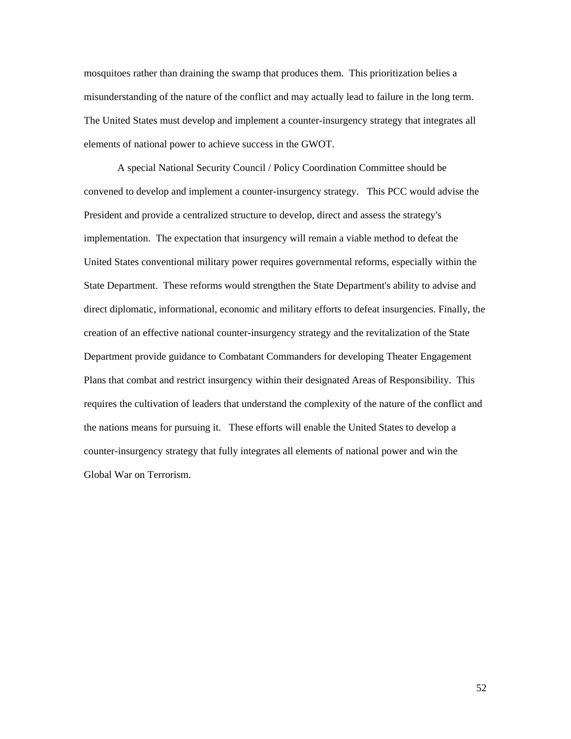mosquitoes rather than draining the swamp that produces them. This prioritization belies a misunderstanding of the nature of the conflict and may actually lead to failure in the long term. The United States must develop and implement a counter-insurgency strategy that integrates all elements of national power to achieve success in the GWOT.

A special National Security Council / Policy Coordination Committee should be convened to develop and implement a counter-insurgency strategy. This PCC would advise the President and provide a centralized structure to develop, direct and assess the strategy's implementation. The expectation that insurgency will remain a viable method to defeat the United States conventional military power requires governmental reforms, especially within the State Department. These reforms would strengthen the State Department's ability to advise and direct diplomatic, informational, economic and military efforts to defeat insurgencies. Finally, the creation of an effective national counter-insurgency strategy and the revitalization of the State Department provide guidance to Combatant Commanders for developing Theater Engagement Plans that combat and restrict insurgency within their designated Areas of Responsibility. This requires the cultivation of leaders that understand the complexity of the nature of the conflict and the nations means for pursuing it. These efforts will enable the United States to develop a counter-insurgency strategy that fully integrates all elements of national power and win the Global War on Terrorism.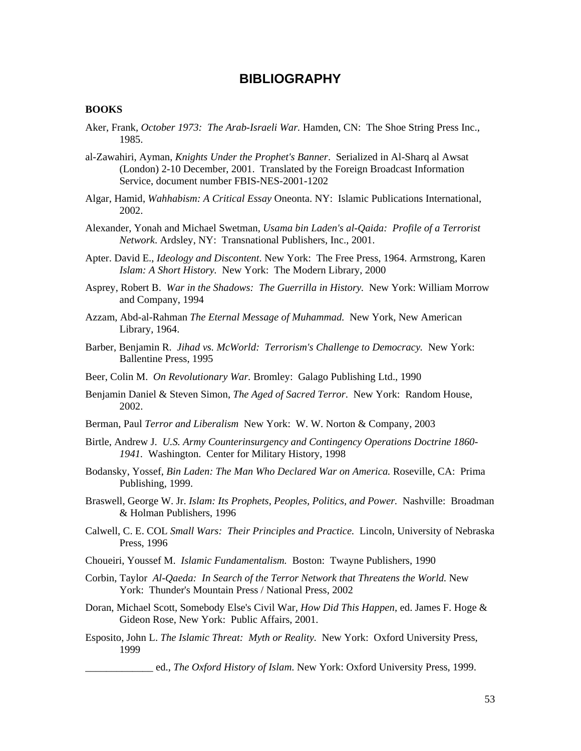# BIBLIOGRAPHY

**BOOKS**

Aker, Frank, *October 1973: The Arab-Israeli War.* Hamden, CN: The Shoe String Press Inc., 1985.

al-Zawahiri, Ayman, *Knights Under the Prophet's Banner*. Serialized in Al-Sharq al Awsat (London) 2-10 December, 2001. Translated by the Foreign Broadcast Information Service, document number FBIS-NES-2001-1202

Algar, Hamid, *Wahhabism: A Critical Essay* Oneonta. NY: Islamic Publications International, 2002.

Alexander, Yonah and Michael Swetman, *Usama bin Laden's al-Qaida: Profile of a Terrorist Network*. Ardsley, NY: Transnational Publishers, Inc., 2001.

Apter. David E., *Ideology and Discontent*. New York: The Free Press, 1964. Armstrong, Karen *Islam: A Short History.* New York: The Modern Library, 2000

Asprey, Robert B. *War in the Shadows: The Guerrilla in History.* New York: William Morrow and Company, 1994

Azzam, Abd-al-Rahman *The Eternal Message of Muhammad.* New York, New American Library, 1964.

Barber, Benjamin R. *Jihad vs. McWorld: Terrorism's Challenge to Democracy.* New York: Ballentine Press, 1995

Beer, Colin M. *On Revolutionary War.* Bromley: Galago Publishing Ltd., 1990

Benjamin Daniel & Steven Simon, *The Aged of Sacred Terror*. New York: Random House, 2002.

Berman, Paul *Terror and Liberalism* New York: W. W. Norton & Company, 2003

Birtle, Andrew J. *U.S. Army Counterinsurgency and Contingency Operations Doctrine 1860-1941.* Washington. Center for Military History, 1998

Bodansky, Yossef, *Bin Laden: The Man Who Declared War on America.* Roseville, CA: Prima Publishing, 1999.

Braswell, George W. Jr. *Islam: Its Prophets, Peoples, Politics, and Power.* Nashville: Broadman & Holman Publishers, 1996

Calwell, C. E. COL *Small Wars: Their Principles and Practice.* Lincoln, University of Nebraska Press, 1996

Choueiri, Youssef M. *Islamic Fundamentalism.* Boston: Twayne Publishers, 1990

Corbin, Taylor *Al-Qaeda: In Search of the Terror Network that Threatens the World.* New York: Thunder's Mountain Press / National Press, 2002

Doran, Michael Scott, Somebody Else's Civil War, *How Did This Happen*, ed. James F. Hoge & Gideon Rose, New York: Public Affairs, 2001.

Esposito, John L. *The Islamic Threat: Myth or Reality.* New York: Oxford University Press, 1999

_____________ ed., *The Oxford History of Islam*. New York: Oxford University Press, 1999.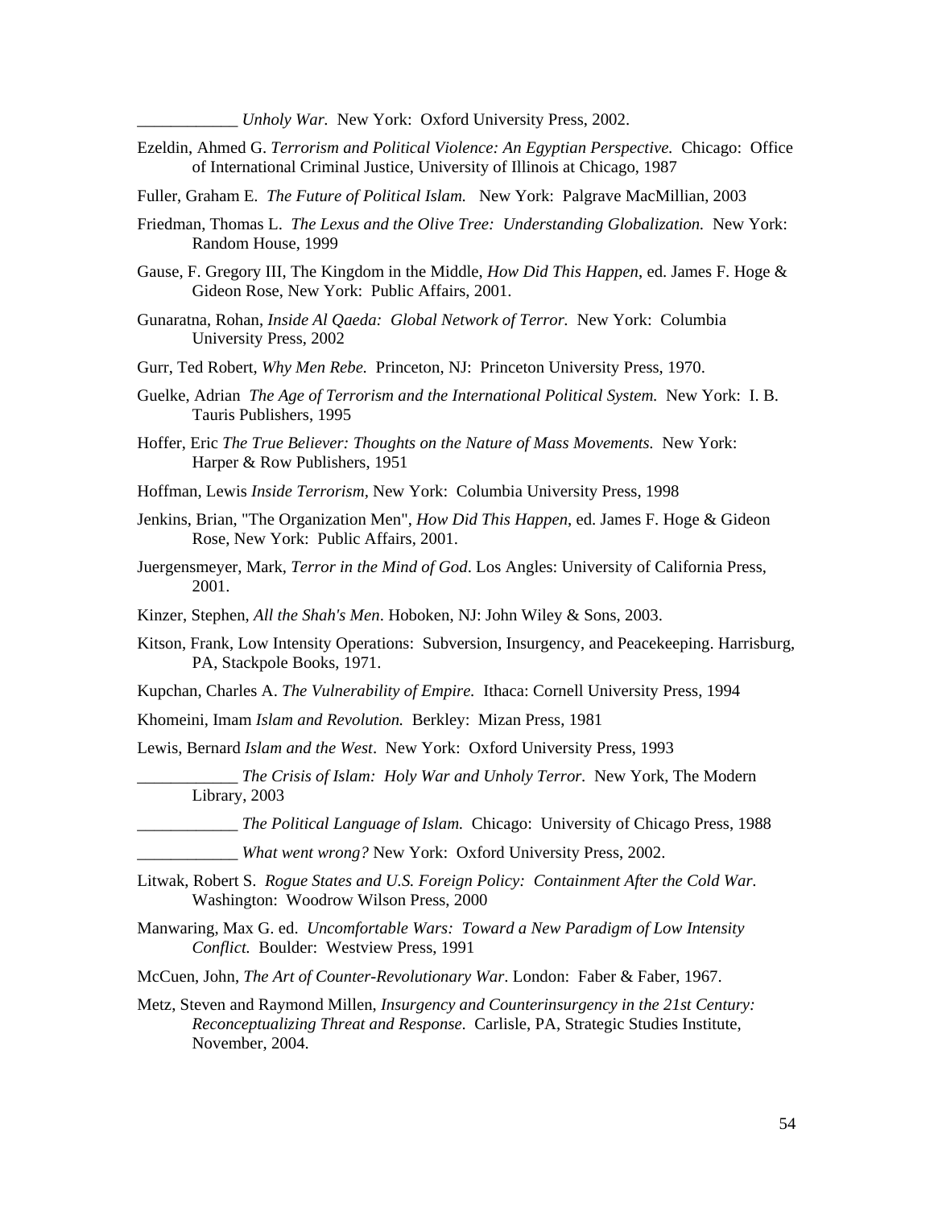____________ *Unholy War.* New York: Oxford University Press, 2002.

Ezeldin, Ahmed G. *Terrorism and Political Violence: An Egyptian Perspective.* Chicago: Office of International Criminal Justice, University of Illinois at Chicago, 1987

Fuller, Graham E. *The Future of Political Islam.* New York: Palgrave MacMillian, 2003

Friedman, Thomas L. *The Lexus and the Olive Tree: Understanding Globalization.* New York: Random House, 1999

Gause, F. Gregory III, The Kingdom in the Middle, *How Did This Happen*, ed. James F. Hoge & Gideon Rose, New York: Public Affairs, 2001.

Gunaratna, Rohan, *Inside Al Qaeda: Global Network of Terror.* New York: Columbia University Press, 2002

Gurr, Ted Robert, *Why Men Rebe.* Princeton, NJ: Princeton University Press, 1970.

Guelke, Adrian *The Age of Terrorism and the International Political System.* New York: I. B. Tauris Publishers, 1995

Hoffer, Eric *The True Believer: Thoughts on the Nature of Mass Movements.* New York: Harper & Row Publishers, 1951

Hoffman, Lewis *Inside Terrorism,* New York: Columbia University Press, 1998

Jenkins, Brian, "The Organization Men", *How Did This Happen*, ed. James F. Hoge & Gideon Rose, New York: Public Affairs, 2001.

Juergensmeyer, Mark, *Terror in the Mind of God*. Los Angles: University of California Press, 2001.

Kinzer, Stephen, *All the Shah's Men*. Hoboken, NJ: John Wiley & Sons, 2003.

Kitson, Frank, Low Intensity Operations: Subversion, Insurgency, and Peacekeeping. Harrisburg, PA, Stackpole Books, 1971.

Kupchan, Charles A. *The Vulnerability of Empire.* Ithaca: Cornell University Press, 1994

Khomeini, Imam *Islam and Revolution.* Berkley: Mizan Press, 1981

Lewis, Bernard *Islam and the West*. New York: Oxford University Press, 1993

____________ *The Crisis of Islam: Holy War and Unholy Terror.* New York, The Modern Library, 2003

____________ *The Political Language of Islam.* Chicago: University of Chicago Press, 1988

____________ *What went wrong?* New York: Oxford University Press, 2002.

Litwak, Robert S. *Rogue States and U.S. Foreign Policy: Containment After the Cold War.* Washington: Woodrow Wilson Press, 2000

Manwaring, Max G. ed. *Uncomfortable Wars: Toward a New Paradigm of Low Intensity Conflict.* Boulder: Westview Press, 1991

McCuen, John, *The Art of Counter-Revolutionary War*. London: Faber & Faber, 1967.

Metz, Steven and Raymond Millen, *Insurgency and Counterinsurgency in the 21st Century: Reconceptualizing Threat and Response.* Carlisle, PA, Strategic Studies Institute, November, 2004.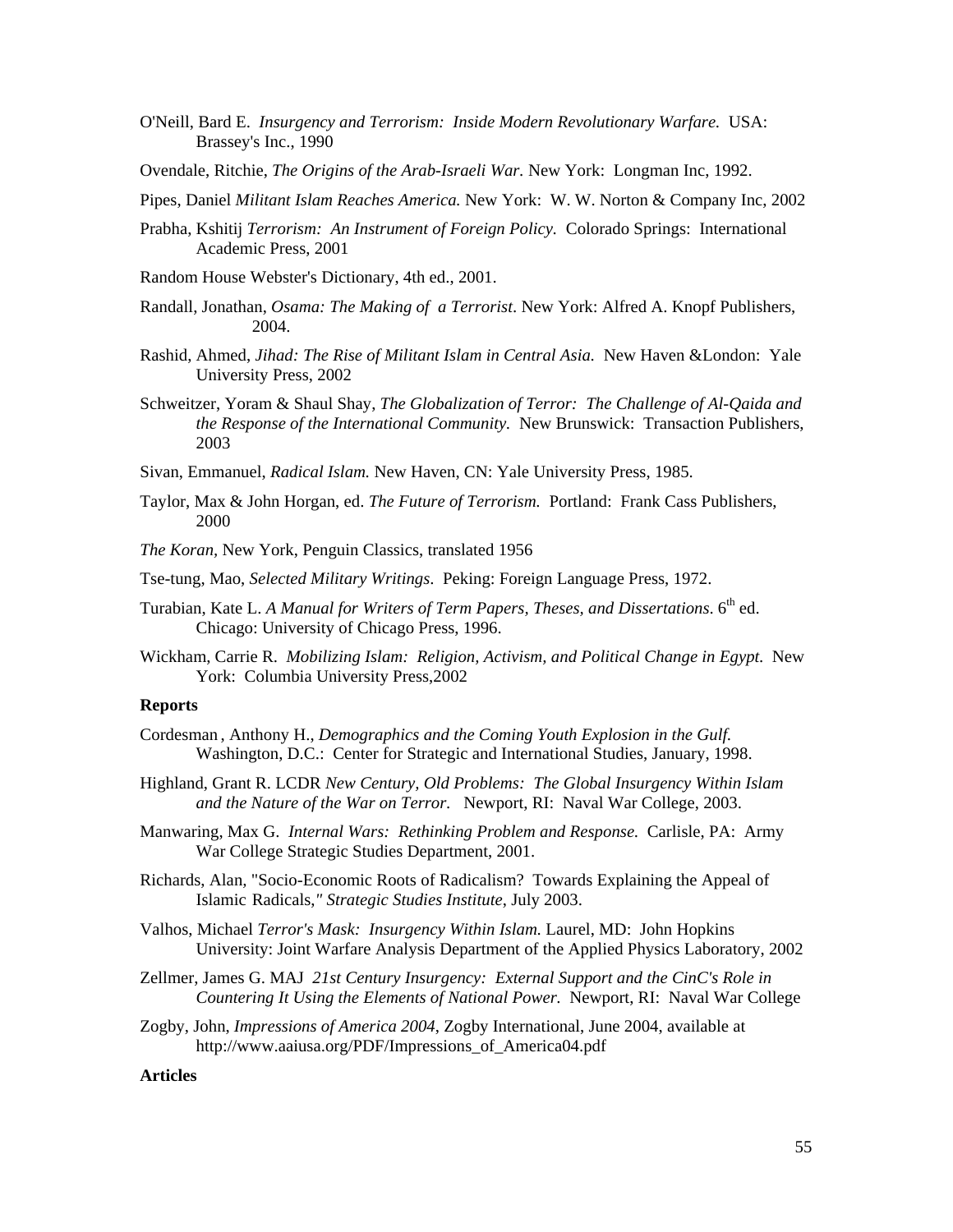O'Neill, Bard E. *Insurgency and Terrorism: Inside Modern Revolutionary Warfare.* USA: Brassey's Inc., 1990

Ovendale, Ritchie, *The Origins of the Arab-Israeli War.* New York: Longman Inc, 1992.

Pipes, Daniel *Militant Islam Reaches America.* New York: W. W. Norton & Company Inc, 2002

Prabha, Kshitij *Terrorism: An Instrument of Foreign Policy.* Colorado Springs: International Academic Press, 2001

Random House Webster's Dictionary, 4th ed., 2001.

Randall, Jonathan, *Osama: The Making of a Terrorist*. New York: Alfred A. Knopf Publishers, 2004.

Rashid, Ahmed, *Jihad: The Rise of Militant Islam in Central Asia.* New Haven &London: Yale University Press, 2002

Schweitzer, Yoram & Shaul Shay, *The Globalization of Terror: The Challenge of Al-Qaida and the Response of the International Community.* New Brunswick: Transaction Publishers, 2003

Sivan, Emmanuel, *Radical Islam.* New Haven, CN: Yale University Press, 1985.

Taylor, Max & John Horgan, ed. *The Future of Terrorism.* Portland: Frank Cass Publishers, 2000

*The Koran*, New York, Penguin Classics, translated 1956

Tse-tung, Mao, *Selected Military Writings*. Peking: Foreign Language Press, 1972.

Turabian, Kate L. *A Manual for Writers of Term Papers, Theses, and Dissertations*. 6th ed. Chicago: University of Chicago Press, 1996.

Wickham, Carrie R. *Mobilizing Islam: Religion, Activism, and Political Change in Egypt.* New York: Columbia University Press,2002

**Reports**

Cordesman , Anthony H., *Demographics and the Coming Youth Explosion in the Gulf.* Washington, D.C.: Center for Strategic and International Studies, January, 1998.

Highland, Grant R. LCDR *New Century, Old Problems: The Global Insurgency Within Islam and the Nature of the War on Terror.* Newport, RI: Naval War College, 2003.

Manwaring, Max G. *Internal Wars: Rethinking Problem and Response.* Carlisle, PA: Army War College Strategic Studies Department, 2001.

Richards, Alan, "Socio-Economic Roots of Radicalism? Towards Explaining the Appeal of Islamic Radicals," *Strategic Studies Institute*, July 2003.

Valhos, Michael *Terror's Mask: Insurgency Within Islam.* Laurel, MD: John Hopkins University: Joint Warfare Analysis Department of the Applied Physics Laboratory, 2002

Zellmer, James G. MAJ *21st Century Insurgency: External Support and the CinC's Role in Countering It Using the Elements of National Power.* Newport, RI: Naval War College

Zogby, John, *Impressions of America 2004*, Zogby International, June 2004, available at http://www.aaiusa.org/PDF/Impressions_of_America04.pdf

**Articles**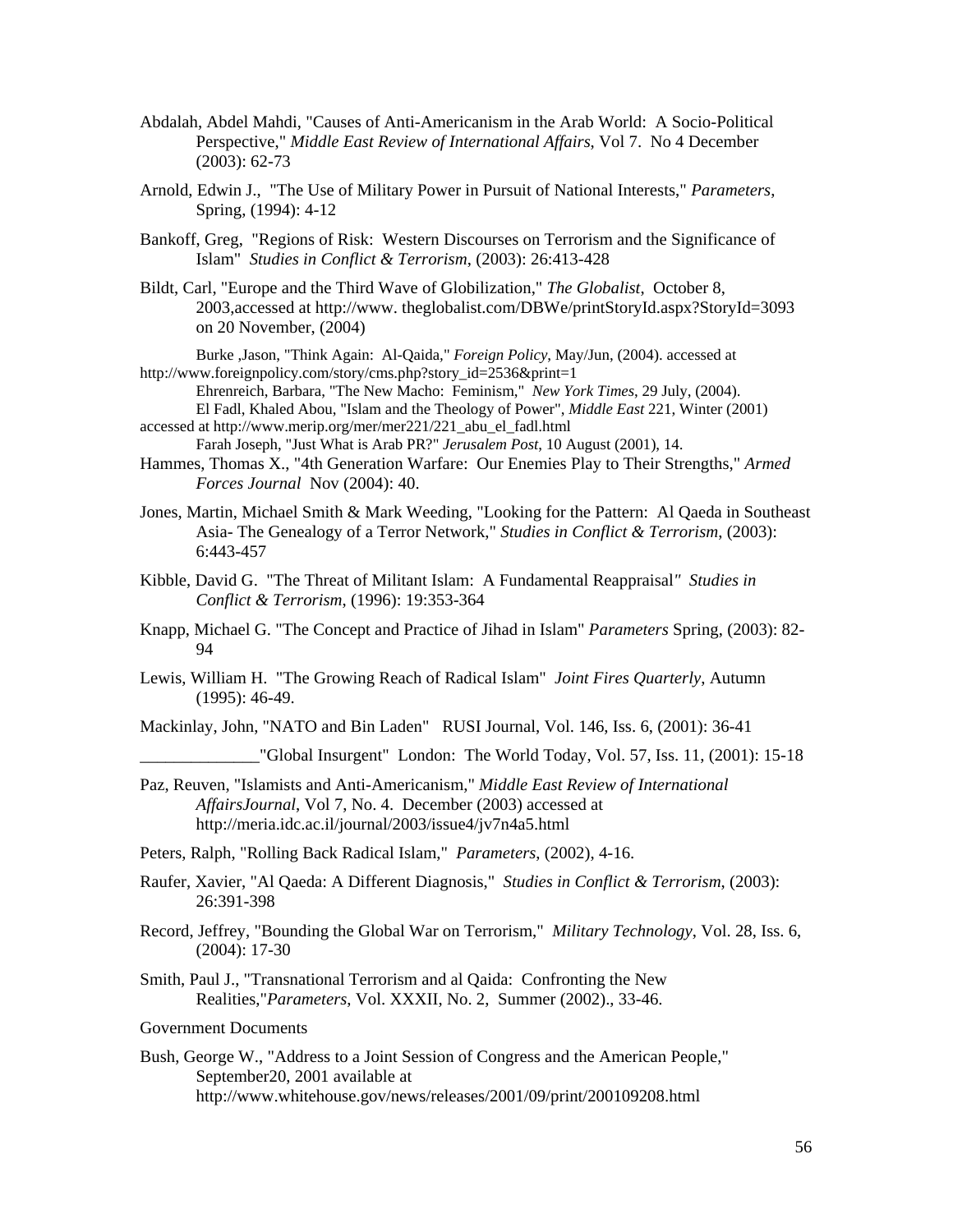Abdalah, Abdel Mahdi, "Causes of Anti-Americanism in the Arab World: A Socio-Political Perspective," *Middle East Review of International Affairs*, Vol 7. No 4 December (2003): 62-73

Arnold, Edwin J., "The Use of Military Power in Pursuit of National Interests," *Parameters*, Spring, (1994): 4-12

Bankoff, Greg, "Regions of Risk: Western Discourses on Terrorism and the Significance of Islam" *Studies in Conflict & Terrorism*, (2003): 26:413-428

Bildt, Carl, "Europe and the Third Wave of Globilization," *The Globalist*, October 8, 2003,accessed at http://www. theglobalist.com/DBWe/printStoryId.aspx?StoryId=3093 on 20 November, (2004)

Burke ,Jason, "Think Again: Al-Qaida," *Foreign Policy*, May/Jun, (2004). accessed at http://www.foreignpolicy.com/story/cms.php?story_id=2536&print=1

Ehrenreich, Barbara, "The New Macho: Feminism," *New York Times*, 29 July, (2004).

El Fadl, Khaled Abou, "Islam and the Theology of Power", *Middle East* 221, Winter (2001) accessed at http://www.merip.org/mer/mer221/221_abu_el_fadl.html

Farah Joseph, "Just What is Arab PR?" *Jerusalem Post*, 10 August (2001), 14.

Hammes, Thomas X., "4th Generation Warfare: Our Enemies Play to Their Strengths," *Armed Forces Journal* Nov (2004): 40.

Jones, Martin, Michael Smith & Mark Weeding, "Looking for the Pattern: Al Qaeda in Southeast Asia- The Genealogy of a Terror Network," *Studies in Conflict & Terrorism*, (2003): 6:443-457

Kibble, David G. "The Threat of Militant Islam: A Fundamental Reappraisal" *Studies in Conflict & Terrorism*, (1996): 19:353-364

Knapp, Michael G. "The Concept and Practice of Jihad in Islam" *Parameters* Spring, (2003): 82-94

Lewis, William H. "The Growing Reach of Radical Islam" *Joint Fires Quarterly*, Autumn (1995): 46-49.

Mackinlay, John, "NATO and Bin Laden" RUSI Journal, Vol. 146, Iss. 6, (2001): 36-41

______________"Global Insurgent" London: The World Today, Vol. 57, Iss. 11, (2001): 15-18

Paz, Reuven, "Islamists and Anti-Americanism," *Middle East Review of International AffairsJournal*, Vol 7, No. 4. December (2003) accessed at http://meria.idc.ac.il/journal/2003/issue4/jv7n4a5.html

Peters, Ralph, "Rolling Back Radical Islam," *Parameters*, (2002), 4-16.

Raufer, Xavier, "Al Qaeda: A Different Diagnosis," *Studies in Conflict & Terrorism*, (2003): 26:391-398

Record, Jeffrey, "Bounding the Global War on Terrorism," *Military Technology*, Vol. 28, Iss. 6, (2004): 17-30

Smith, Paul J., "Transnational Terrorism and al Qaida: Confronting the New Realities,"*Parameters*, Vol. XXXII, No. 2, Summer (2002)., 33-46.

Government Documents

Bush, George W., "Address to a Joint Session of Congress and the American People," September20, 2001 available at http://www.whitehouse.gov/news/releases/2001/09/print/200109208.html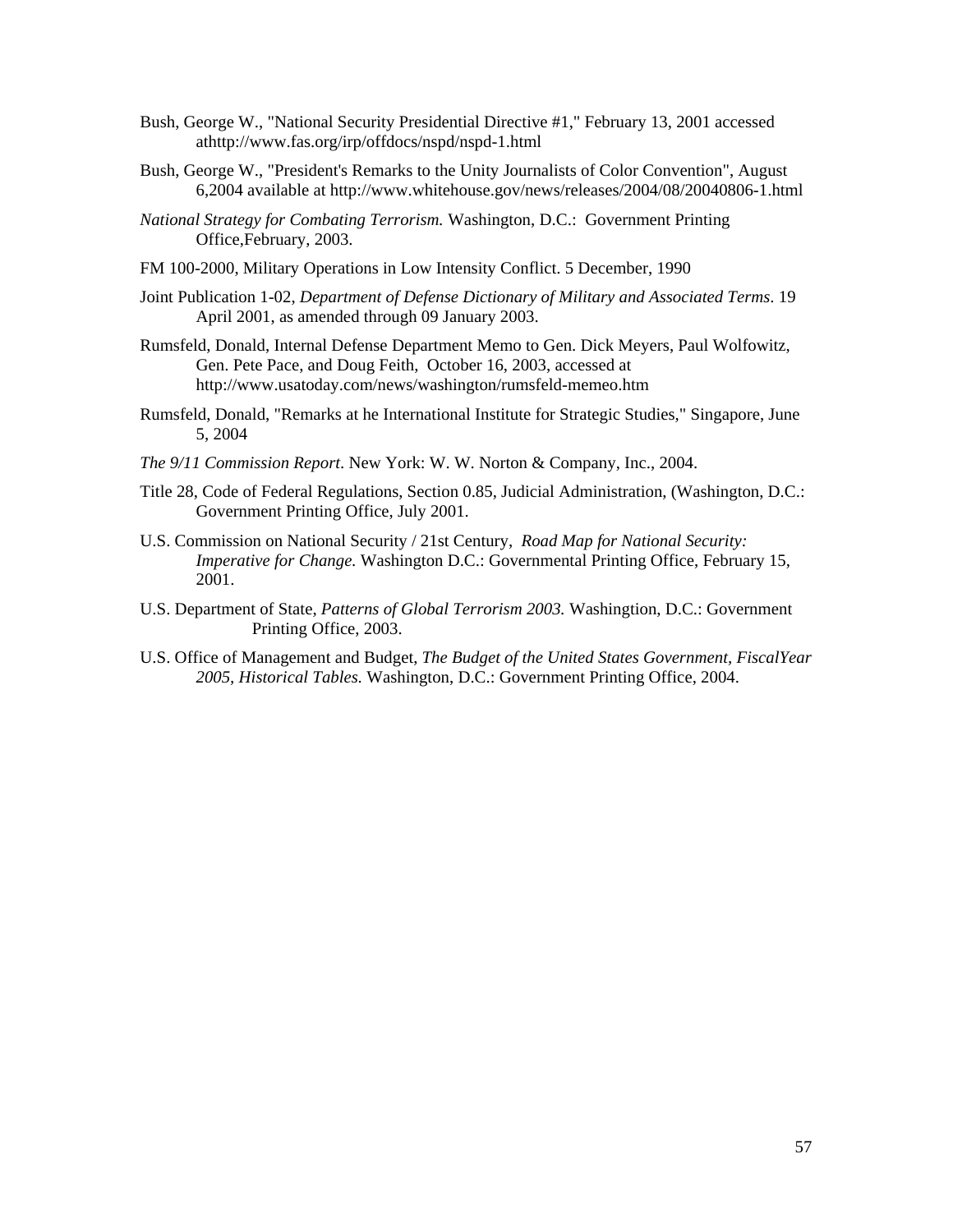Bush, George W., "National Security Presidential Directive #1," February 13, 2001 accessed athttp://www.fas.org/irp/offdocs/nspd/nspd-1.html

Bush, George W., "President's Remarks to the Unity Journalists of Color Convention", August 6,2004 available at http://www.whitehouse.gov/news/releases/2004/08/20040806-1.html

*National Strategy for Combating Terrorism.* Washington, D.C.: Government Printing Office,February, 2003.

FM 100-2000, Military Operations in Low Intensity Conflict. 5 December, 1990

Joint Publication 1-02, *Department of Defense Dictionary of Military and Associated Terms*. 19 April 2001, as amended through 09 January 2003.

Rumsfeld, Donald, Internal Defense Department Memo to Gen. Dick Meyers, Paul Wolfowitz, Gen. Pete Pace, and Doug Feith, October 16, 2003, accessed at http://www.usatoday.com/news/washington/rumsfeld-memeo.htm

Rumsfeld, Donald, "Remarks at he International Institute for Strategic Studies," Singapore, June 5, 2004

*The 9/11 Commission Report*. New York: W. W. Norton & Company, Inc., 2004.

Title 28, Code of Federal Regulations, Section 0.85, Judicial Administration, (Washington, D.C.: Government Printing Office, July 2001.

U.S. Commission on National Security / 21st Century, *Road Map for National Security: Imperative for Change.* Washington D.C.: Governmental Printing Office, February 15, 2001.

U.S. Department of State, *Patterns of Global Terrorism 2003.* Washingtion, D.C.: Government Printing Office, 2003.

U.S. Office of Management and Budget, *The Budget of the United States Government, FiscalYear 2005, Historical Tables.* Washington, D.C.: Government Printing Office, 2004.